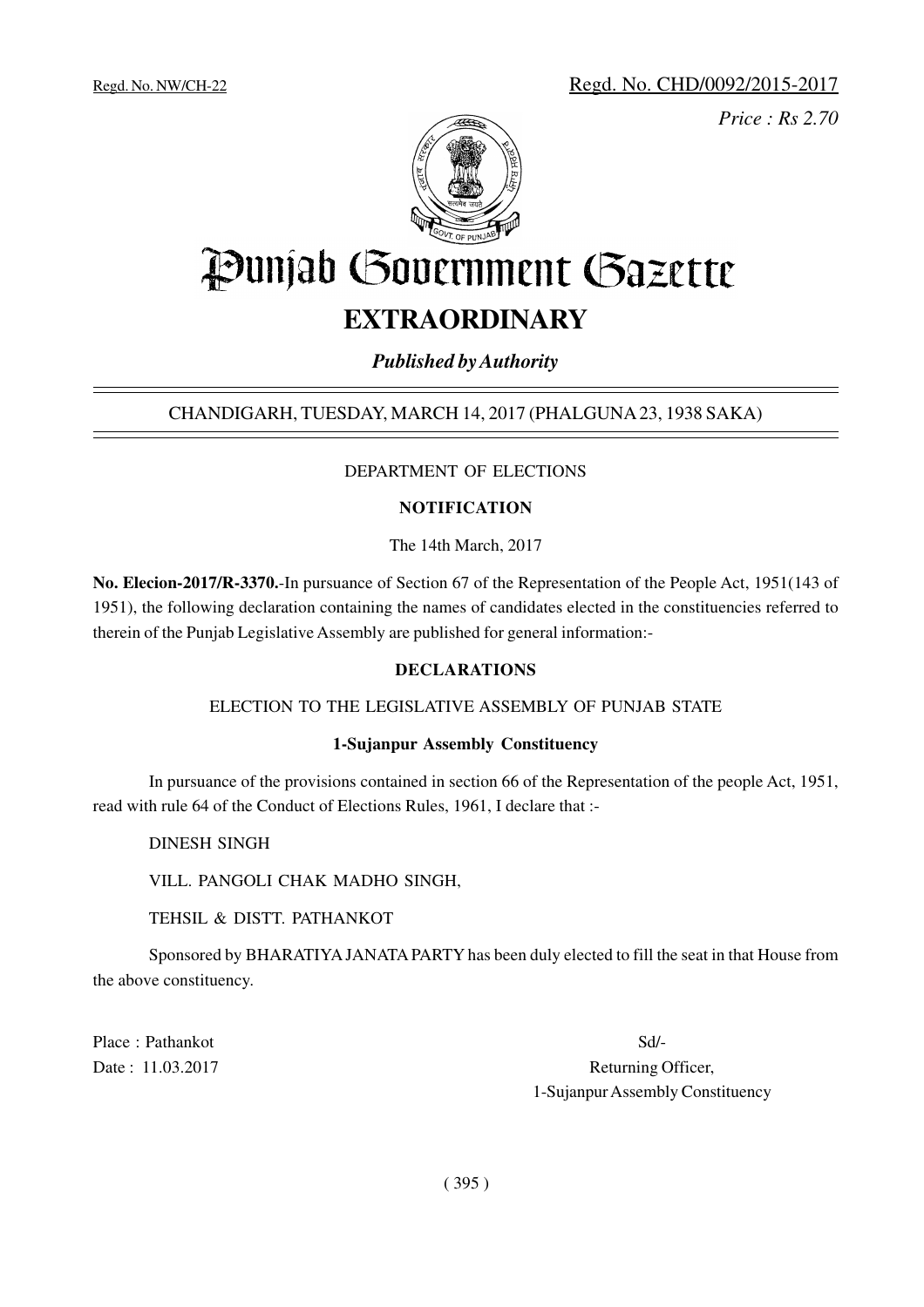Regd. No. NW/CH-22 Regd. No. CHD/0092/2015-2017

*Price : Rs 2.70*

# Punjab Government Gazette

## EXTRAORDINARY

***Published by Authority***

CHANDIGARH, TUESDAY, MARCH 14, 2017 (PHALGUNA 23, 1938 SAKA)

DEPARTMENT OF ELECTIONS

**NOTIFICATION**

The 14th March, 2017

**No. Elecion-2017/R-3370.**-In pursuance of Section 67 of the Representation of the People Act, 1951(143 of 1951), the following declaration containing the names of candidates elected in the constituencies referred to therein of the Punjab Legislative Assembly are published for general information:-

**DECLARATIONS**

ELECTION TO THE LEGISLATIVE ASSEMBLY OF PUNJAB STATE

**1-Sujanpur Assembly Constituency**

In pursuance of the provisions contained in section 66 of the Representation of the people Act, 1951, read with rule 64 of the Conduct of Elections Rules, 1961, I declare that :-

DINESH SINGH

VILL. PANGOLI CHAK MADHO SINGH,

TEHSIL & DISTT. PATHANKOT

Sponsored by BHARATIYA JANATA PARTY has been duly elected to fill the seat in that House from the above constituency.

Place : Pathankot

Date : 11.03.2017

Sd/-

Returning Officer,

1-Sujanpur Assembly Constituency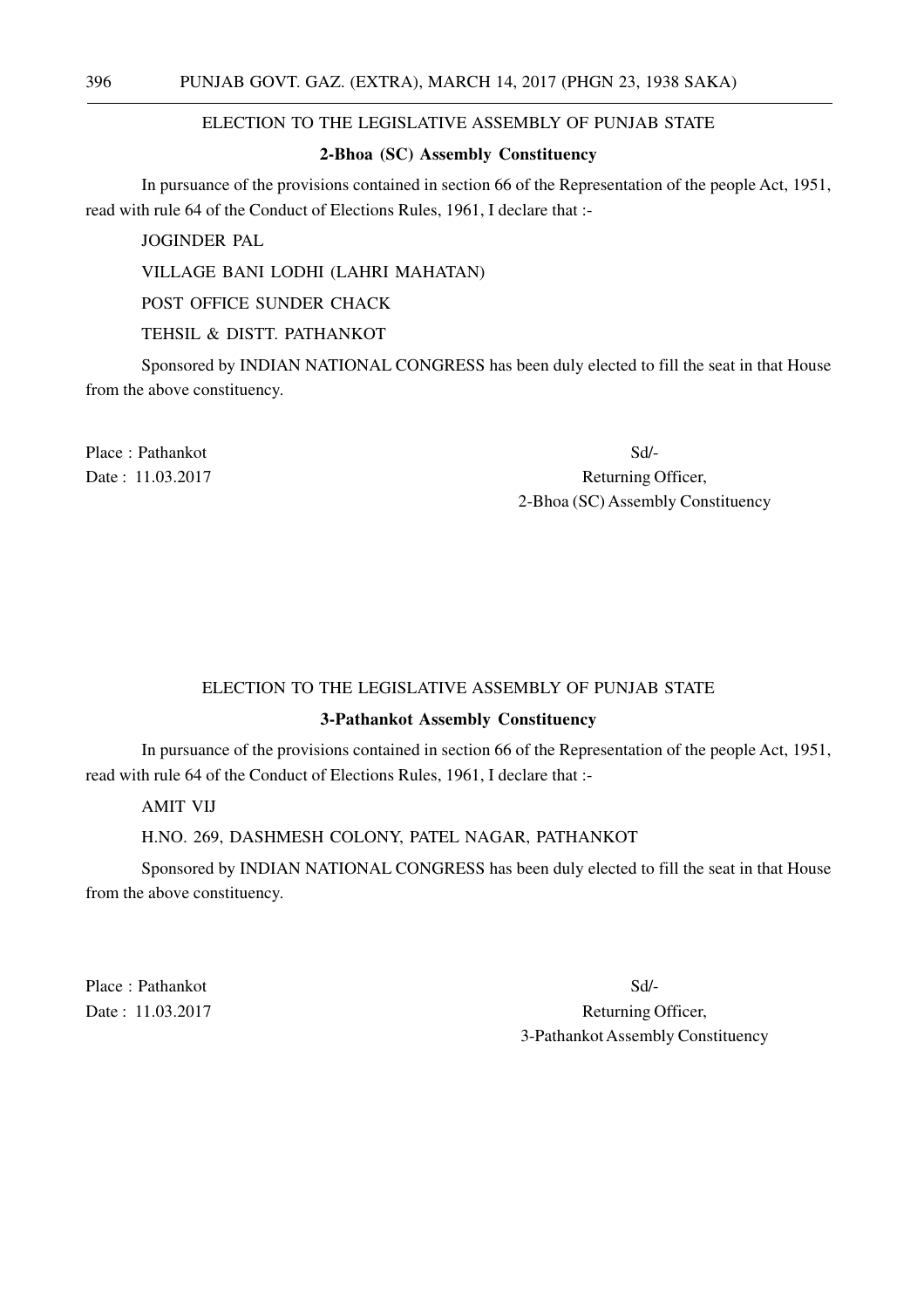## ELECTION TO THE LEGISLATIVE ASSEMBLY OF PUNJAB STATE

### 2-Bhoa (SC) Assembly Constituency

In pursuance of the provisions contained in section 66 of the Representation of the people Act, 1951, read with rule 64 of the Conduct of Elections Rules, 1961, I declare that :-

JOGINDER PAL

VILLAGE BANI LODHI (LAHRI MAHATAN)

POST OFFICE SUNDER CHACK

TEHSIL & DISTT. PATHANKOT

Sponsored by INDIAN NATIONAL CONGRESS has been duly elected to fill the seat in that House from the above constituency.

Place : Pathankot

Date : 11.03.2017

Sd/-

Returning Officer,

2-Bhoa (SC) Assembly Constituency

## ELECTION TO THE LEGISLATIVE ASSEMBLY OF PUNJAB STATE

### 3-Pathankot Assembly Constituency

In pursuance of the provisions contained in section 66 of the Representation of the people Act, 1951, read with rule 64 of the Conduct of Elections Rules, 1961, I declare that :-

AMIT VIJ

H.NO. 269, DASHMESH COLONY, PATEL NAGAR, PATHANKOT

Sponsored by INDIAN NATIONAL CONGRESS has been duly elected to fill the seat in that House from the above constituency.

Place : Pathankot

Date : 11.03.2017

Sd/-

Returning Officer,

3-Pathankot Assembly Constituency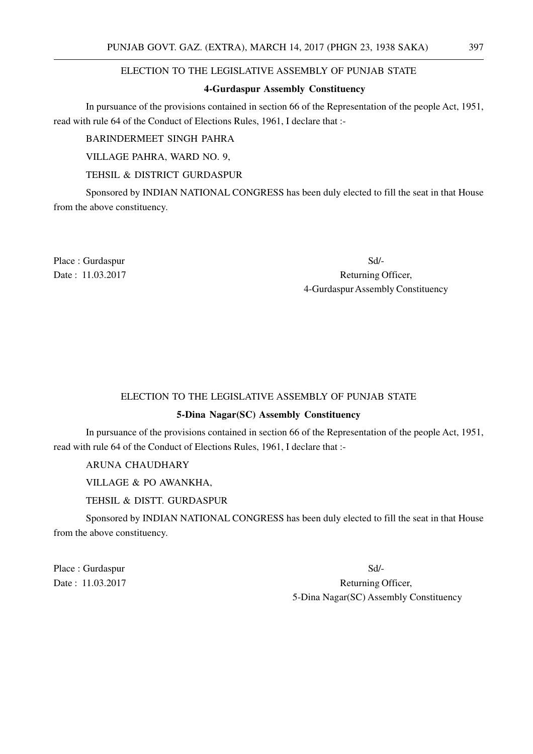## ELECTION TO THE LEGISLATIVE ASSEMBLY OF PUNJAB STATE

### 4-Gurdaspur Assembly Constituency

In pursuance of the provisions contained in section 66 of the Representation of the people Act, 1951, read with rule 64 of the Conduct of Elections Rules, 1961, I declare that :-

BARINDERMEET SINGH PAHRA

VILLAGE PAHRA, WARD NO. 9,

TEHSIL & DISTRICT GURDASPUR

Sponsored by INDIAN NATIONAL CONGRESS has been duly elected to fill the seat in that House from the above constituency.

Place : Gurdaspur

Date : 11.03.2017

Sd/-

Returning Officer,

4-Gurdaspur Assembly Constituency

## ELECTION TO THE LEGISLATIVE ASSEMBLY OF PUNJAB STATE

### 5-Dina Nagar(SC) Assembly Constituency

In pursuance of the provisions contained in section 66 of the Representation of the people Act, 1951, read with rule 64 of the Conduct of Elections Rules, 1961, I declare that :-

ARUNA CHAUDHARY

VILLAGE & PO AWANKHA,

TEHSIL & DISTT. GURDASPUR

Sponsored by INDIAN NATIONAL CONGRESS has been duly elected to fill the seat in that House from the above constituency.

Place : Gurdaspur

Date : 11.03.2017

Sd/-

Returning Officer,

5-Dina Nagar(SC) Assembly Constituency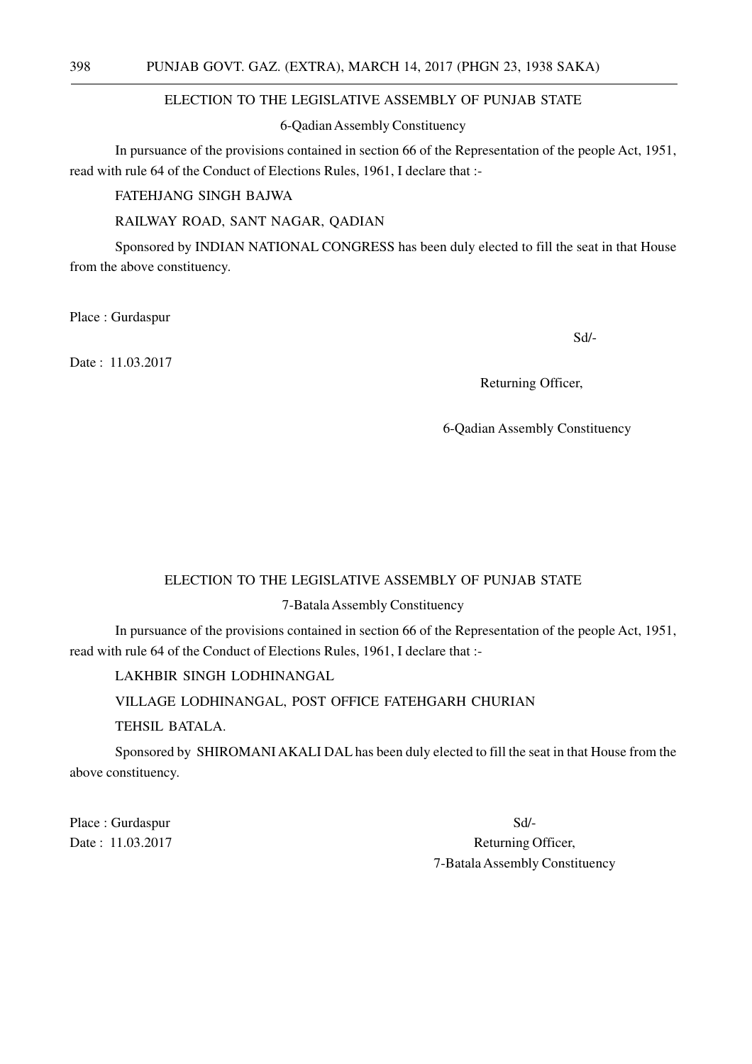ELECTION TO THE LEGISLATIVE ASSEMBLY OF PUNJAB STATE

6-Qadian Assembly Constituency

In pursuance of the provisions contained in section 66 of the Representation of the people Act, 1951, read with rule 64 of the Conduct of Elections Rules, 1961, I declare that :-

FATEHJANG SINGH BAJWA

RAILWAY ROAD, SANT NAGAR, QADIAN

Sponsored by INDIAN NATIONAL CONGRESS has been duly elected to fill the seat in that House from the above constituency.

Place : Gurdaspur

Date : 11.03.2017

Sd/-

Returning Officer,

6-Qadian Assembly Constituency

ELECTION TO THE LEGISLATIVE ASSEMBLY OF PUNJAB STATE

7-Batala Assembly Constituency

In pursuance of the provisions contained in section 66 of the Representation of the people Act, 1951, read with rule 64 of the Conduct of Elections Rules, 1961, I declare that :-

LAKHBIR SINGH LODHINANGAL

VILLAGE LODHINANGAL, POST OFFICE FATEHGARH CHURIAN

TEHSIL BATALA.

Sponsored by SHIROMANI AKALI DAL has been duly elected to fill the seat in that House from the above constituency.

Place : Gurdaspur

Date : 11.03.2017

Sd/-

Returning Officer,

7-Batala Assembly Constituency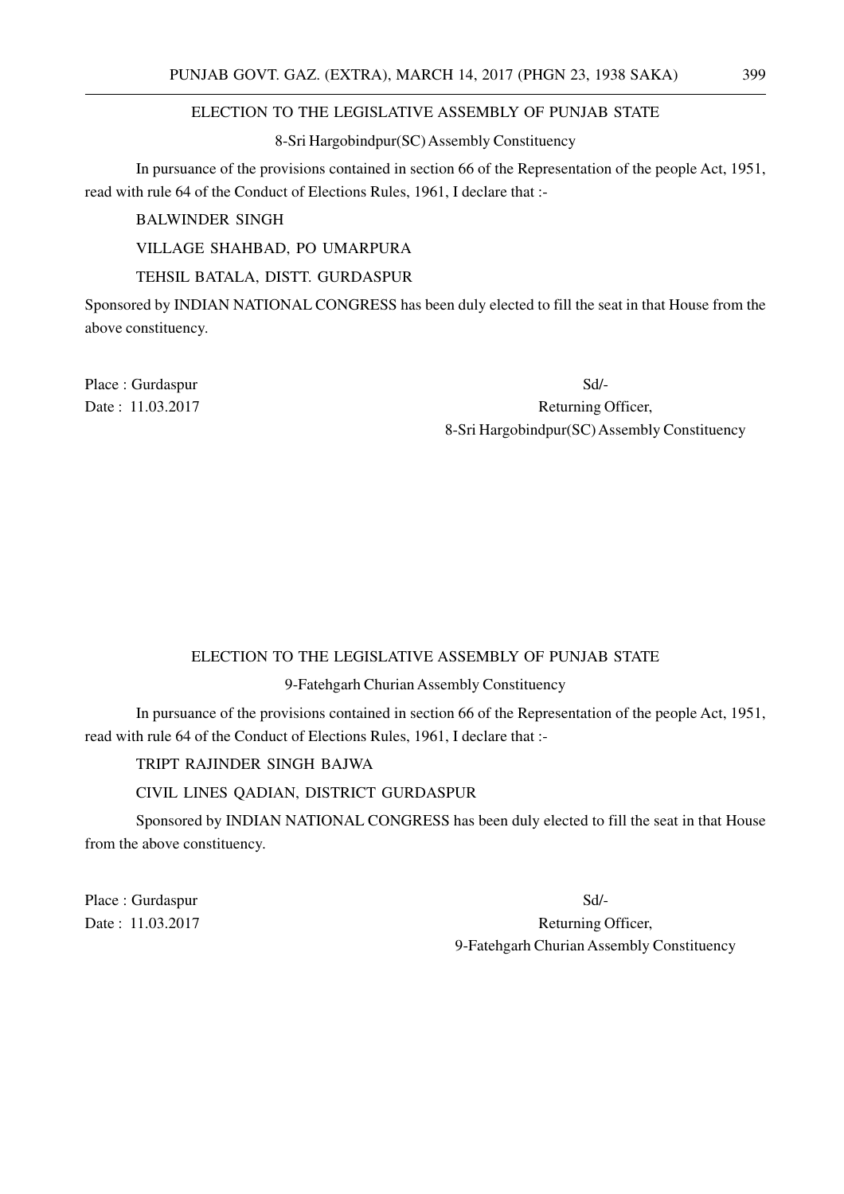## ELECTION TO THE LEGISLATIVE ASSEMBLY OF PUNJAB STATE

### 8-Sri Hargobindpur(SC) Assembly Constituency

In pursuance of the provisions contained in section 66 of the Representation of the people Act, 1951, read with rule 64 of the Conduct of Elections Rules, 1961, I declare that :-

BALWINDER SINGH

VILLAGE SHAHBAD, PO UMARPURA

TEHSIL BATALA, DISTT. GURDASPUR

Sponsored by INDIAN NATIONAL CONGRESS has been duly elected to fill the seat in that House from the above constituency.

Place : Gurdaspur

Date : 11.03.2017

Sd/-

Returning Officer,

8-Sri Hargobindpur(SC) Assembly Constituency

## ELECTION TO THE LEGISLATIVE ASSEMBLY OF PUNJAB STATE

### 9-Fatehgarh Churian Assembly Constituency

In pursuance of the provisions contained in section 66 of the Representation of the people Act, 1951, read with rule 64 of the Conduct of Elections Rules, 1961, I declare that :-

TRIPT RAJINDER SINGH BAJWA

CIVIL LINES QADIAN, DISTRICT GURDASPUR

Sponsored by INDIAN NATIONAL CONGRESS has been duly elected to fill the seat in that House from the above constituency.

Place : Gurdaspur

Date : 11.03.2017

Sd/-

Returning Officer,

9-Fatehgarh Churian Assembly Constituency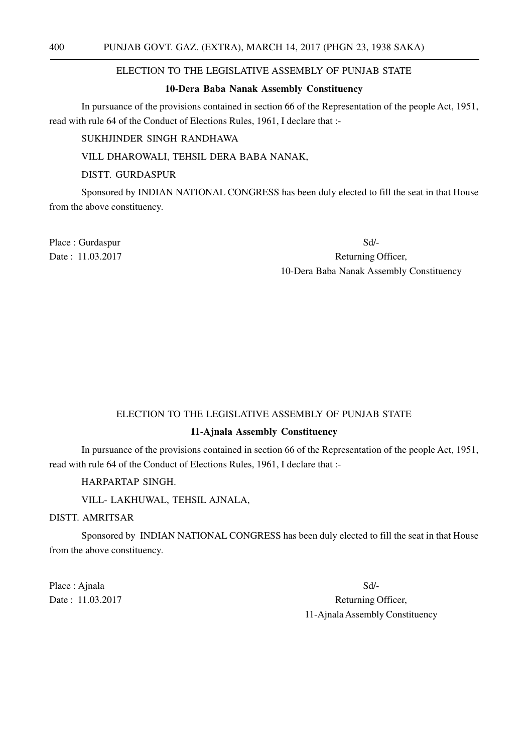ELECTION TO THE LEGISLATIVE ASSEMBLY OF PUNJAB STATE

**10-Dera Baba Nanak Assembly Constituency**

In pursuance of the provisions contained in section 66 of the Representation of the people Act, 1951, read with rule 64 of the Conduct of Elections Rules, 1961, I declare that :-

SUKHJINDER SINGH RANDHAWA

VILL DHAROWALI, TEHSIL DERA BABA NANAK,

DISTT. GURDASPUR

Sponsored by INDIAN NATIONAL CONGRESS has been duly elected to fill the seat in that House from the above constituency.

Place : Gurdaspur

Date : 11.03.2017

Sd/-

Returning Officer,

10-Dera Baba Nanak Assembly Constituency

ELECTION TO THE LEGISLATIVE ASSEMBLY OF PUNJAB STATE

**11-Ajnala Assembly Constituency**

In pursuance of the provisions contained in section 66 of the Representation of the people Act, 1951, read with rule 64 of the Conduct of Elections Rules, 1961, I declare that :-

HARPARTAP SINGH.

VILL- LAKHUWAL, TEHSIL AJNALA,

DISTT. AMRITSAR

Sponsored by INDIAN NATIONAL CONGRESS has been duly elected to fill the seat in that House from the above constituency.

Place : Ajnala

Date : 11.03.2017

Sd/-

Returning Officer,

11-Ajnala Assembly Constituency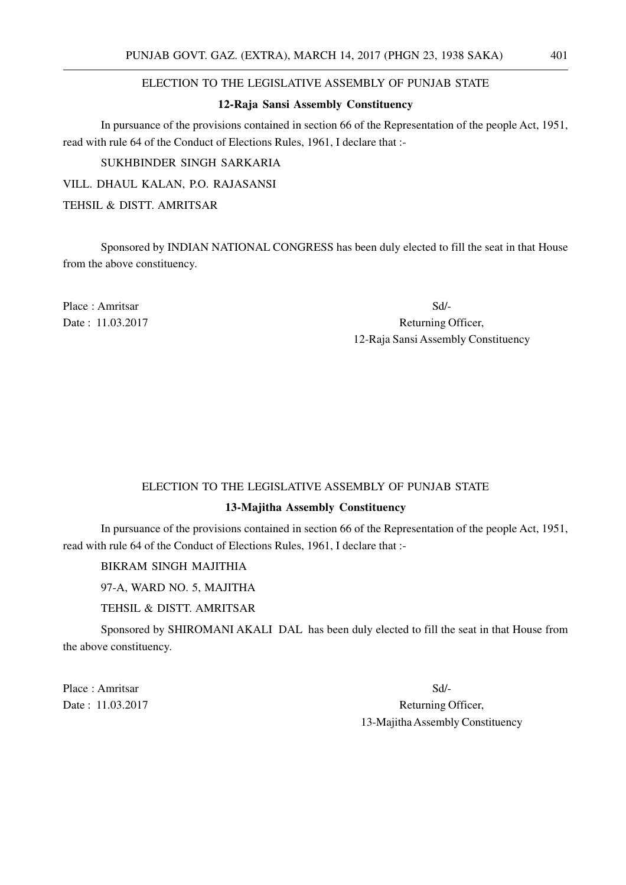ELECTION TO THE LEGISLATIVE ASSEMBLY OF PUNJAB STATE

**12-Raja Sansi Assembly Constituency**

In pursuance of the provisions contained in section 66 of the Representation of the people Act, 1951, read with rule 64 of the Conduct of Elections Rules, 1961, I declare that :-

SUKHBINDER SINGH SARKARIA

VILL. DHAUL KALAN, P.O. RAJASANSI

TEHSIL & DISTT. AMRITSAR

Sponsored by INDIAN NATIONAL CONGRESS has been duly elected to fill the seat in that House from the above constituency.

Place : Amritsar

Date : 11.03.2017

Sd/-

Returning Officer,

12-Raja Sansi Assembly Constituency

ELECTION TO THE LEGISLATIVE ASSEMBLY OF PUNJAB STATE

**13-Majitha Assembly Constituency**

In pursuance of the provisions contained in section 66 of the Representation of the people Act, 1951, read with rule 64 of the Conduct of Elections Rules, 1961, I declare that :-

BIKRAM SINGH MAJITHIA

97-A, WARD NO. 5, MAJITHA

TEHSIL & DISTT. AMRITSAR

Sponsored by SHIROMANI AKALI DAL has been duly elected to fill the seat in that House from the above constituency.

Place : Amritsar

Date : 11.03.2017

Sd/-

Returning Officer,

13-Majitha Assembly Constituency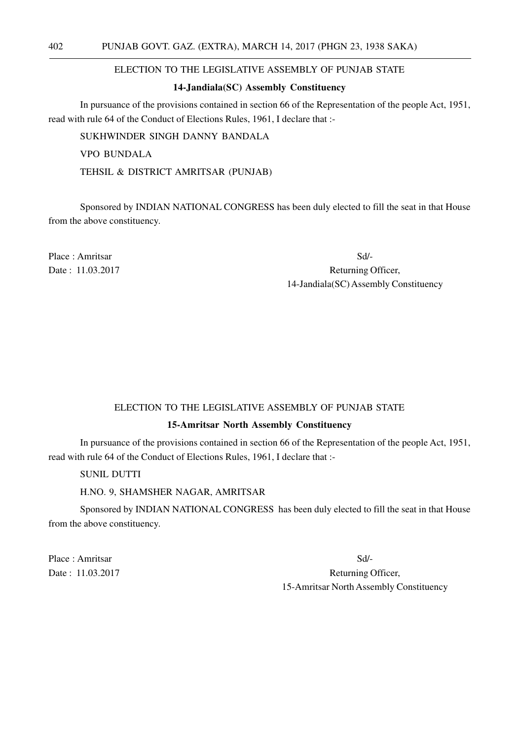## ELECTION TO THE LEGISLATIVE ASSEMBLY OF PUNJAB STATE

### 14-Jandiala(SC) Assembly Constituency

In pursuance of the provisions contained in section 66 of the Representation of the people Act, 1951, read with rule 64 of the Conduct of Elections Rules, 1961, I declare that :-

SUKHWINDER SINGH DANNY BANDALA

VPO BUNDALA

TEHSIL & DISTRICT AMRITSAR (PUNJAB)

Sponsored by INDIAN NATIONAL CONGRESS has been duly elected to fill the seat in that House from the above constituency.

Place : Amritsar

Date : 11.03.2017

Sd/-

Returning Officer,

14-Jandiala(SC) Assembly Constituency

## ELECTION TO THE LEGISLATIVE ASSEMBLY OF PUNJAB STATE

### 15-Amritsar North Assembly Constituency

In pursuance of the provisions contained in section 66 of the Representation of the people Act, 1951, read with rule 64 of the Conduct of Elections Rules, 1961, I declare that :-

SUNIL DUTTI

H.NO. 9, SHAMSHER NAGAR, AMRITSAR

Sponsored by INDIAN NATIONAL CONGRESS has been duly elected to fill the seat in that House from the above constituency.

Place : Amritsar

Date : 11.03.2017

Sd/-

Returning Officer,

15-Amritsar North Assembly Constituency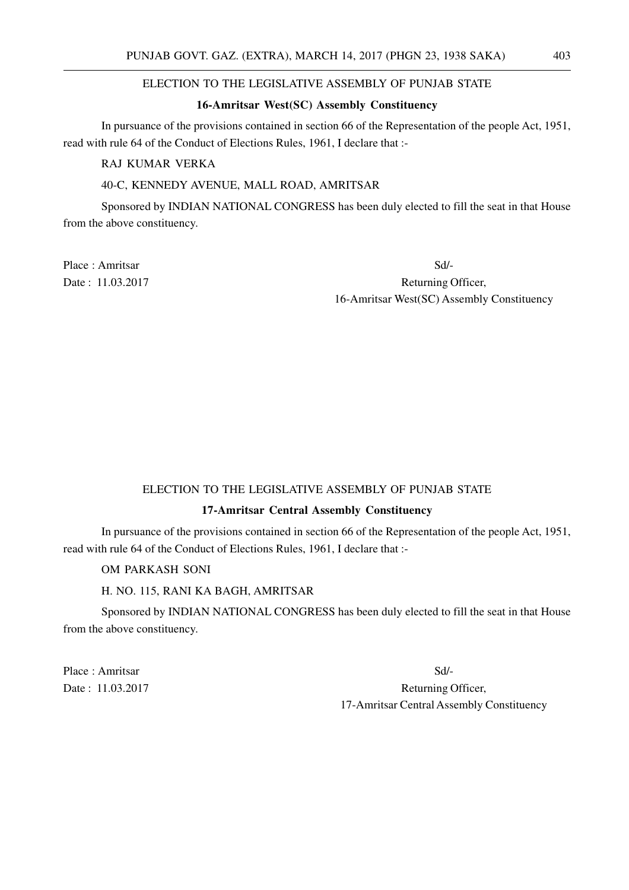ELECTION TO THE LEGISLATIVE ASSEMBLY OF PUNJAB STATE

**16-Amritsar West(SC) Assembly Constituency**

In pursuance of the provisions contained in section 66 of the Representation of the people Act, 1951, read with rule 64 of the Conduct of Elections Rules, 1961, I declare that :-

RAJ KUMAR VERKA

40-C, KENNEDY AVENUE, MALL ROAD, AMRITSAR

Sponsored by INDIAN NATIONAL CONGRESS has been duly elected to fill the seat in that House from the above constituency.

Place : Amritsar

Date : 11.03.2017

Sd/-

Returning Officer,

16-Amritsar West(SC) Assembly Constituency

ELECTION TO THE LEGISLATIVE ASSEMBLY OF PUNJAB STATE

**17-Amritsar Central Assembly Constituency**

In pursuance of the provisions contained in section 66 of the Representation of the people Act, 1951, read with rule 64 of the Conduct of Elections Rules, 1961, I declare that :-

OM PARKASH SONI

H. NO. 115, RANI KA BAGH, AMRITSAR

Sponsored by INDIAN NATIONAL CONGRESS has been duly elected to fill the seat in that House from the above constituency.

Place : Amritsar

Date : 11.03.2017

Sd/-

Returning Officer,

17-Amritsar Central Assembly Constituency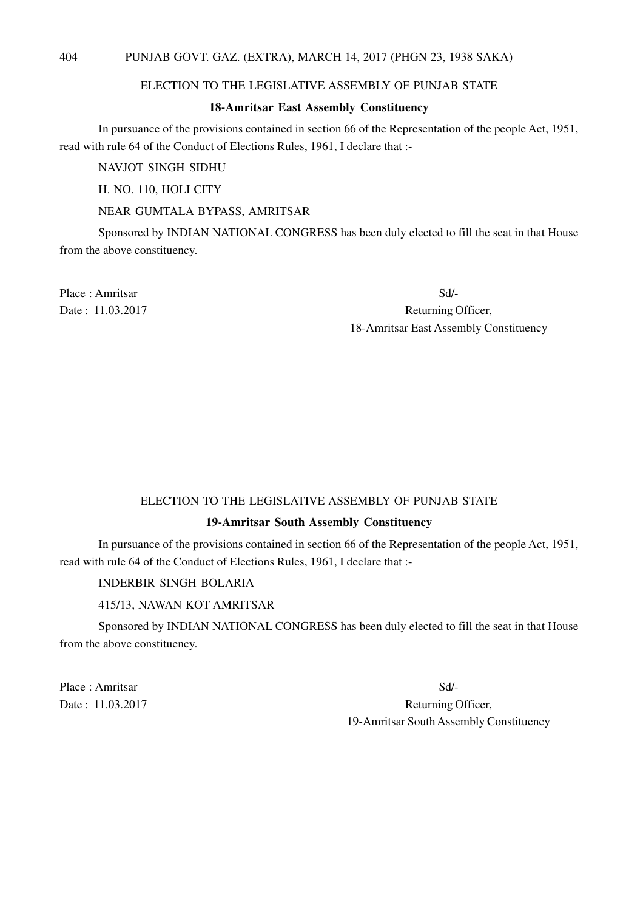ELECTION TO THE LEGISLATIVE ASSEMBLY OF PUNJAB STATE

**18-Amritsar East Assembly Constituency**

In pursuance of the provisions contained in section 66 of the Representation of the people Act, 1951, read with rule 64 of the Conduct of Elections Rules, 1961, I declare that :-

NAVJOT SINGH SIDHU

H. NO. 110, HOLI CITY

NEAR GUMTALA BYPASS, AMRITSAR

Sponsored by INDIAN NATIONAL CONGRESS has been duly elected to fill the seat in that House from the above constituency.

Place : Amritsar

Date : 11.03.2017

Sd/-

Returning Officer,

18-Amritsar East Assembly Constituency

ELECTION TO THE LEGISLATIVE ASSEMBLY OF PUNJAB STATE

**19-Amritsar South Assembly Constituency**

In pursuance of the provisions contained in section 66 of the Representation of the people Act, 1951, read with rule 64 of the Conduct of Elections Rules, 1961, I declare that :-

INDERBIR SINGH BOLARIA

415/13, NAWAN KOT AMRITSAR

Sponsored by INDIAN NATIONAL CONGRESS has been duly elected to fill the seat in that House from the above constituency.

Place : Amritsar

Date : 11.03.2017

Sd/-

Returning Officer,

19-Amritsar South Assembly Constituency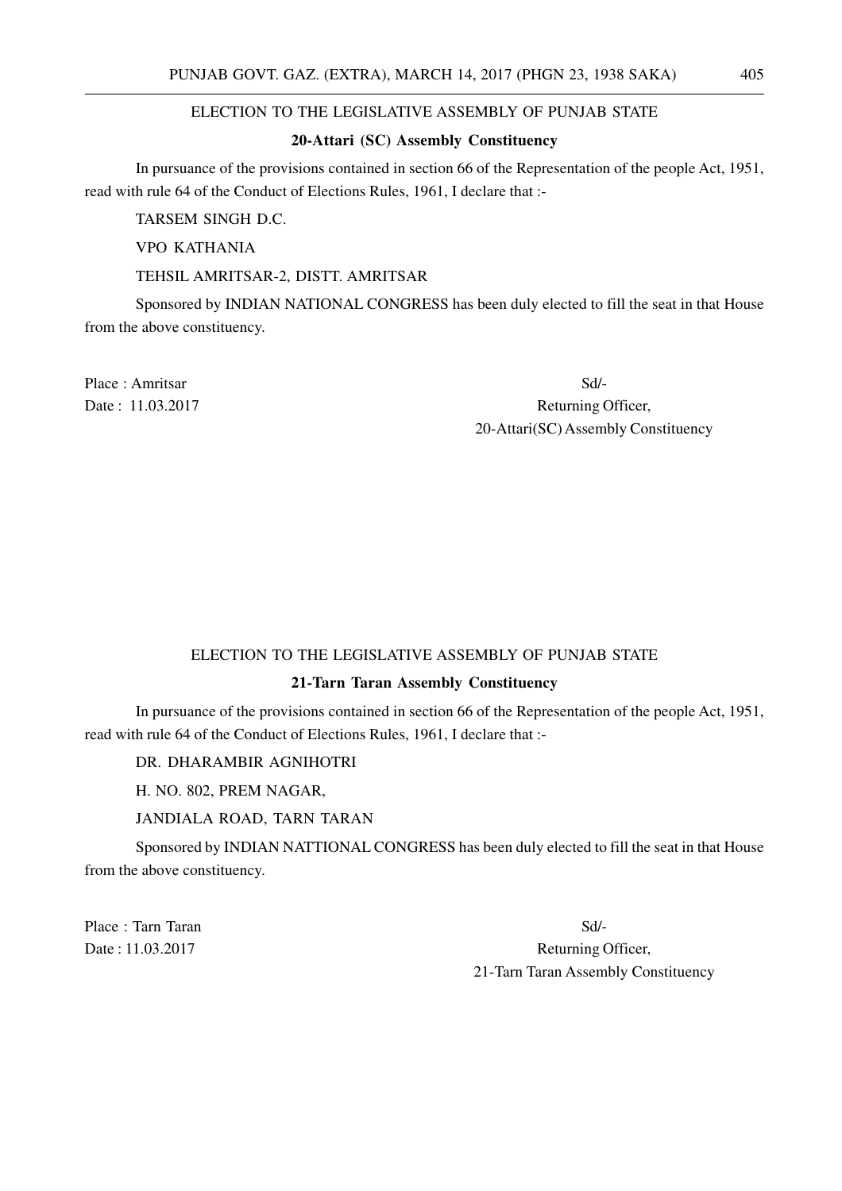ELECTION TO THE LEGISLATIVE ASSEMBLY OF PUNJAB STATE

**20-Attari (SC) Assembly Constituency**

In pursuance of the provisions contained in section 66 of the Representation of the people Act, 1951, read with rule 64 of the Conduct of Elections Rules, 1961, I declare that :-

TARSEM SINGH D.C.

VPO KATHANIA

TEHSIL AMRITSAR-2, DISTT. AMRITSAR

Sponsored by INDIAN NATIONAL CONGRESS has been duly elected to fill the seat in that House from the above constituency.

Place : Amritsar

Date : 11.03.2017

Sd/-

Returning Officer,

20-Attari(SC) Assembly Constituency

ELECTION TO THE LEGISLATIVE ASSEMBLY OF PUNJAB STATE

**21-Tarn Taran Assembly Constituency**

In pursuance of the provisions contained in section 66 of the Representation of the people Act, 1951, read with rule 64 of the Conduct of Elections Rules, 1961, I declare that :-

DR. DHARAMBIR AGNIHOTRI

H. NO. 802, PREM NAGAR,

JANDIALA ROAD, TARN TARAN

Sponsored by INDIAN NATTIONAL CONGRESS has been duly elected to fill the seat in that House from the above constituency.

Place : Tarn Taran

Date : 11.03.2017

Sd/-

Returning Officer,

21-Tarn Taran Assembly Constituency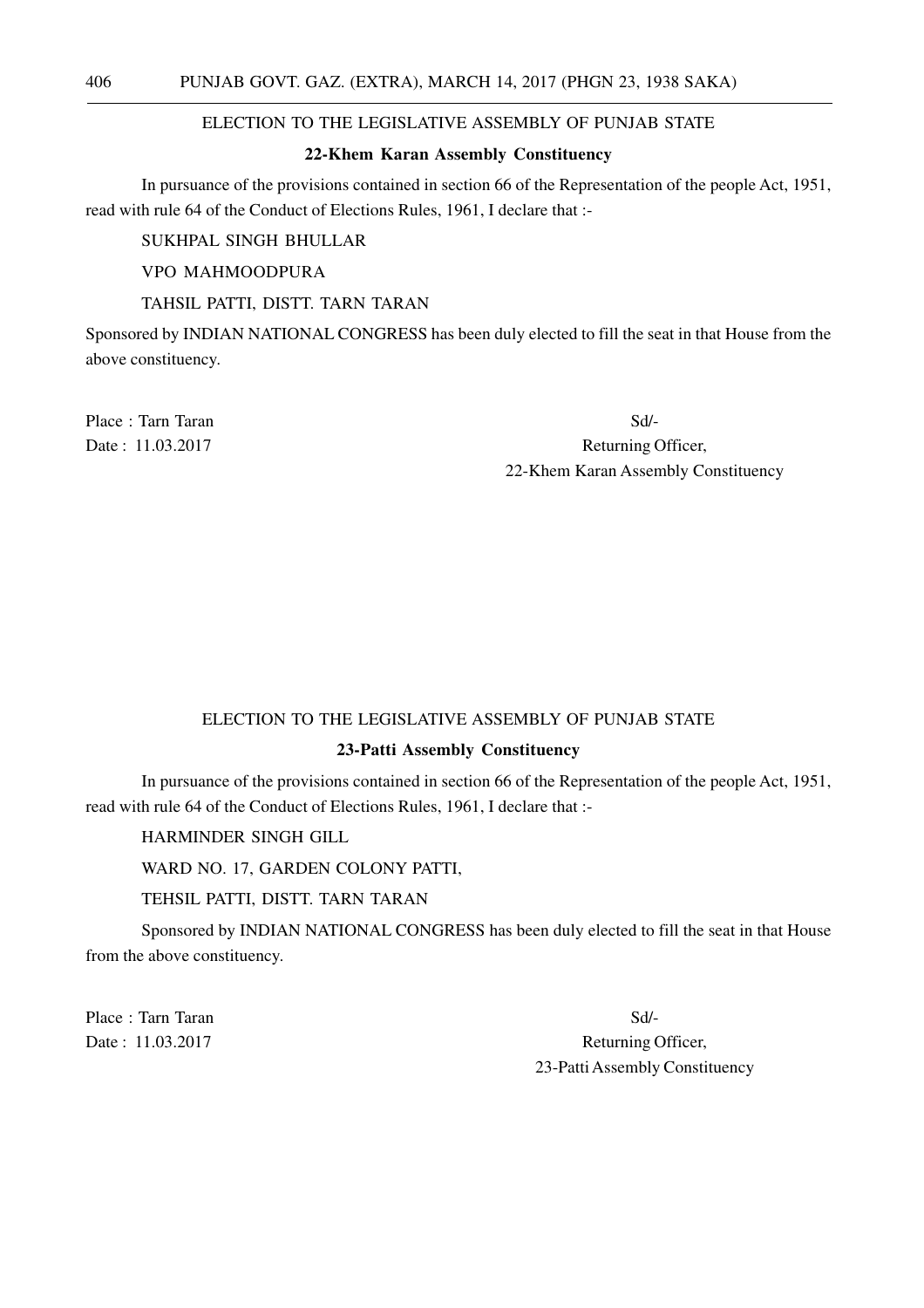ELECTION TO THE LEGISLATIVE ASSEMBLY OF PUNJAB STATE

**22-Khem Karan Assembly Constituency**

In pursuance of the provisions contained in section 66 of the Representation of the people Act, 1951, read with rule 64 of the Conduct of Elections Rules, 1961, I declare that :-

SUKHPAL SINGH BHULLAR

VPO MAHMOODPURA

TAHSIL PATTI, DISTT. TARN TARAN

Sponsored by INDIAN NATIONAL CONGRESS has been duly elected to fill the seat in that House from the above constituency.

Place : Tarn Taran
Date : 11.03.2017

Sd/-
Returning Officer,
22-Khem Karan Assembly Constituency

ELECTION TO THE LEGISLATIVE ASSEMBLY OF PUNJAB STATE

**23-Patti Assembly Constituency**

In pursuance of the provisions contained in section 66 of the Representation of the people Act, 1951, read with rule 64 of the Conduct of Elections Rules, 1961, I declare that :-

HARMINDER SINGH GILL

WARD NO. 17, GARDEN COLONY PATTI,

TEHSIL PATTI, DISTT. TARN TARAN

Sponsored by INDIAN NATIONAL CONGRESS has been duly elected to fill the seat in that House from the above constituency.

Place : Tarn Taran
Date : 11.03.2017

Sd/-
Returning Officer,
23-Patti Assembly Constituency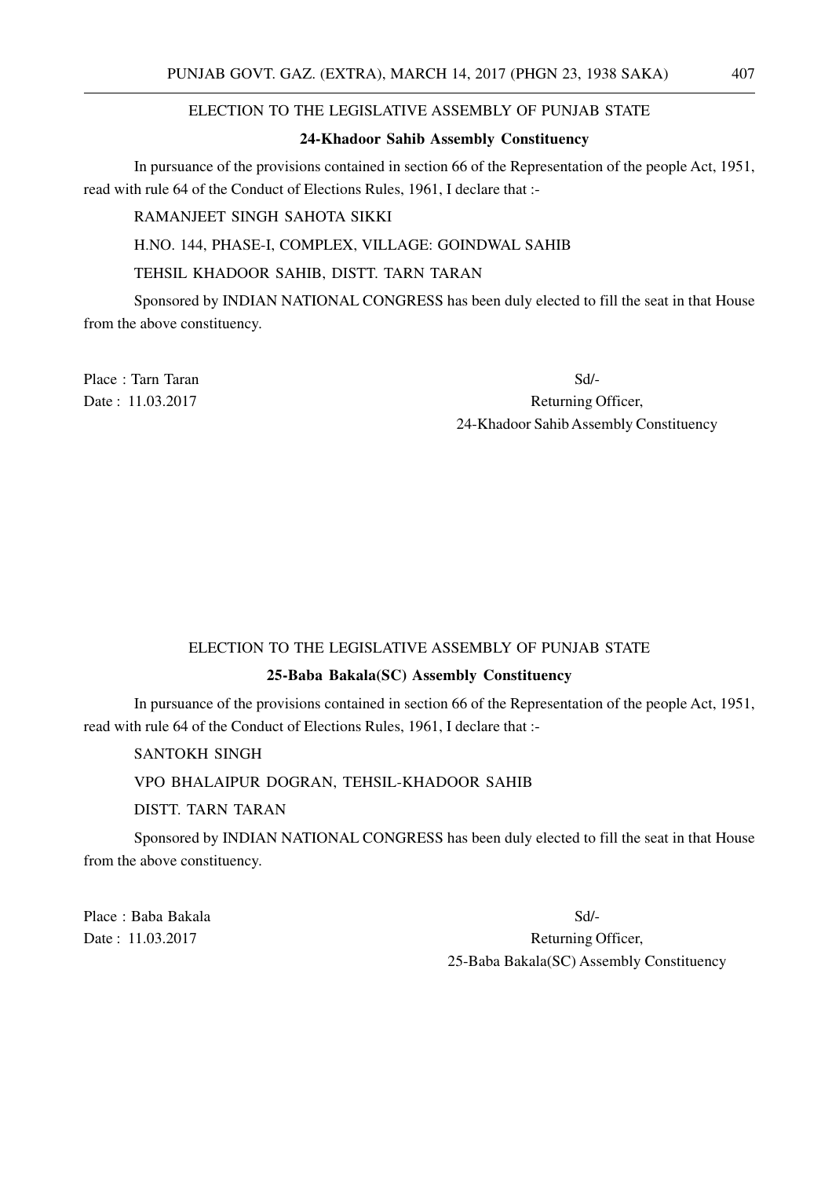ELECTION TO THE LEGISLATIVE ASSEMBLY OF PUNJAB STATE

**24-Khadoor Sahib Assembly Constituency**

In pursuance of the provisions contained in section 66 of the Representation of the people Act, 1951, read with rule 64 of the Conduct of Elections Rules, 1961, I declare that :-

RAMANJEET SINGH SAHOTA SIKKI

H.NO. 144, PHASE-I, COMPLEX, VILLAGE: GOINDWAL SAHIB

TEHSIL KHADOOR SAHIB, DISTT. TARN TARAN

Sponsored by INDIAN NATIONAL CONGRESS has been duly elected to fill the seat in that House from the above constituency.

Place : Tarn Taran

Date : 11.03.2017

Sd/-

Returning Officer,

24-Khadoor Sahib Assembly Constituency

ELECTION TO THE LEGISLATIVE ASSEMBLY OF PUNJAB STATE

**25-Baba Bakala(SC) Assembly Constituency**

In pursuance of the provisions contained in section 66 of the Representation of the people Act, 1951, read with rule 64 of the Conduct of Elections Rules, 1961, I declare that :-

SANTOKH SINGH

VPO BHALAIPUR DOGRAN, TEHSIL-KHADOOR SAHIB

DISTT. TARN TARAN

Sponsored by INDIAN NATIONAL CONGRESS has been duly elected to fill the seat in that House from the above constituency.

Place : Baba Bakala

Date : 11.03.2017

Sd/-

Returning Officer,

25-Baba Bakala(SC) Assembly Constituency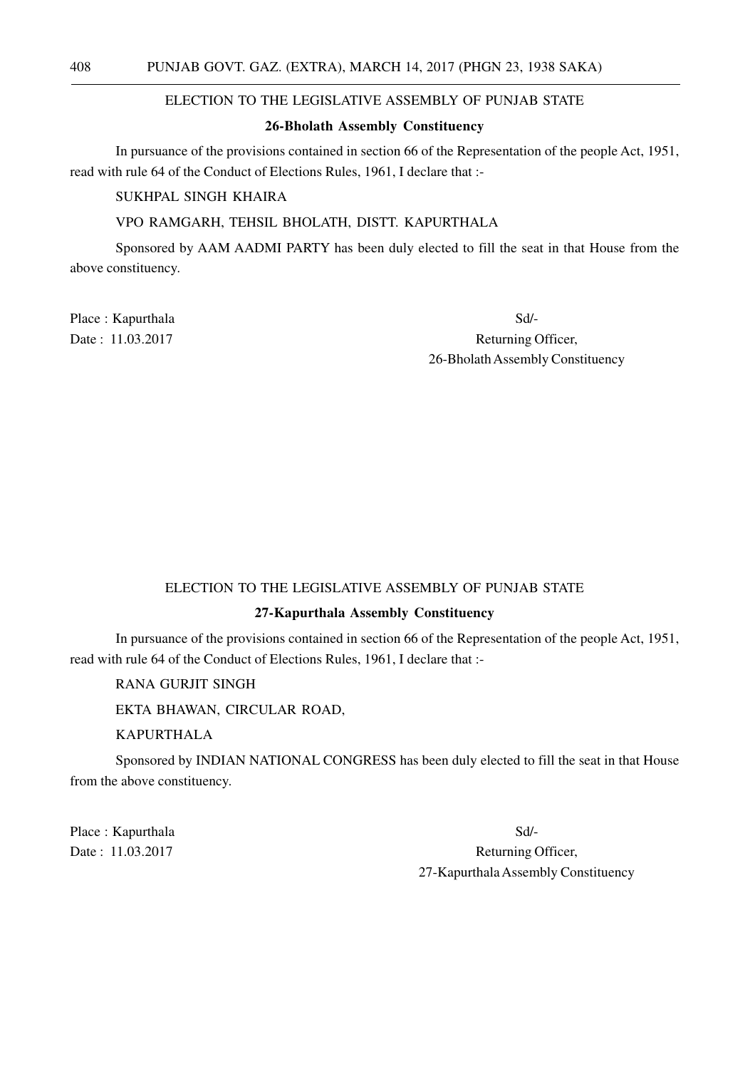ELECTION TO THE LEGISLATIVE ASSEMBLY OF PUNJAB STATE

**26-Bholath Assembly Constituency**

In pursuance of the provisions contained in section 66 of the Representation of the people Act, 1951, read with rule 64 of the Conduct of Elections Rules, 1961, I declare that :-

SUKHPAL SINGH KHAIRA

VPO RAMGARH, TEHSIL BHOLATH, DISTT. KAPURTHALA

Sponsored by AAM AADMI PARTY has been duly elected to fill the seat in that House from the above constituency.

Place : Kapurthala

Date : 11.03.2017

Sd/-
Returning Officer,
26-Bholath Assembly Constituency

ELECTION TO THE LEGISLATIVE ASSEMBLY OF PUNJAB STATE

**27-Kapurthala Assembly Constituency**

In pursuance of the provisions contained in section 66 of the Representation of the people Act, 1951, read with rule 64 of the Conduct of Elections Rules, 1961, I declare that :-

RANA GURJIT SINGH

EKTA BHAWAN, CIRCULAR ROAD,

KAPURTHALA

Sponsored by INDIAN NATIONAL CONGRESS has been duly elected to fill the seat in that House from the above constituency.

Place : Kapurthala

Date : 11.03.2017

Sd/-
Returning Officer,
27-Kapurthala Assembly Constituency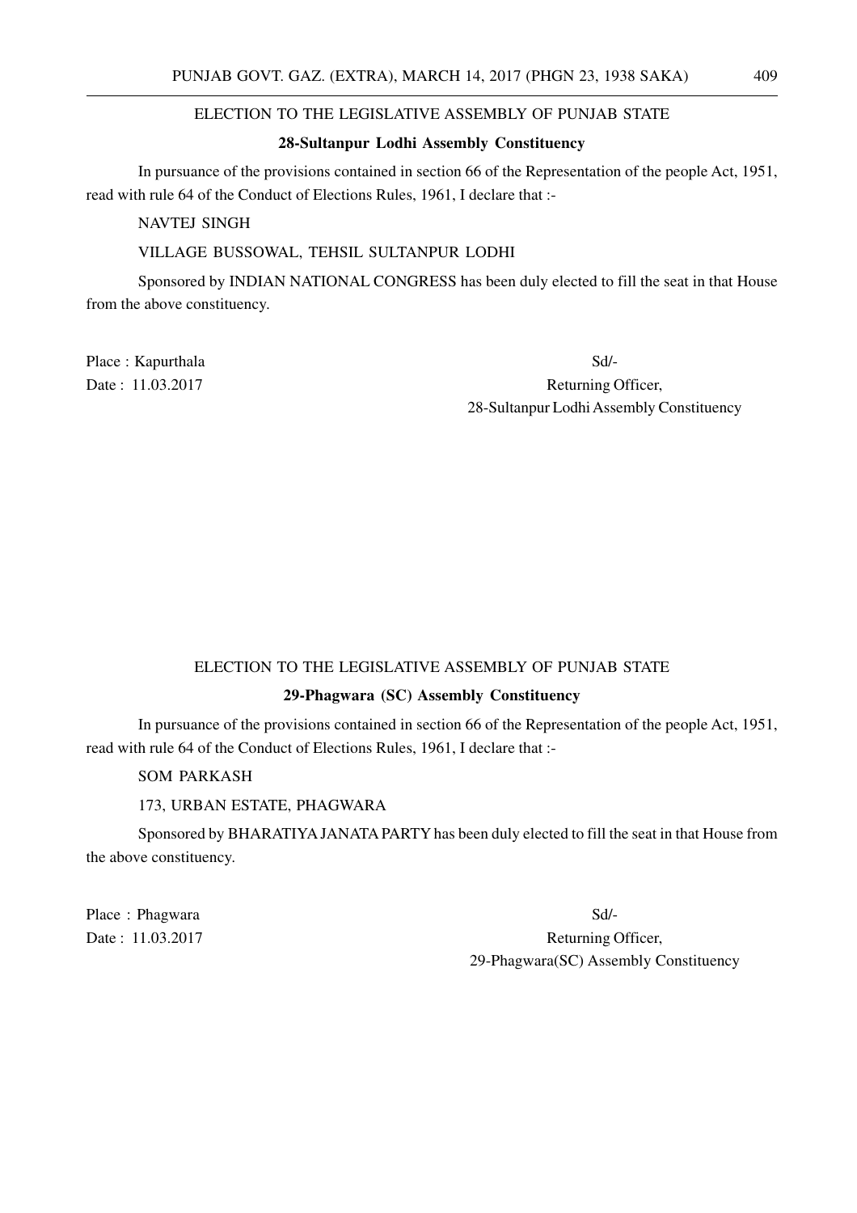ELECTION TO THE LEGISLATIVE ASSEMBLY OF PUNJAB STATE

**28-Sultanpur Lodhi Assembly Constituency**

In pursuance of the provisions contained in section 66 of the Representation of the people Act, 1951, read with rule 64 of the Conduct of Elections Rules, 1961, I declare that :-

NAVTEJ SINGH

VILLAGE BUSSOWAL, TEHSIL SULTANPUR LODHI

Sponsored by INDIAN NATIONAL CONGRESS has been duly elected to fill the seat in that House from the above constituency.

Place : Kapurthala

Date : 11.03.2017

Sd/-

Returning Officer,

28-Sultanpur Lodhi Assembly Constituency

ELECTION TO THE LEGISLATIVE ASSEMBLY OF PUNJAB STATE

**29-Phagwara (SC) Assembly Constituency**

In pursuance of the provisions contained in section 66 of the Representation of the people Act, 1951, read with rule 64 of the Conduct of Elections Rules, 1961, I declare that :-

SOM PARKASH

173, URBAN ESTATE, PHAGWARA

Sponsored by BHARATIYA JANATA PARTY has been duly elected to fill the seat in that House from the above constituency.

Place : Phagwara

Date : 11.03.2017

Sd/-

Returning Officer,

29-Phagwara(SC) Assembly Constituency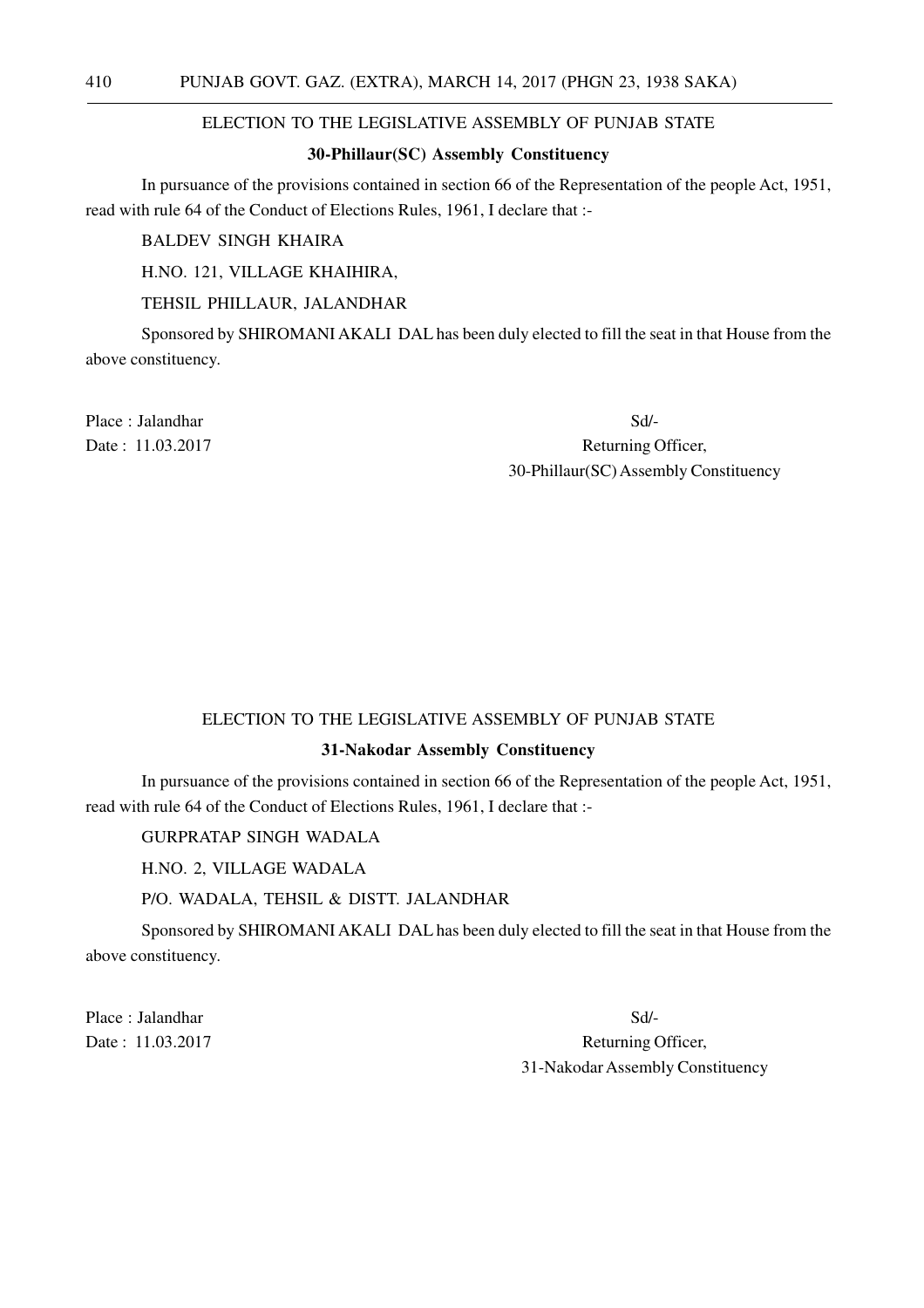ELECTION TO THE LEGISLATIVE ASSEMBLY OF PUNJAB STATE

**30-Phillaur(SC) Assembly Constituency**

In pursuance of the provisions contained in section 66 of the Representation of the people Act, 1951, read with rule 64 of the Conduct of Elections Rules, 1961, I declare that :-

BALDEV SINGH KHAIRA

H.NO. 121, VILLAGE KHAIHIRA,

TEHSIL PHILLAUR, JALANDHAR

Sponsored by SHIROMANI AKALI DAL has been duly elected to fill the seat in that House from the above constituency.

Place : Jalandhar

Date : 11.03.2017

Sd/-

Returning Officer,

30-Phillaur(SC) Assembly Constituency

ELECTION TO THE LEGISLATIVE ASSEMBLY OF PUNJAB STATE

**31-Nakodar Assembly Constituency**

In pursuance of the provisions contained in section 66 of the Representation of the people Act, 1951, read with rule 64 of the Conduct of Elections Rules, 1961, I declare that :-

GURPRATAP SINGH WADALA

H.NO. 2, VILLAGE WADALA

P/O. WADALA, TEHSIL & DISTT. JALANDHAR

Sponsored by SHIROMANI AKALI DAL has been duly elected to fill the seat in that House from the above constituency.

Place : Jalandhar

Date : 11.03.2017

Sd/-

Returning Officer,

31-Nakodar Assembly Constituency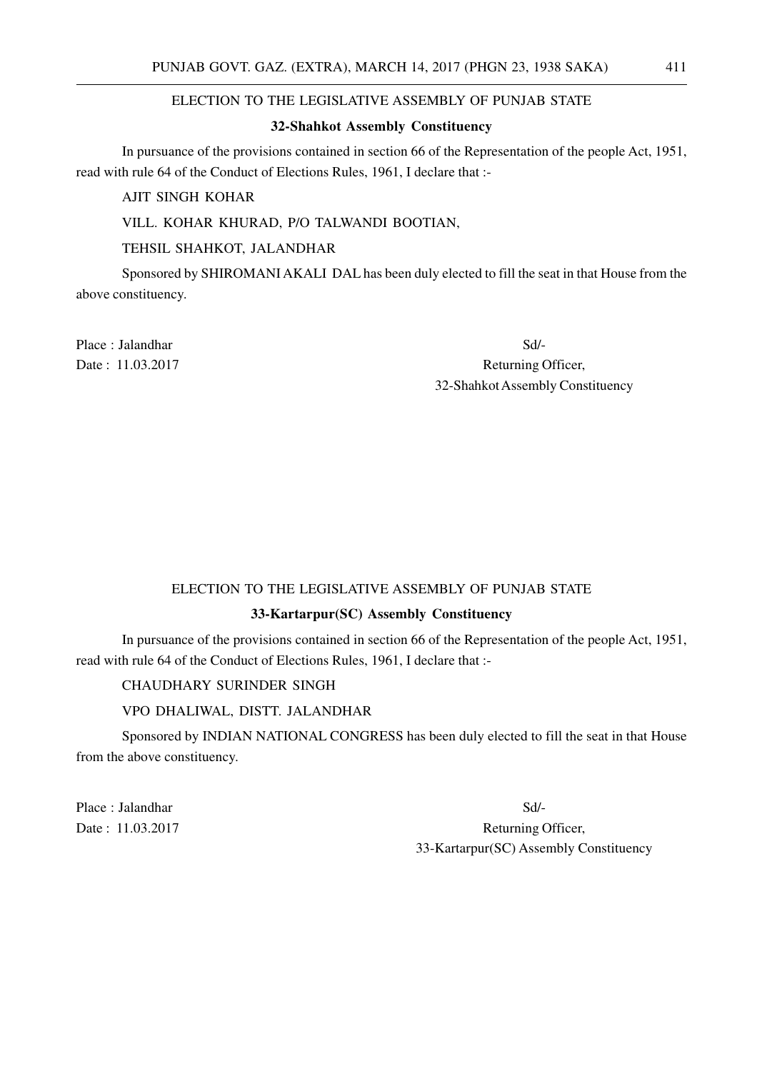## ELECTION TO THE LEGISLATIVE ASSEMBLY OF PUNJAB STATE

### 32-Shahkot Assembly Constituency

In pursuance of the provisions contained in section 66 of the Representation of the people Act, 1951, read with rule 64 of the Conduct of Elections Rules, 1961, I declare that :-

AJIT SINGH KOHAR

VILL. KOHAR KHURAD, P/O TALWANDI BOOTIAN,

TEHSIL SHAHKOT, JALANDHAR

Sponsored by SHIROMANI AKALI DAL has been duly elected to fill the seat in that House from the above constituency.

Place : Jalandhar

Date : 11.03.2017

Sd/-

Returning Officer,

32-Shahkot Assembly Constituency

## ELECTION TO THE LEGISLATIVE ASSEMBLY OF PUNJAB STATE

### 33-Kartarpur(SC) Assembly Constituency

In pursuance of the provisions contained in section 66 of the Representation of the people Act, 1951, read with rule 64 of the Conduct of Elections Rules, 1961, I declare that :-

CHAUDHARY SURINDER SINGH

VPO DHALIWAL, DISTT. JALANDHAR

Sponsored by INDIAN NATIONAL CONGRESS has been duly elected to fill the seat in that House from the above constituency.

Place : Jalandhar

Date : 11.03.2017

Sd/-

Returning Officer,

33-Kartarpur(SC) Assembly Constituency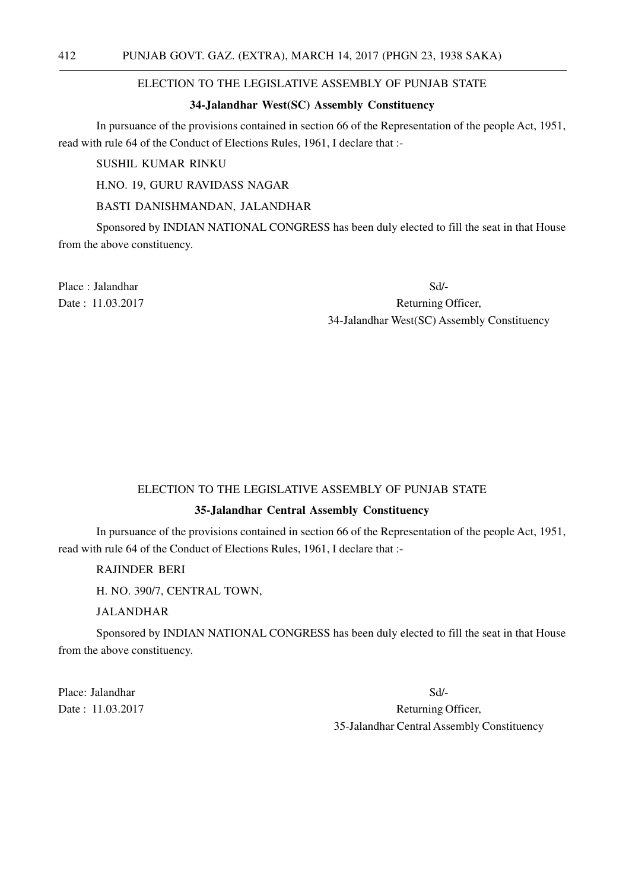ELECTION TO THE LEGISLATIVE ASSEMBLY OF PUNJAB STATE

**34-Jalandhar West(SC) Assembly Constituency**

In pursuance of the provisions contained in section 66 of the Representation of the people Act, 1951, read with rule 64 of the Conduct of Elections Rules, 1961, I declare that :-

SUSHIL KUMAR RINKU

H.NO. 19, GURU RAVIDASS NAGAR

BASTI DANISHMANDAN, JALANDHAR

Sponsored by INDIAN NATIONAL CONGRESS has been duly elected to fill the seat in that House from the above constituency.

Place : Jalandhar

Date : 11.03.2017

Sd/-

Returning Officer,

34-Jalandhar West(SC) Assembly Constituency

ELECTION TO THE LEGISLATIVE ASSEMBLY OF PUNJAB STATE

**35-Jalandhar Central Assembly Constituency**

In pursuance of the provisions contained in section 66 of the Representation of the people Act, 1951, read with rule 64 of the Conduct of Elections Rules, 1961, I declare that :-

RAJINDER BERI

H. NO. 390/7, CENTRAL TOWN,

JALANDHAR

Sponsored by INDIAN NATIONAL CONGRESS has been duly elected to fill the seat in that House from the above constituency.

Place: Jalandhar

Date : 11.03.2017

Sd/-

Returning Officer,

35-Jalandhar Central Assembly Constituency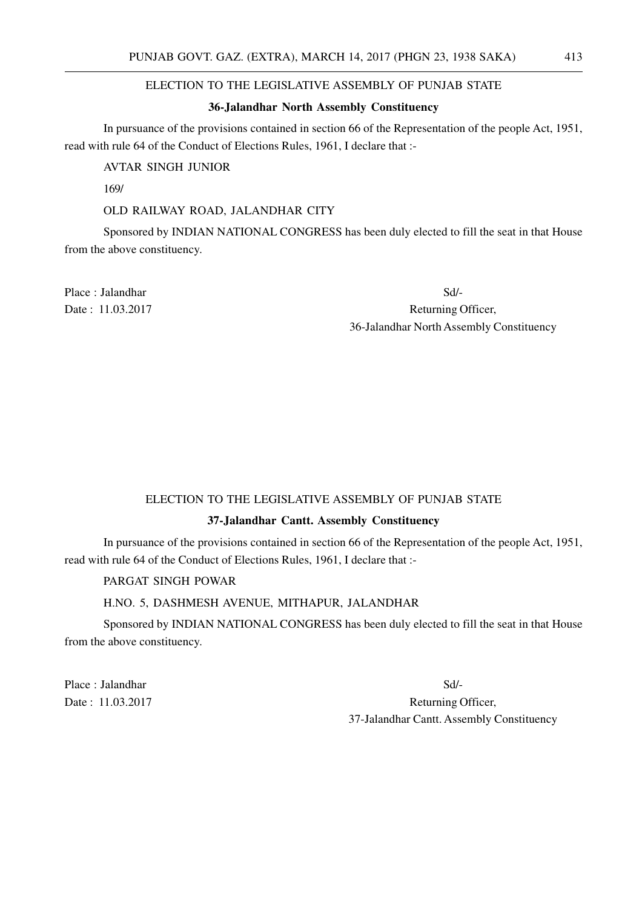ELECTION TO THE LEGISLATIVE ASSEMBLY OF PUNJAB STATE

**36-Jalandhar North Assembly Constituency**

In pursuance of the provisions contained in section 66 of the Representation of the people Act, 1951, read with rule 64 of the Conduct of Elections Rules, 1961, I declare that :-

AVTAR SINGH JUNIOR

169/

OLD RAILWAY ROAD, JALANDHAR CITY

Sponsored by INDIAN NATIONAL CONGRESS has been duly elected to fill the seat in that House from the above constituency.

Place : Jalandhar

Date : 11.03.2017

Sd/-

Returning Officer,

36-Jalandhar North Assembly Constituency

ELECTION TO THE LEGISLATIVE ASSEMBLY OF PUNJAB STATE

**37-Jalandhar Cantt. Assembly Constituency**

In pursuance of the provisions contained in section 66 of the Representation of the people Act, 1951, read with rule 64 of the Conduct of Elections Rules, 1961, I declare that :-

PARGAT SINGH POWAR

H.NO. 5, DASHMESH AVENUE, MITHAPUR, JALANDHAR

Sponsored by INDIAN NATIONAL CONGRESS has been duly elected to fill the seat in that House from the above constituency.

Place : Jalandhar

Date : 11.03.2017

Sd/-

Returning Officer,

37-Jalandhar Cantt. Assembly Constituency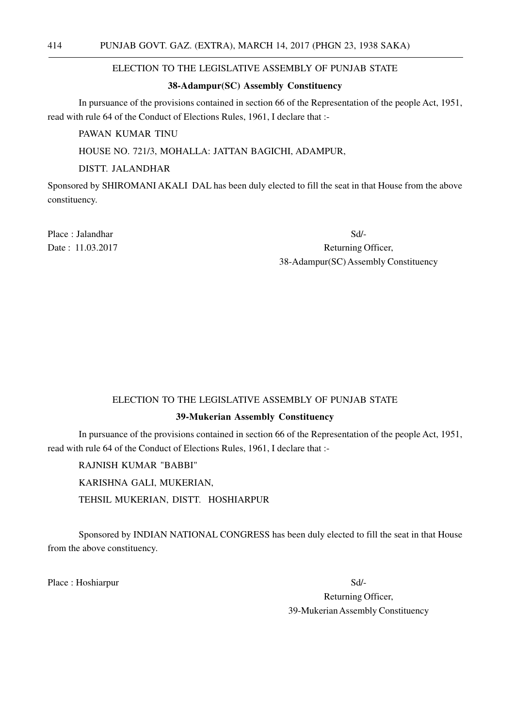ELECTION TO THE LEGISLATIVE ASSEMBLY OF PUNJAB STATE

**38-Adampur(SC) Assembly Constituency**

In pursuance of the provisions contained in section 66 of the Representation of the people Act, 1951, read with rule 64 of the Conduct of Elections Rules, 1961, I declare that :-

PAWAN KUMAR TINU

HOUSE NO. 721/3, MOHALLA: JATTAN BAGICHI, ADAMPUR,

DISTT. JALANDHAR

Sponsored by SHIROMANI AKALI DAL has been duly elected to fill the seat in that House from the above constituency.

Place : Jalandhar

Date : 11.03.2017

Sd/-

Returning Officer,

38-Adampur(SC) Assembly Constituency

ELECTION TO THE LEGISLATIVE ASSEMBLY OF PUNJAB STATE

**39-Mukerian Assembly Constituency**

In pursuance of the provisions contained in section 66 of the Representation of the people Act, 1951, read with rule 64 of the Conduct of Elections Rules, 1961, I declare that :-

RAJNISH KUMAR "BABBI"

KARISHNA GALI, MUKERIAN,

TEHSIL MUKERIAN, DISTT. HOSHIARPUR

Sponsored by INDIAN NATIONAL CONGRESS has been duly elected to fill the seat in that House from the above constituency.

Place : Hoshiarpur

Sd/-

Returning Officer,

39-Mukerian Assembly Constituency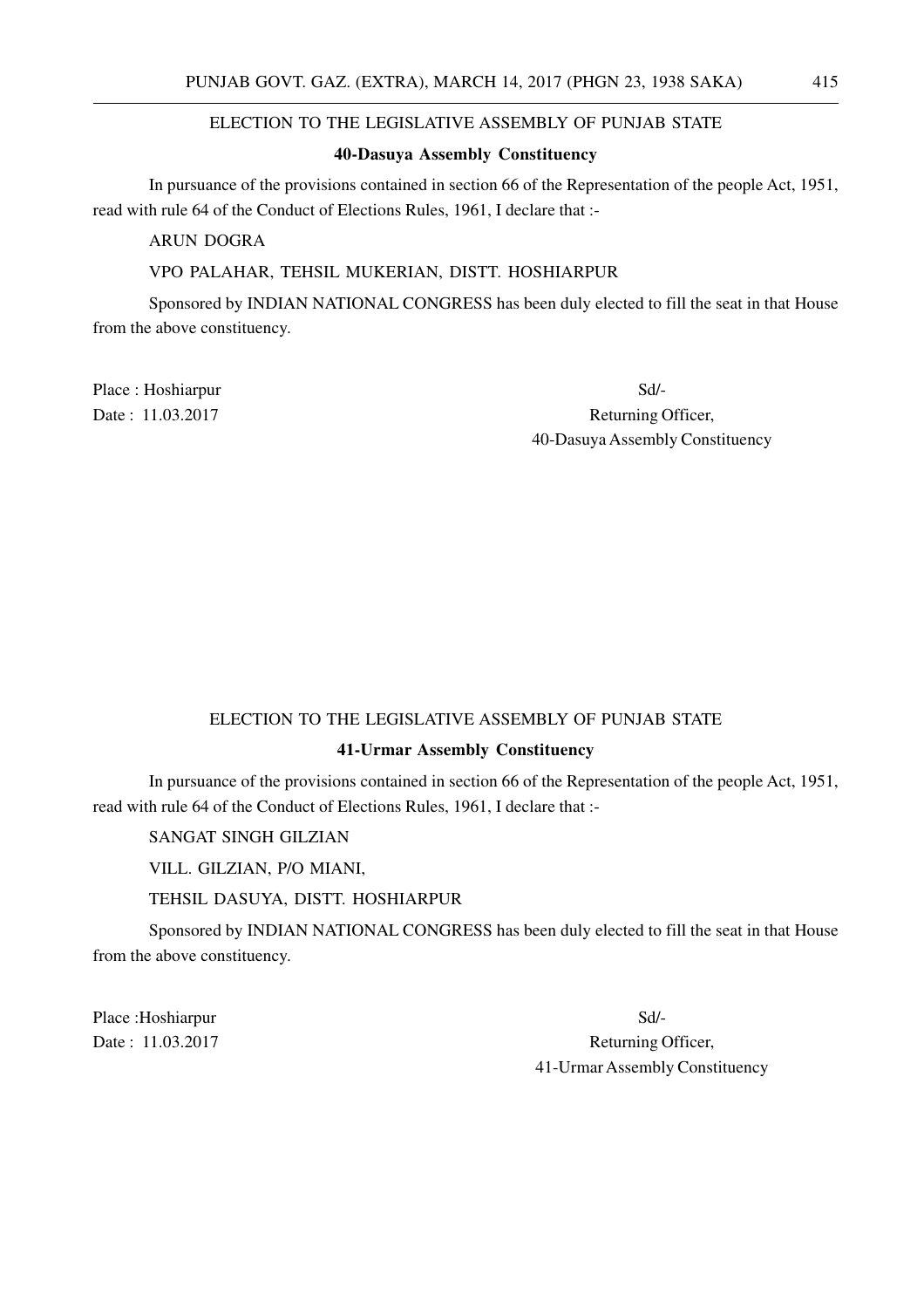ELECTION TO THE LEGISLATIVE ASSEMBLY OF PUNJAB STATE

**40-Dasuya Assembly Constituency**

In pursuance of the provisions contained in section 66 of the Representation of the people Act, 1951, read with rule 64 of the Conduct of Elections Rules, 1961, I declare that :-

ARUN DOGRA

VPO PALAHAR, TEHSIL MUKERIAN, DISTT. HOSHIARPUR

Sponsored by INDIAN NATIONAL CONGRESS has been duly elected to fill the seat in that House from the above constituency.

Place : Hoshiarpur
Date : 11.03.2017

Sd/-
Returning Officer,
40-Dasuya Assembly Constituency

ELECTION TO THE LEGISLATIVE ASSEMBLY OF PUNJAB STATE

**41-Urmar Assembly Constituency**

In pursuance of the provisions contained in section 66 of the Representation of the people Act, 1951, read with rule 64 of the Conduct of Elections Rules, 1961, I declare that :-

SANGAT SINGH GILZIAN

VILL. GILZIAN, P/O MIANI,

TEHSIL DASUYA, DISTT. HOSHIARPUR

Sponsored by INDIAN NATIONAL CONGRESS has been duly elected to fill the seat in that House from the above constituency.

Place :Hoshiarpur
Date : 11.03.2017

Sd/-
Returning Officer,
41-Urmar Assembly Constituency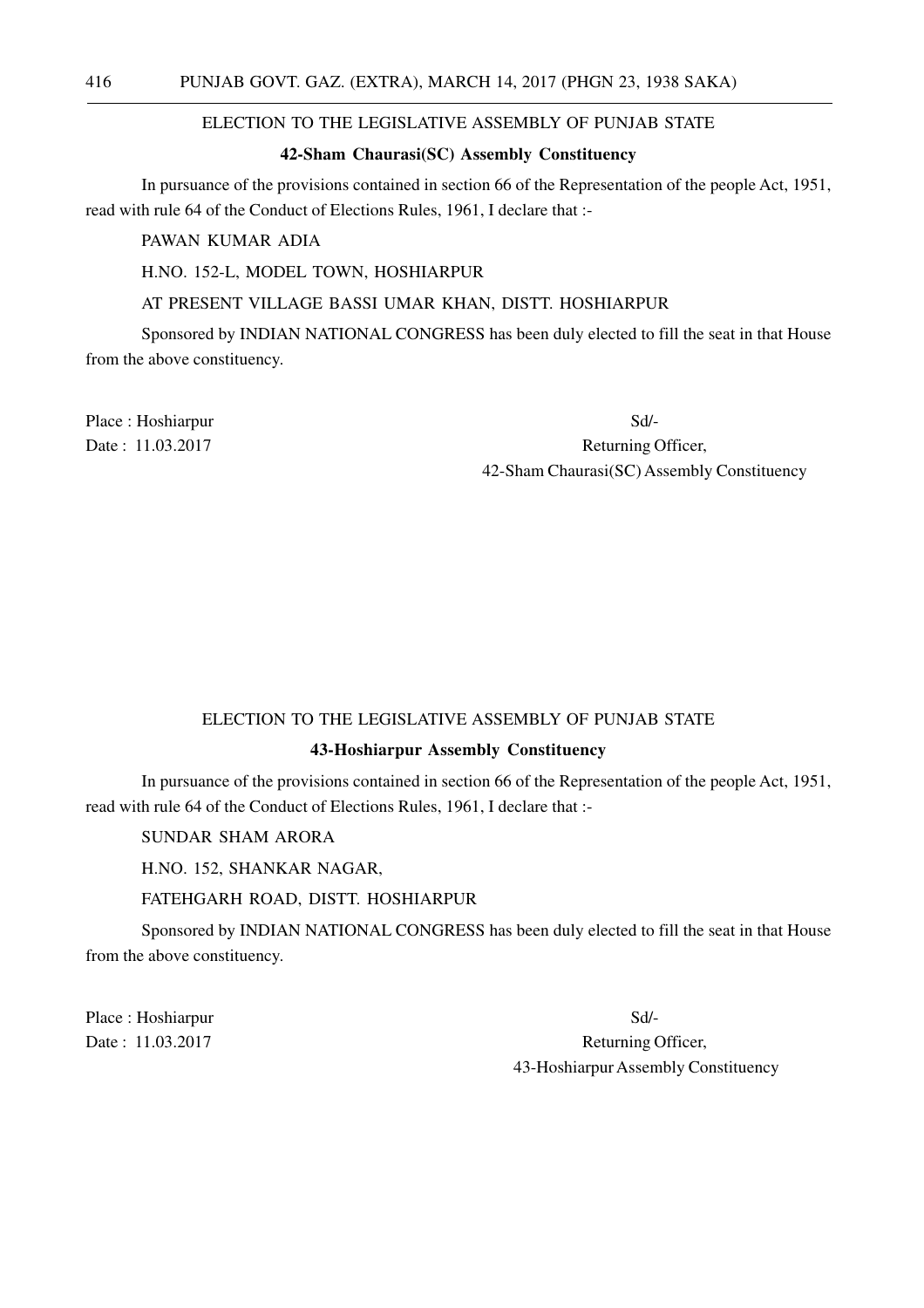ELECTION TO THE LEGISLATIVE ASSEMBLY OF PUNJAB STATE

**42-Sham Chaurasi(SC) Assembly Constituency**

In pursuance of the provisions contained in section 66 of the Representation of the people Act, 1951, read with rule 64 of the Conduct of Elections Rules, 1961, I declare that :-

PAWAN KUMAR ADIA

H.NO. 152-L, MODEL TOWN, HOSHIARPUR

AT PRESENT VILLAGE BASSI UMAR KHAN, DISTT. HOSHIARPUR

Sponsored by INDIAN NATIONAL CONGRESS has been duly elected to fill the seat in that House from the above constituency.

Place : Hoshiarpur

Date : 11.03.2017

Sd/-

Returning Officer,

42-Sham Chaurasi(SC) Assembly Constituency

ELECTION TO THE LEGISLATIVE ASSEMBLY OF PUNJAB STATE

**43-Hoshiarpur Assembly Constituency**

In pursuance of the provisions contained in section 66 of the Representation of the people Act, 1951, read with rule 64 of the Conduct of Elections Rules, 1961, I declare that :-

SUNDAR SHAM ARORA

H.NO. 152, SHANKAR NAGAR,

FATEHGARH ROAD, DISTT. HOSHIARPUR

Sponsored by INDIAN NATIONAL CONGRESS has been duly elected to fill the seat in that House from the above constituency.

Place : Hoshiarpur

Date : 11.03.2017

Sd/-

Returning Officer,

43-Hoshiarpur Assembly Constituency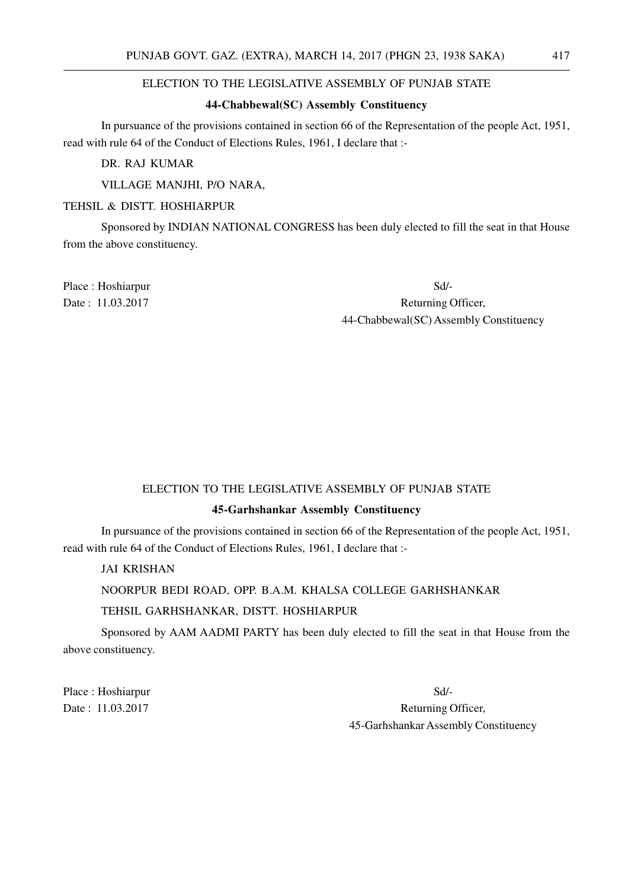ELECTION TO THE LEGISLATIVE ASSEMBLY OF PUNJAB STATE

**44-Chabbewal(SC) Assembly Constituency**

In pursuance of the provisions contained in section 66 of the Representation of the people Act, 1951, read with rule 64 of the Conduct of Elections Rules, 1961, I declare that :-

DR. RAJ KUMAR

VILLAGE MANJHI, P/O NARA,

TEHSIL & DISTT. HOSHIARPUR

Sponsored by INDIAN NATIONAL CONGRESS has been duly elected to fill the seat in that House from the above constituency.

Place : Hoshiarpur

Date : 11.03.2017

Sd/-

Returning Officer,

44-Chabbewal(SC) Assembly Constituency

ELECTION TO THE LEGISLATIVE ASSEMBLY OF PUNJAB STATE

**45-Garhshankar Assembly Constituency**

In pursuance of the provisions contained in section 66 of the Representation of the people Act, 1951, read with rule 64 of the Conduct of Elections Rules, 1961, I declare that :-

JAI KRISHAN

NOORPUR BEDI ROAD, OPP. B.A.M. KHALSA COLLEGE GARHSHANKAR

TEHSIL GARHSHANKAR, DISTT. HOSHIARPUR

Sponsored by AAM AADMI PARTY has been duly elected to fill the seat in that House from the above constituency.

Place : Hoshiarpur

Date : 11.03.2017

Sd/-

Returning Officer,

45-Garhshankar Assembly Constituency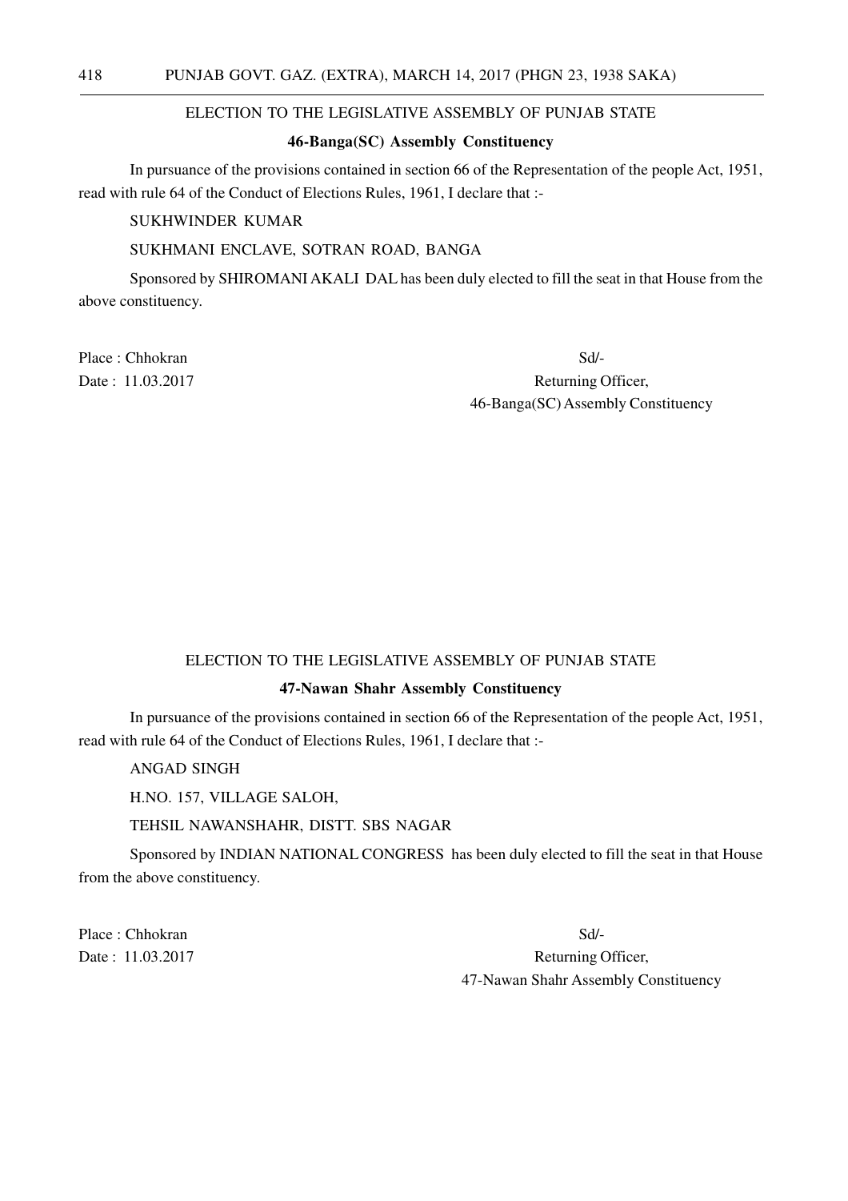ELECTION TO THE LEGISLATIVE ASSEMBLY OF PUNJAB STATE

**46-Banga(SC) Assembly Constituency**

In pursuance of the provisions contained in section 66 of the Representation of the people Act, 1951, read with rule 64 of the Conduct of Elections Rules, 1961, I declare that :-

SUKHWINDER KUMAR

SUKHMANI ENCLAVE, SOTRAN ROAD, BANGA

Sponsored by SHIROMANI AKALI DAL has been duly elected to fill the seat in that House from the above constituency.

Place : Chhokran

Date : 11.03.2017

Sd/-

Returning Officer,

46-Banga(SC) Assembly Constituency

ELECTION TO THE LEGISLATIVE ASSEMBLY OF PUNJAB STATE

**47-Nawan Shahr Assembly Constituency**

In pursuance of the provisions contained in section 66 of the Representation of the people Act, 1951, read with rule 64 of the Conduct of Elections Rules, 1961, I declare that :-

ANGAD SINGH

H.NO. 157, VILLAGE SALOH,

TEHSIL NAWANSHAHR, DISTT. SBS NAGAR

Sponsored by INDIAN NATIONAL CONGRESS has been duly elected to fill the seat in that House from the above constituency.

Place : Chhokran

Date : 11.03.2017

Sd/-

Returning Officer,

47-Nawan Shahr Assembly Constituency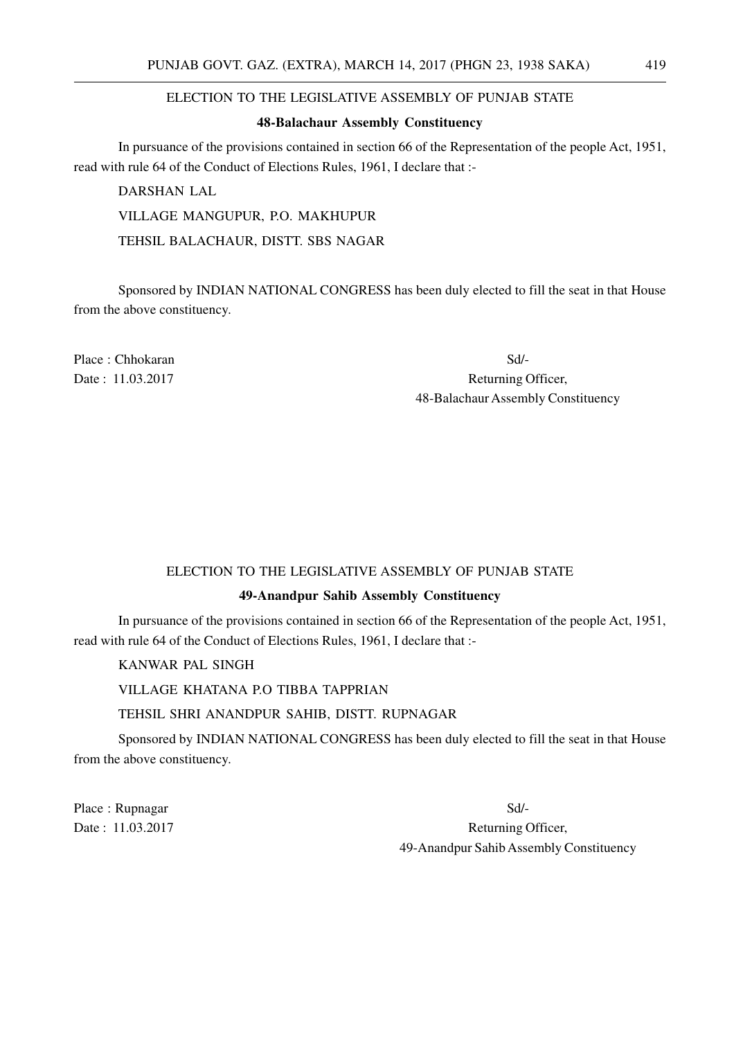ELECTION TO THE LEGISLATIVE ASSEMBLY OF PUNJAB STATE

**48-Balachaur Assembly Constituency**

In pursuance of the provisions contained in section 66 of the Representation of the people Act, 1951, read with rule 64 of the Conduct of Elections Rules, 1961, I declare that :-

DARSHAN LAL

VILLAGE MANGUPUR, P.O. MAKHUPUR

TEHSIL BALACHAUR, DISTT. SBS NAGAR

Sponsored by INDIAN NATIONAL CONGRESS has been duly elected to fill the seat in that House from the above constituency.

Place : Chhokaran
Date : 11.03.2017

Sd/-
Returning Officer,
48-Balachaur Assembly Constituency

ELECTION TO THE LEGISLATIVE ASSEMBLY OF PUNJAB STATE

**49-Anandpur Sahib Assembly Constituency**

In pursuance of the provisions contained in section 66 of the Representation of the people Act, 1951, read with rule 64 of the Conduct of Elections Rules, 1961, I declare that :-

KANWAR PAL SINGH

VILLAGE KHATANA P.O TIBBA TAPPRIAN

TEHSIL SHRI ANANDPUR SAHIB, DISTT. RUPNAGAR

Sponsored by INDIAN NATIONAL CONGRESS has been duly elected to fill the seat in that House from the above constituency.

Place : Rupnagar
Date : 11.03.2017

Sd/-
Returning Officer,
49-Anandpur Sahib Assembly Constituency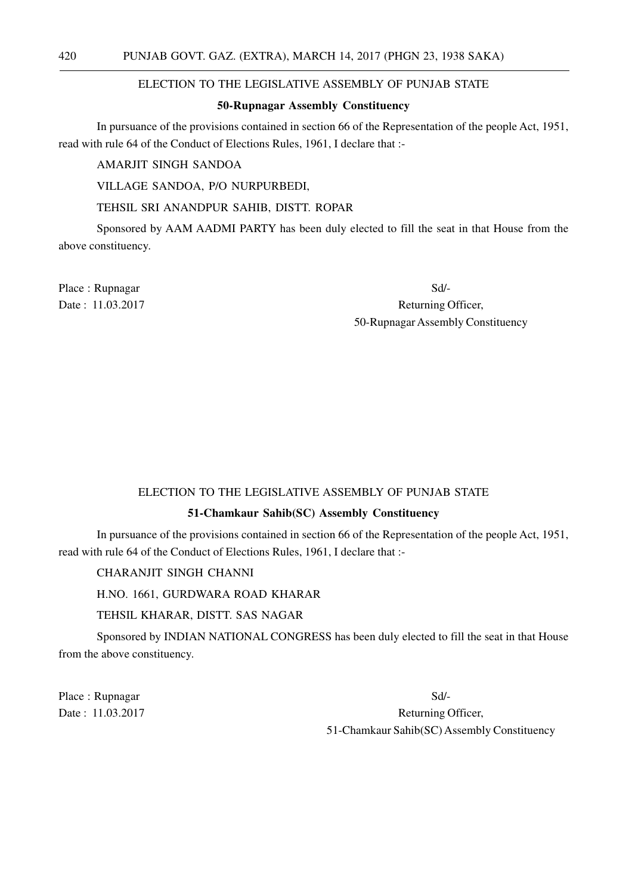ELECTION TO THE LEGISLATIVE ASSEMBLY OF PUNJAB STATE

**50-Rupnagar Assembly Constituency**

In pursuance of the provisions contained in section 66 of the Representation of the people Act, 1951, read with rule 64 of the Conduct of Elections Rules, 1961, I declare that :-

AMARJIT SINGH SANDOA

VILLAGE SANDOA, P/O NURPURBEDI,

TEHSIL SRI ANANDPUR SAHIB, DISTT. ROPAR

Sponsored by AAM AADMI PARTY has been duly elected to fill the seat in that House from the above constituency.

Place : Rupnagar

Date : 11.03.2017

Sd/-

Returning Officer,

50-Rupnagar Assembly Constituency

ELECTION TO THE LEGISLATIVE ASSEMBLY OF PUNJAB STATE

**51-Chamkaur Sahib(SC) Assembly Constituency**

In pursuance of the provisions contained in section 66 of the Representation of the people Act, 1951, read with rule 64 of the Conduct of Elections Rules, 1961, I declare that :-

CHARANJIT SINGH CHANNI

H.NO. 1661, GURDWARA ROAD KHARAR

TEHSIL KHARAR, DISTT. SAS NAGAR

Sponsored by INDIAN NATIONAL CONGRESS has been duly elected to fill the seat in that House from the above constituency.

Place : Rupnagar

Date : 11.03.2017

Sd/-

Returning Officer,

51-Chamkaur Sahib(SC) Assembly Constituency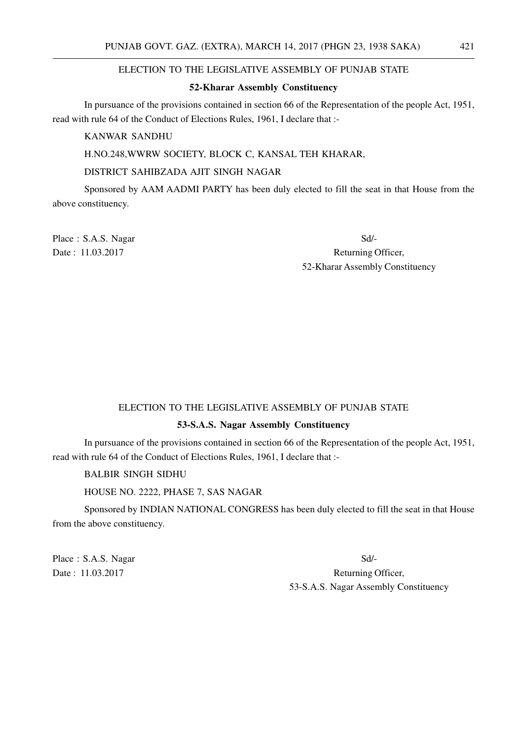ELECTION TO THE LEGISLATIVE ASSEMBLY OF PUNJAB STATE

**52-Kharar Assembly Constituency**

In pursuance of the provisions contained in section 66 of the Representation of the people Act, 1951, read with rule 64 of the Conduct of Elections Rules, 1961, I declare that :-

KANWAR SANDHU

H.NO.248,WWRW SOCIETY, BLOCK C, KANSAL TEH KHARAR,

DISTRICT SAHIBZADA AJIT SINGH NAGAR

Sponsored by AAM AADMI PARTY has been duly elected to fill the seat in that House from the above constituency.

Place : S.A.S. Nagar

Date : 11.03.2017

Sd/-

Returning Officer,

52-Kharar Assembly Constituency

ELECTION TO THE LEGISLATIVE ASSEMBLY OF PUNJAB STATE

**53-S.A.S. Nagar Assembly Constituency**

In pursuance of the provisions contained in section 66 of the Representation of the people Act, 1951, read with rule 64 of the Conduct of Elections Rules, 1961, I declare that :-

BALBIR SINGH SIDHU

HOUSE NO. 2222, PHASE 7, SAS NAGAR

Sponsored by INDIAN NATIONAL CONGRESS has been duly elected to fill the seat in that House from the above constituency.

Place : S.A.S. Nagar

Date : 11.03.2017

Sd/-

Returning Officer,

53-S.A.S. Nagar Assembly Constituency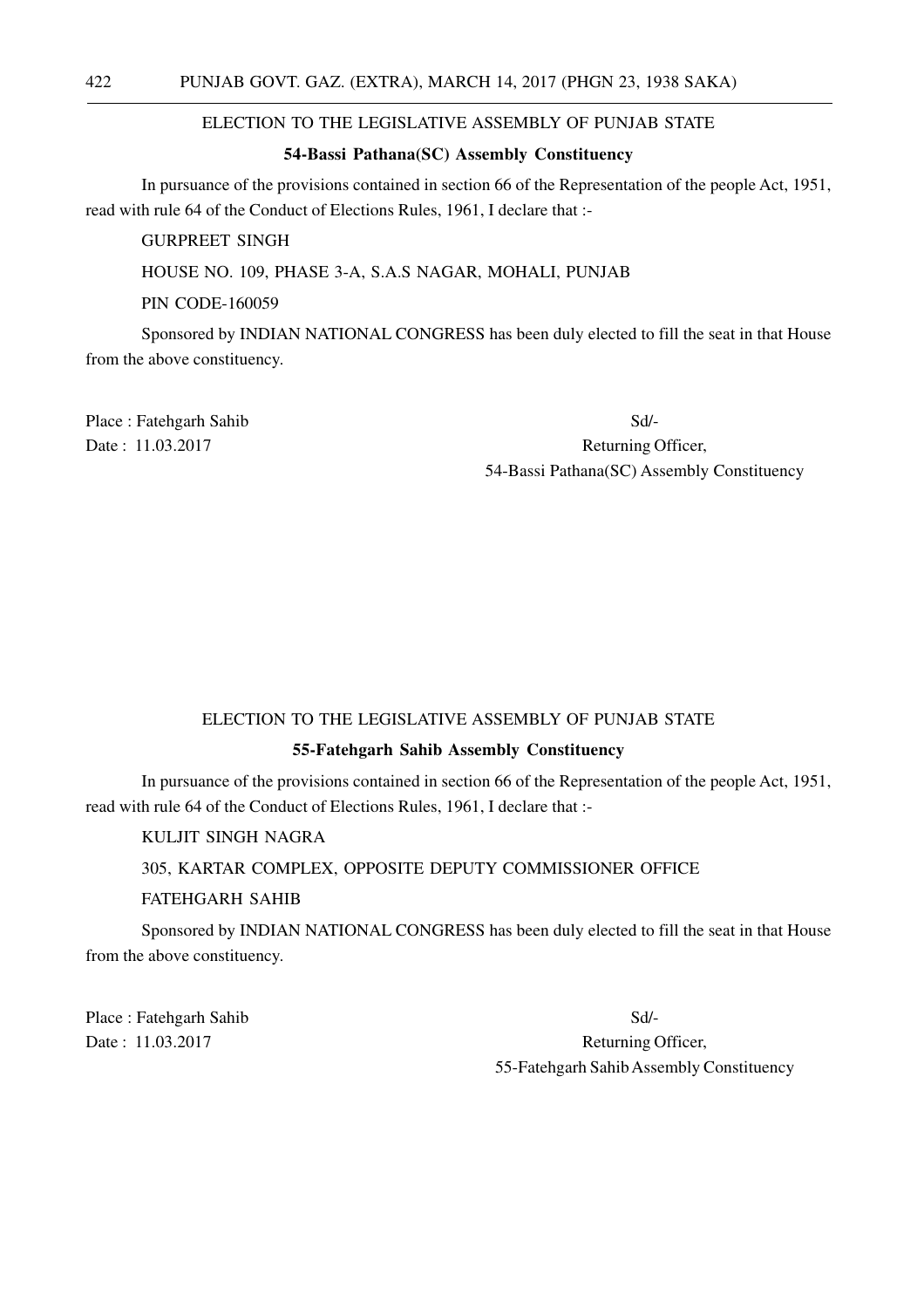## ELECTION TO THE LEGISLATIVE ASSEMBLY OF PUNJAB STATE

### 54-Bassi Pathana(SC) Assembly Constituency

In pursuance of the provisions contained in section 66 of the Representation of the people Act, 1951, read with rule 64 of the Conduct of Elections Rules, 1961, I declare that :-

GURPREET SINGH

HOUSE NO. 109, PHASE 3-A, S.A.S NAGAR, MOHALI, PUNJAB

PIN CODE-160059

Sponsored by INDIAN NATIONAL CONGRESS has been duly elected to fill the seat in that House from the above constituency.

Place : Fatehgarh Sahib

Date : 11.03.2017

Sd/-

Returning Officer,

54-Bassi Pathana(SC) Assembly Constituency

## ELECTION TO THE LEGISLATIVE ASSEMBLY OF PUNJAB STATE

### 55-Fatehgarh Sahib Assembly Constituency

In pursuance of the provisions contained in section 66 of the Representation of the people Act, 1951, read with rule 64 of the Conduct of Elections Rules, 1961, I declare that :-

KULJIT SINGH NAGRA

305, KARTAR COMPLEX, OPPOSITE DEPUTY COMMISSIONER OFFICE

FATEHGARH SAHIB

Sponsored by INDIAN NATIONAL CONGRESS has been duly elected to fill the seat in that House from the above constituency.

Place : Fatehgarh Sahib

Date : 11.03.2017

Sd/-

Returning Officer,

55-Fatehgarh Sahib Assembly Constituency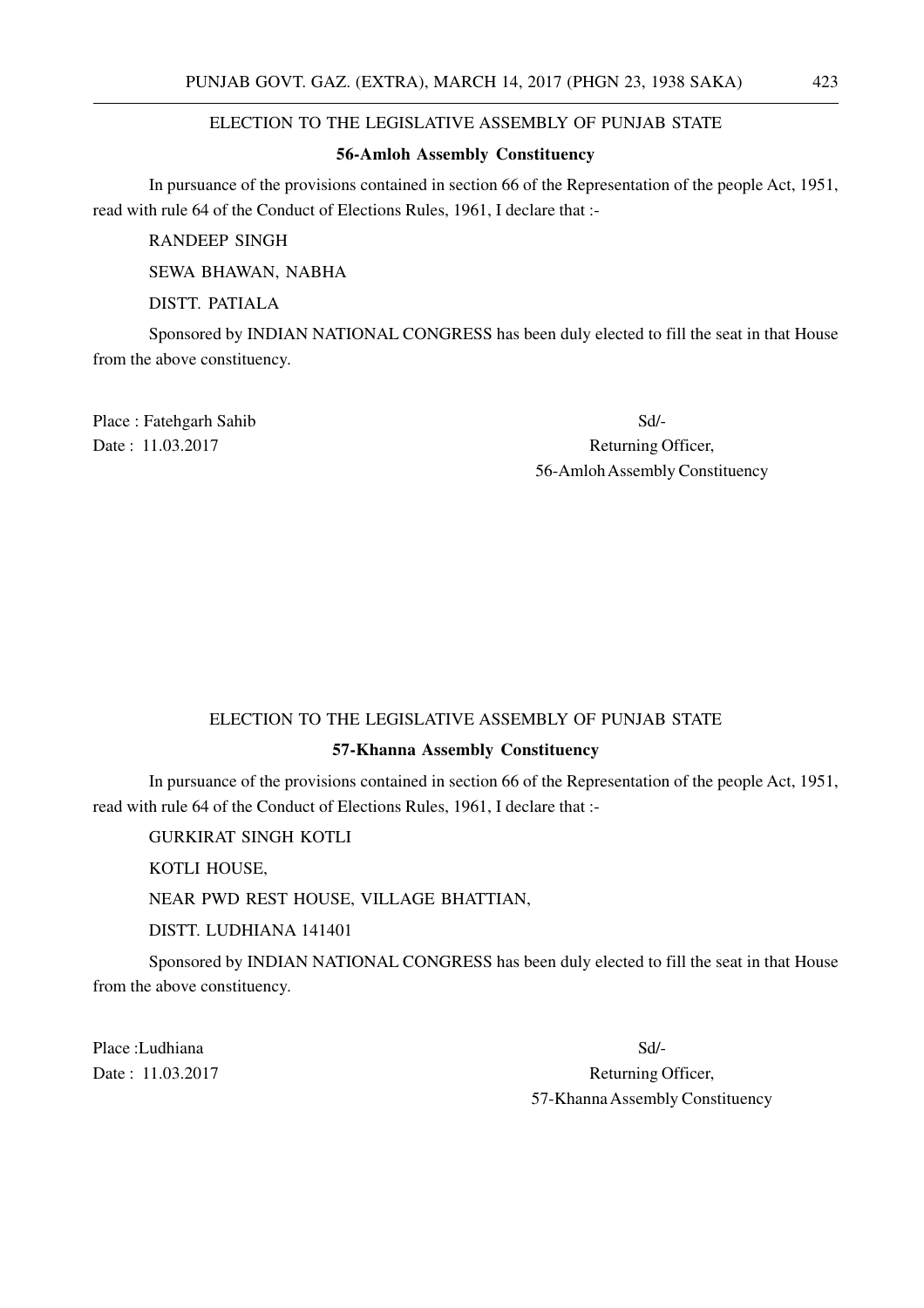ELECTION TO THE LEGISLATIVE ASSEMBLY OF PUNJAB STATE

**56-Amloh Assembly Constituency**

In pursuance of the provisions contained in section 66 of the Representation of the people Act, 1951, read with rule 64 of the Conduct of Elections Rules, 1961, I declare that :-

RANDEEP SINGH

SEWA BHAWAN, NABHA

DISTT. PATIALA

Sponsored by INDIAN NATIONAL CONGRESS has been duly elected to fill the seat in that House from the above constituency.

Place : Fatehgarh Sahib

Date : 11.03.2017

Sd/-

Returning Officer,

56-Amloh Assembly Constituency

ELECTION TO THE LEGISLATIVE ASSEMBLY OF PUNJAB STATE

**57-Khanna Assembly Constituency**

In pursuance of the provisions contained in section 66 of the Representation of the people Act, 1951, read with rule 64 of the Conduct of Elections Rules, 1961, I declare that :-

GURKIRAT SINGH KOTLI

KOTLI HOUSE,

NEAR PWD REST HOUSE, VILLAGE BHATTIAN,

DISTT. LUDHIANA 141401

Sponsored by INDIAN NATIONAL CONGRESS has been duly elected to fill the seat in that House from the above constituency.

Place :Ludhiana

Date : 11.03.2017

Sd/-

Returning Officer,

57-Khanna Assembly Constituency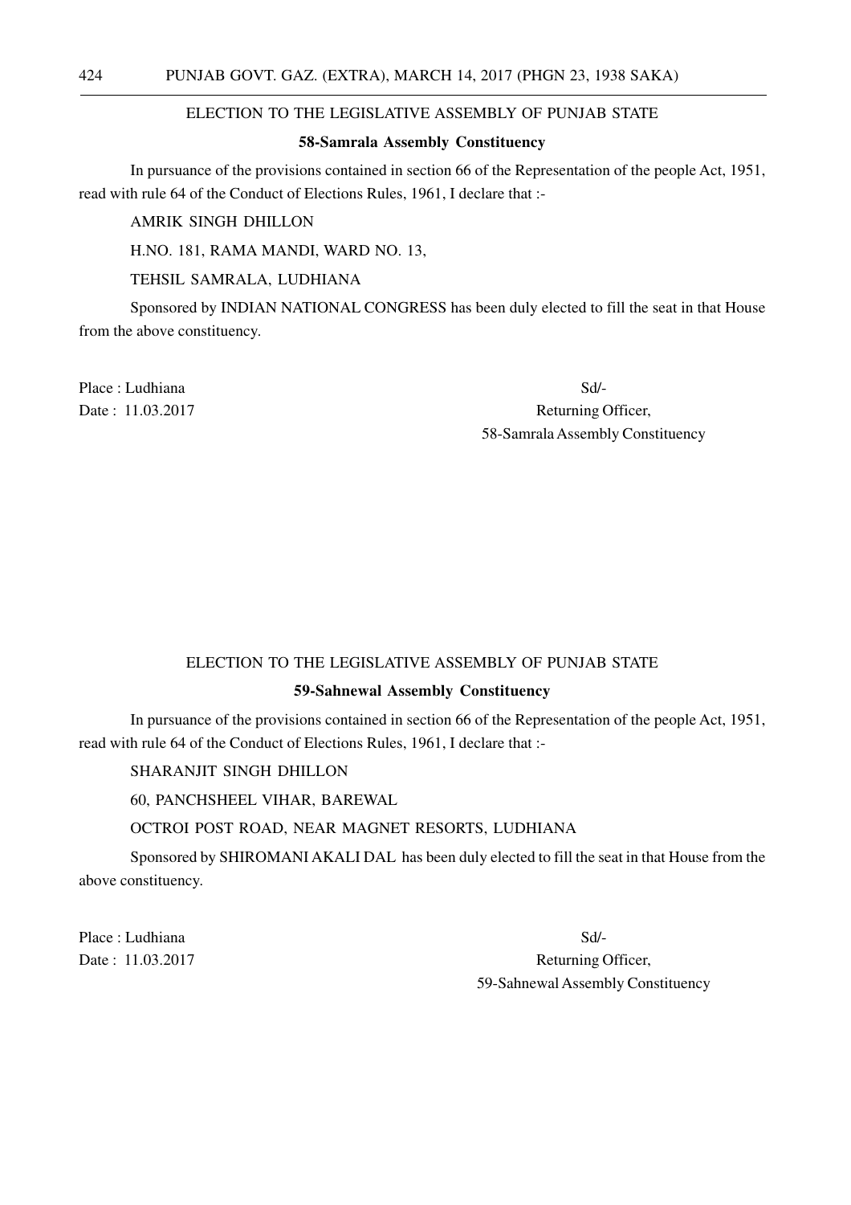## ELECTION TO THE LEGISLATIVE ASSEMBLY OF PUNJAB STATE

### 58-Samrala Assembly Constituency

In pursuance of the provisions contained in section 66 of the Representation of the people Act, 1951, read with rule 64 of the Conduct of Elections Rules, 1961, I declare that :-

AMRIK SINGH DHILLON

H.NO. 181, RAMA MANDI, WARD NO. 13,

TEHSIL SAMRALA, LUDHIANA

Sponsored by INDIAN NATIONAL CONGRESS has been duly elected to fill the seat in that House from the above constituency.

Place : Ludhiana

Date : 11.03.2017

Sd/-

Returning Officer,

58-Samrala Assembly Constituency

## ELECTION TO THE LEGISLATIVE ASSEMBLY OF PUNJAB STATE

### 59-Sahnewal Assembly Constituency

In pursuance of the provisions contained in section 66 of the Representation of the people Act, 1951, read with rule 64 of the Conduct of Elections Rules, 1961, I declare that :-

SHARANJIT SINGH DHILLON

60, PANCHSHEEL VIHAR, BAREWAL

OCTROI POST ROAD, NEAR MAGNET RESORTS, LUDHIANA

Sponsored by SHIROMANI AKALI DAL has been duly elected to fill the seat in that House from the above constituency.

Place : Ludhiana

Date : 11.03.2017

Sd/-

Returning Officer,

59-Sahnewal Assembly Constituency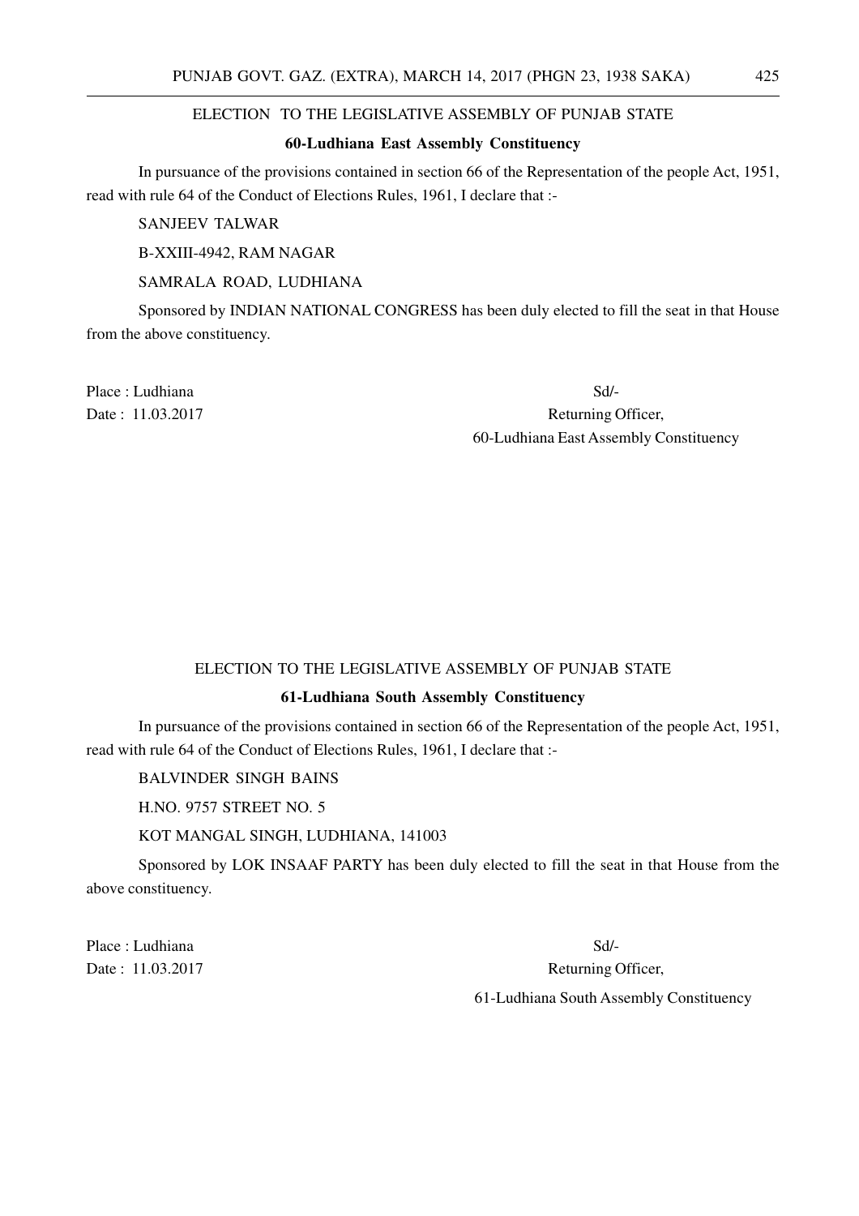ELECTION TO THE LEGISLATIVE ASSEMBLY OF PUNJAB STATE

**60-Ludhiana East Assembly Constituency**

In pursuance of the provisions contained in section 66 of the Representation of the people Act, 1951, read with rule 64 of the Conduct of Elections Rules, 1961, I declare that :-

SANJEEV TALWAR

B-XXIII-4942, RAM NAGAR

SAMRALA ROAD, LUDHIANA

Sponsored by INDIAN NATIONAL CONGRESS has been duly elected to fill the seat in that House from the above constituency.

Place : Ludhiana

Date : 11.03.2017

Sd/-

Returning Officer,

60-Ludhiana East Assembly Constituency

ELECTION TO THE LEGISLATIVE ASSEMBLY OF PUNJAB STATE

**61-Ludhiana South Assembly Constituency**

In pursuance of the provisions contained in section 66 of the Representation of the people Act, 1951, read with rule 64 of the Conduct of Elections Rules, 1961, I declare that :-

BALVINDER SINGH BAINS

H.NO. 9757 STREET NO. 5

KOT MANGAL SINGH, LUDHIANA, 141003

Sponsored by LOK INSAAF PARTY has been duly elected to fill the seat in that House from the above constituency.

Place : Ludhiana

Date : 11.03.2017

Sd/-

Returning Officer,

61-Ludhiana South Assembly Constituency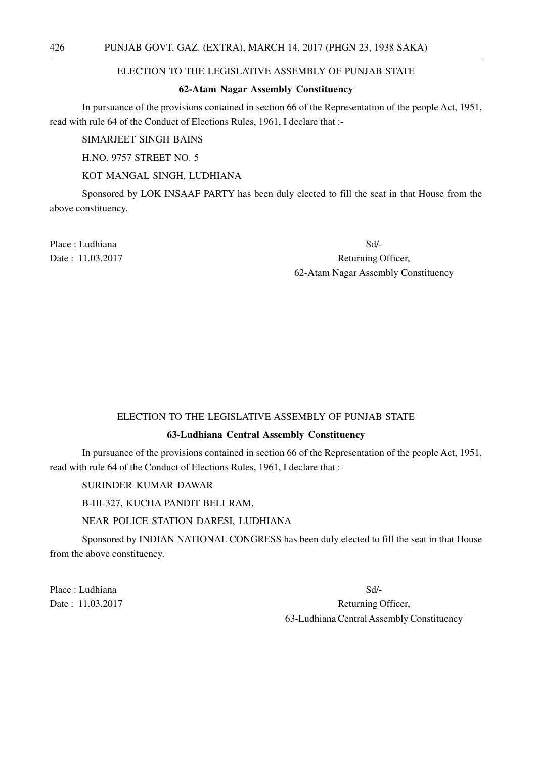## ELECTION TO THE LEGISLATIVE ASSEMBLY OF PUNJAB STATE

### 62-Atam Nagar Assembly Constituency

In pursuance of the provisions contained in section 66 of the Representation of the people Act, 1951, read with rule 64 of the Conduct of Elections Rules, 1961, I declare that :-

SIMARJEET SINGH BAINS

H.NO. 9757 STREET NO. 5

KOT MANGAL SINGH, LUDHIANA

Sponsored by LOK INSAAF PARTY has been duly elected to fill the seat in that House from the above constituency.

Place : Ludhiana

Date : 11.03.2017

Sd/-

Returning Officer,

62-Atam Nagar Assembly Constituency

## ELECTION TO THE LEGISLATIVE ASSEMBLY OF PUNJAB STATE

### 63-Ludhiana Central Assembly Constituency

In pursuance of the provisions contained in section 66 of the Representation of the people Act, 1951, read with rule 64 of the Conduct of Elections Rules, 1961, I declare that :-

SURINDER KUMAR DAWAR

B-III-327, KUCHA PANDIT BELI RAM,

NEAR POLICE STATION DARESI, LUDHIANA

Sponsored by INDIAN NATIONAL CONGRESS has been duly elected to fill the seat in that House from the above constituency.

Place : Ludhiana

Date : 11.03.2017

Sd/-

Returning Officer,

63-Ludhiana Central Assembly Constituency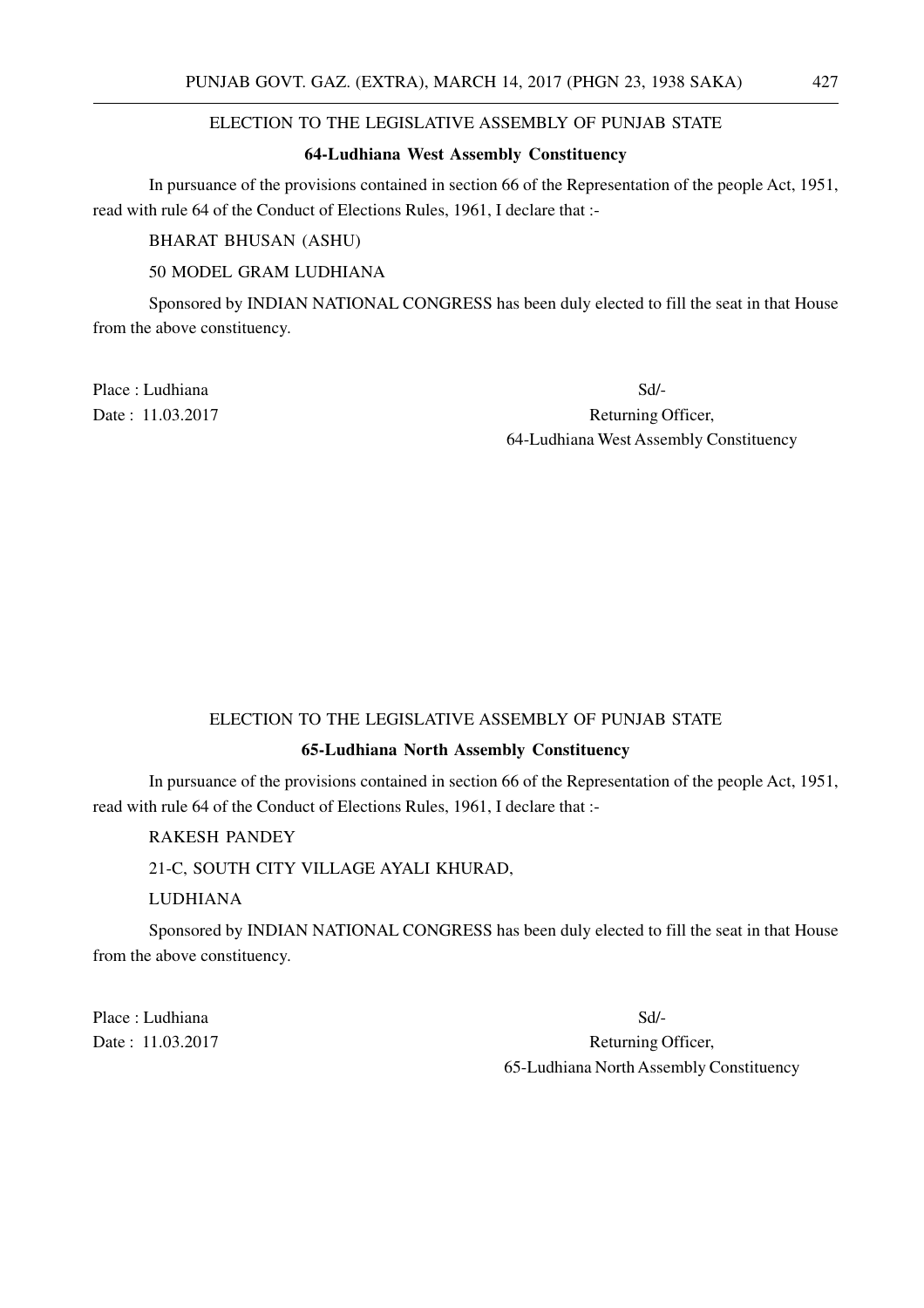ELECTION TO THE LEGISLATIVE ASSEMBLY OF PUNJAB STATE

**64-Ludhiana West Assembly Constituency**

In pursuance of the provisions contained in section 66 of the Representation of the people Act, 1951, read with rule 64 of the Conduct of Elections Rules, 1961, I declare that :-

BHARAT BHUSAN (ASHU)

50 MODEL GRAM LUDHIANA

Sponsored by INDIAN NATIONAL CONGRESS has been duly elected to fill the seat in that House from the above constituency.

Place : Ludhiana

Date : 11.03.2017

Sd/-

Returning Officer,

64-Ludhiana West Assembly Constituency

ELECTION TO THE LEGISLATIVE ASSEMBLY OF PUNJAB STATE

**65-Ludhiana North Assembly Constituency**

In pursuance of the provisions contained in section 66 of the Representation of the people Act, 1951, read with rule 64 of the Conduct of Elections Rules, 1961, I declare that :-

RAKESH PANDEY

21-C, SOUTH CITY VILLAGE AYALI KHURAD,

LUDHIANA

Sponsored by INDIAN NATIONAL CONGRESS has been duly elected to fill the seat in that House from the above constituency.

Place : Ludhiana

Date : 11.03.2017

Sd/-

Returning Officer,

65-Ludhiana North Assembly Constituency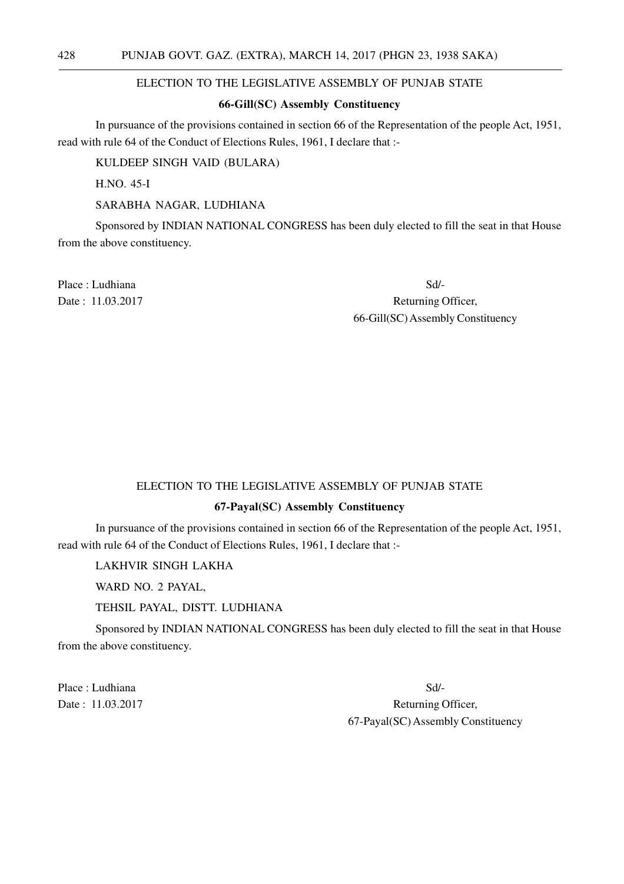## ELECTION TO THE LEGISLATIVE ASSEMBLY OF PUNJAB STATE

### 66-Gill(SC) Assembly Constituency

In pursuance of the provisions contained in section 66 of the Representation of the people Act, 1951, read with rule 64 of the Conduct of Elections Rules, 1961, I declare that :-

KULDEEP SINGH VAID (BULARA)

H.NO. 45-I

SARABHA NAGAR, LUDHIANA

Sponsored by INDIAN NATIONAL CONGRESS has been duly elected to fill the seat in that House from the above constituency.

Place : Ludhiana

Date : 11.03.2017

Sd/-

Returning Officer,

66-Gill(SC) Assembly Constituency

## ELECTION TO THE LEGISLATIVE ASSEMBLY OF PUNJAB STATE

### 67-Payal(SC) Assembly Constituency

In pursuance of the provisions contained in section 66 of the Representation of the people Act, 1951, read with rule 64 of the Conduct of Elections Rules, 1961, I declare that :-

LAKHVIR SINGH LAKHA

WARD NO. 2 PAYAL,

TEHSIL PAYAL, DISTT. LUDHIANA

Sponsored by INDIAN NATIONAL CONGRESS has been duly elected to fill the seat in that House from the above constituency.

Place : Ludhiana

Date : 11.03.2017

Sd/-

Returning Officer,

67-Payal(SC) Assembly Constituency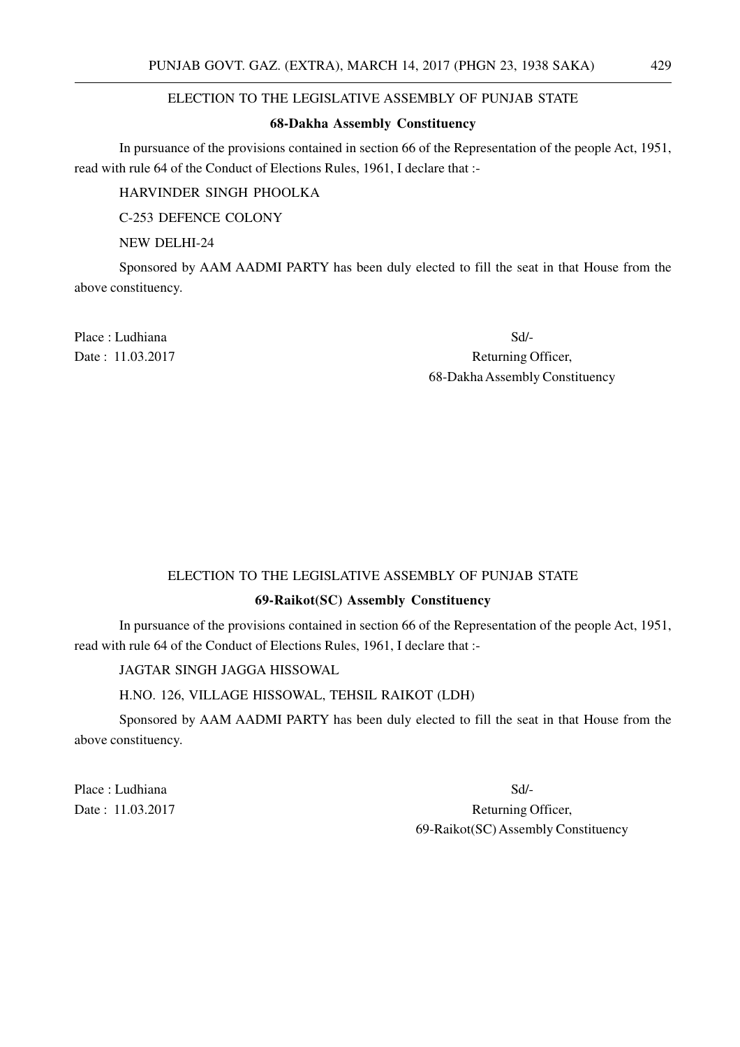ELECTION TO THE LEGISLATIVE ASSEMBLY OF PUNJAB STATE

**68-Dakha Assembly Constituency**

In pursuance of the provisions contained in section 66 of the Representation of the people Act, 1951, read with rule 64 of the Conduct of Elections Rules, 1961, I declare that :-

HARVINDER SINGH PHOOLKA

C-253 DEFENCE COLONY

NEW DELHI-24

Sponsored by AAM AADMI PARTY has been duly elected to fill the seat in that House from the above constituency.

Place : Ludhiana

Date : 11.03.2017

Sd/-

Returning Officer,

68-Dakha Assembly Constituency

ELECTION TO THE LEGISLATIVE ASSEMBLY OF PUNJAB STATE

**69-Raikot(SC) Assembly Constituency**

In pursuance of the provisions contained in section 66 of the Representation of the people Act, 1951, read with rule 64 of the Conduct of Elections Rules, 1961, I declare that :-

JAGTAR SINGH JAGGA HISSOWAL

H.NO. 126, VILLAGE HISSOWAL, TEHSIL RAIKOT (LDH)

Sponsored by AAM AADMI PARTY has been duly elected to fill the seat in that House from the above constituency.

Place : Ludhiana

Date : 11.03.2017

Sd/-

Returning Officer,

69-Raikot(SC) Assembly Constituency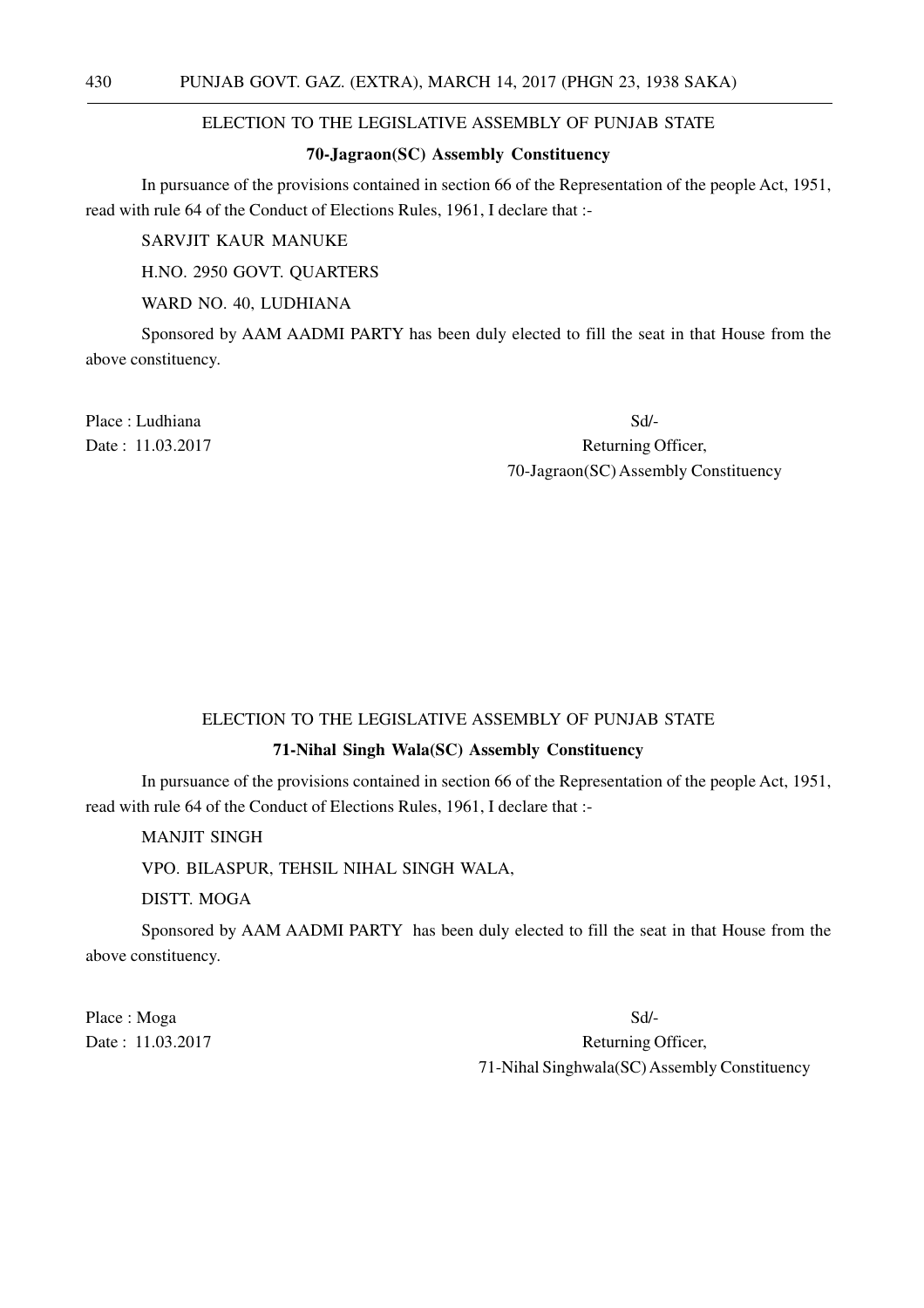## ELECTION TO THE LEGISLATIVE ASSEMBLY OF PUNJAB STATE

### 70-Jagraon(SC) Assembly Constituency

In pursuance of the provisions contained in section 66 of the Representation of the people Act, 1951, read with rule 64 of the Conduct of Elections Rules, 1961, I declare that :-

SARVJIT KAUR MANUKE

H.NO. 2950 GOVT. QUARTERS

WARD NO. 40, LUDHIANA

Sponsored by AAM AADMI PARTY has been duly elected to fill the seat in that House from the above constituency.

Place : Ludhiana

Date : 11.03.2017

Sd/-

Returning Officer,

70-Jagraon(SC) Assembly Constituency

## ELECTION TO THE LEGISLATIVE ASSEMBLY OF PUNJAB STATE

### 71-Nihal Singh Wala(SC) Assembly Constituency

In pursuance of the provisions contained in section 66 of the Representation of the people Act, 1951, read with rule 64 of the Conduct of Elections Rules, 1961, I declare that :-

MANJIT SINGH

VPO. BILASPUR, TEHSIL NIHAL SINGH WALA,

DISTT. MOGA

Sponsored by AAM AADMI PARTY has been duly elected to fill the seat in that House from the above constituency.

Place : Moga

Date : 11.03.2017

Sd/-

Returning Officer,

71-Nihal Singhwala(SC) Assembly Constituency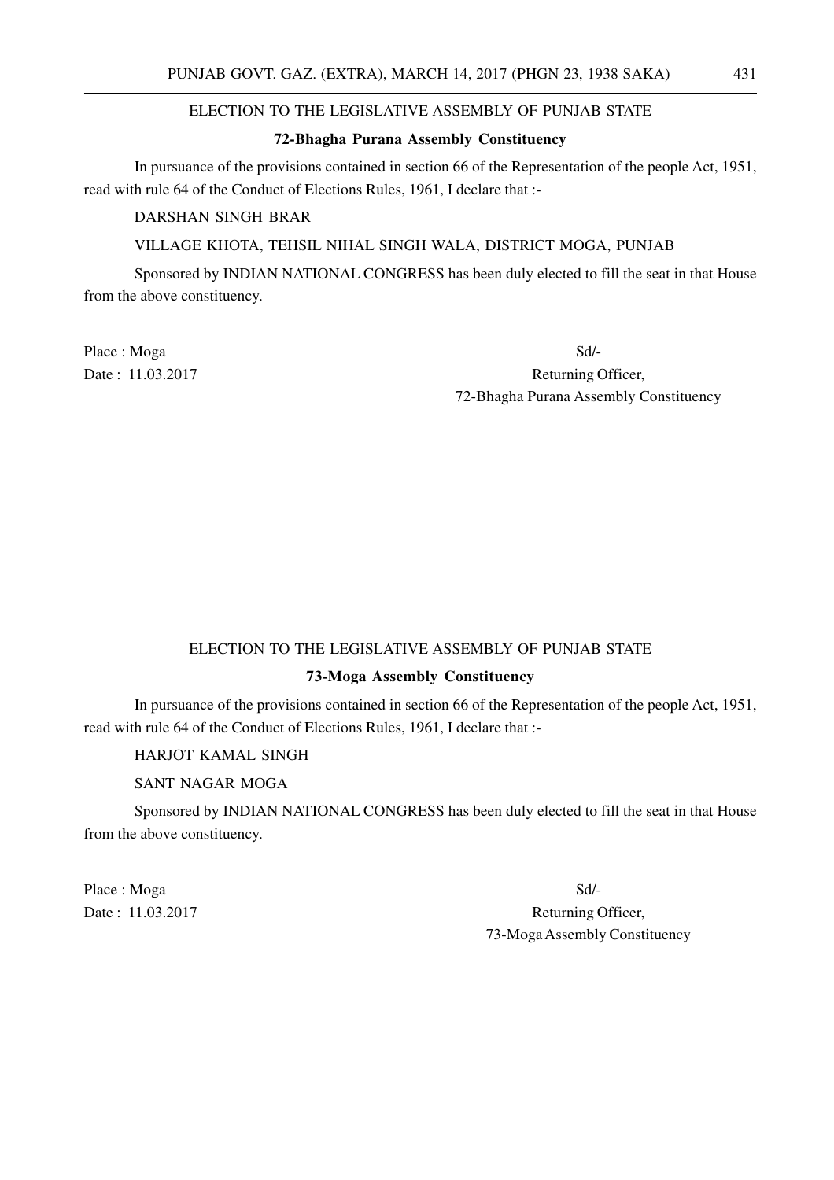ELECTION TO THE LEGISLATIVE ASSEMBLY OF PUNJAB STATE

**72-Bhagha Purana Assembly Constituency**

In pursuance of the provisions contained in section 66 of the Representation of the people Act, 1951, read with rule 64 of the Conduct of Elections Rules, 1961, I declare that :-

DARSHAN SINGH BRAR

VILLAGE KHOTA, TEHSIL NIHAL SINGH WALA, DISTRICT MOGA, PUNJAB

Sponsored by INDIAN NATIONAL CONGRESS has been duly elected to fill the seat in that House from the above constituency.

Place : Moga

Date : 11.03.2017

Sd/-

Returning Officer,

72-Bhagha Purana Assembly Constituency

ELECTION TO THE LEGISLATIVE ASSEMBLY OF PUNJAB STATE

**73-Moga Assembly Constituency**

In pursuance of the provisions contained in section 66 of the Representation of the people Act, 1951, read with rule 64 of the Conduct of Elections Rules, 1961, I declare that :-

HARJOT KAMAL SINGH

SANT NAGAR MOGA

Sponsored by INDIAN NATIONAL CONGRESS has been duly elected to fill the seat in that House from the above constituency.

Place : Moga

Date : 11.03.2017

Sd/-

Returning Officer,

73-Moga Assembly Constituency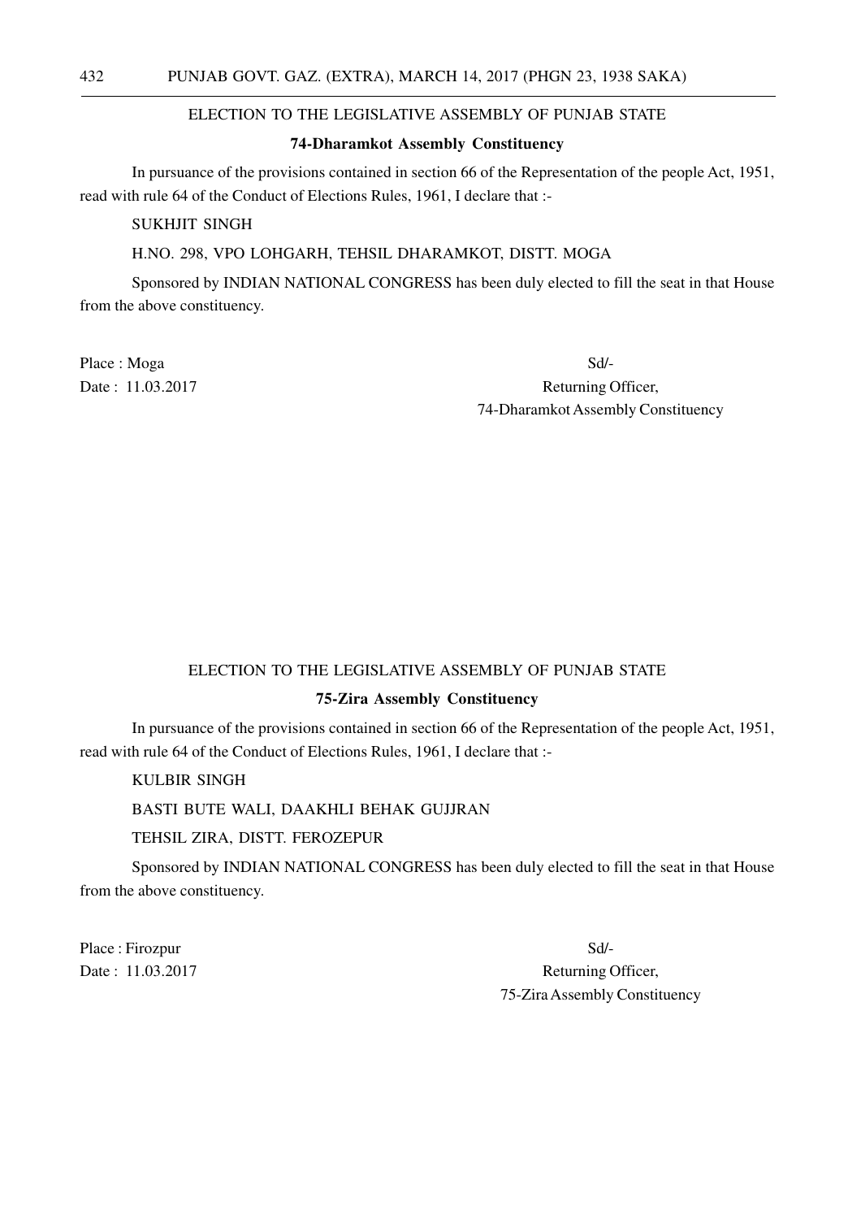## ELECTION TO THE LEGISLATIVE ASSEMBLY OF PUNJAB STATE

### 74-Dharamkot Assembly Constituency

In pursuance of the provisions contained in section 66 of the Representation of the people Act, 1951, read with rule 64 of the Conduct of Elections Rules, 1961, I declare that :-

SUKHJIT SINGH

H.NO. 298, VPO LOHGARH, TEHSIL DHARAMKOT, DISTT. MOGA

Sponsored by INDIAN NATIONAL CONGRESS has been duly elected to fill the seat in that House from the above constituency.

Place : Moga

Date : 11.03.2017

Sd/-
Returning Officer,
74-Dharamkot Assembly Constituency

## ELECTION TO THE LEGISLATIVE ASSEMBLY OF PUNJAB STATE

### 75-Zira Assembly Constituency

In pursuance of the provisions contained in section 66 of the Representation of the people Act, 1951, read with rule 64 of the Conduct of Elections Rules, 1961, I declare that :-

KULBIR SINGH

BASTI BUTE WALI, DAAKHLI BEHAK GUJJRAN

TEHSIL ZIRA, DISTT. FEROZEPUR

Sponsored by INDIAN NATIONAL CONGRESS has been duly elected to fill the seat in that House from the above constituency.

Place : Firozpur

Date : 11.03.2017

Sd/-
Returning Officer,
75-Zira Assembly Constituency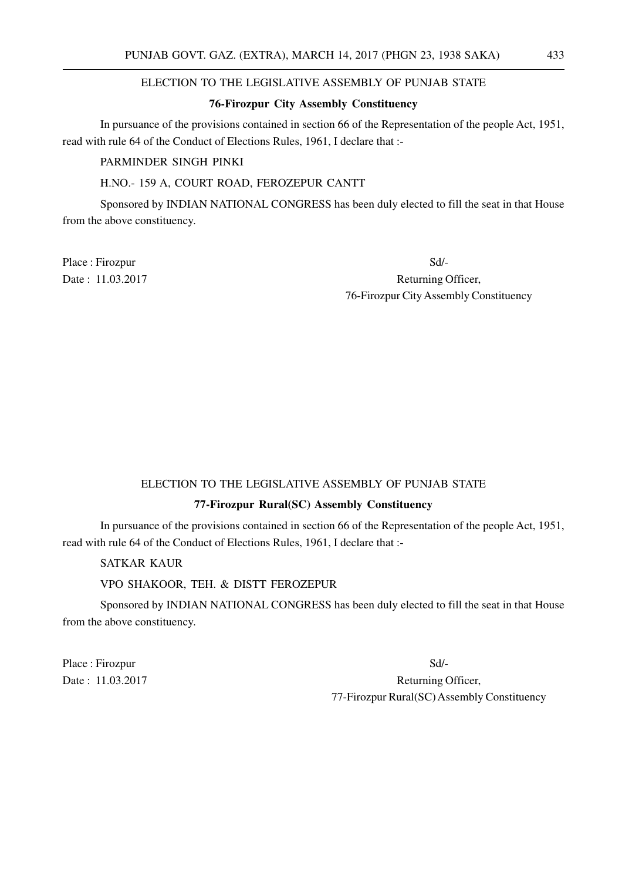ELECTION TO THE LEGISLATIVE ASSEMBLY OF PUNJAB STATE

**76-Firozpur City Assembly Constituency**

In pursuance of the provisions contained in section 66 of the Representation of the people Act, 1951, read with rule 64 of the Conduct of Elections Rules, 1961, I declare that :-

PARMINDER SINGH PINKI

H.NO.- 159 A, COURT ROAD, FEROZEPUR CANTT

Sponsored by INDIAN NATIONAL CONGRESS has been duly elected to fill the seat in that House from the above constituency.

Place : Firozpur

Date : 11.03.2017

Sd/-

Returning Officer,

76-Firozpur City Assembly Constituency

ELECTION TO THE LEGISLATIVE ASSEMBLY OF PUNJAB STATE

**77-Firozpur Rural(SC) Assembly Constituency**

In pursuance of the provisions contained in section 66 of the Representation of the people Act, 1951, read with rule 64 of the Conduct of Elections Rules, 1961, I declare that :-

SATKAR KAUR

VPO SHAKOOR, TEH. & DISTT FEROZEPUR

Sponsored by INDIAN NATIONAL CONGRESS has been duly elected to fill the seat in that House from the above constituency.

Place : Firozpur

Date : 11.03.2017

Sd/-

Returning Officer,

77-Firozpur Rural(SC) Assembly Constituency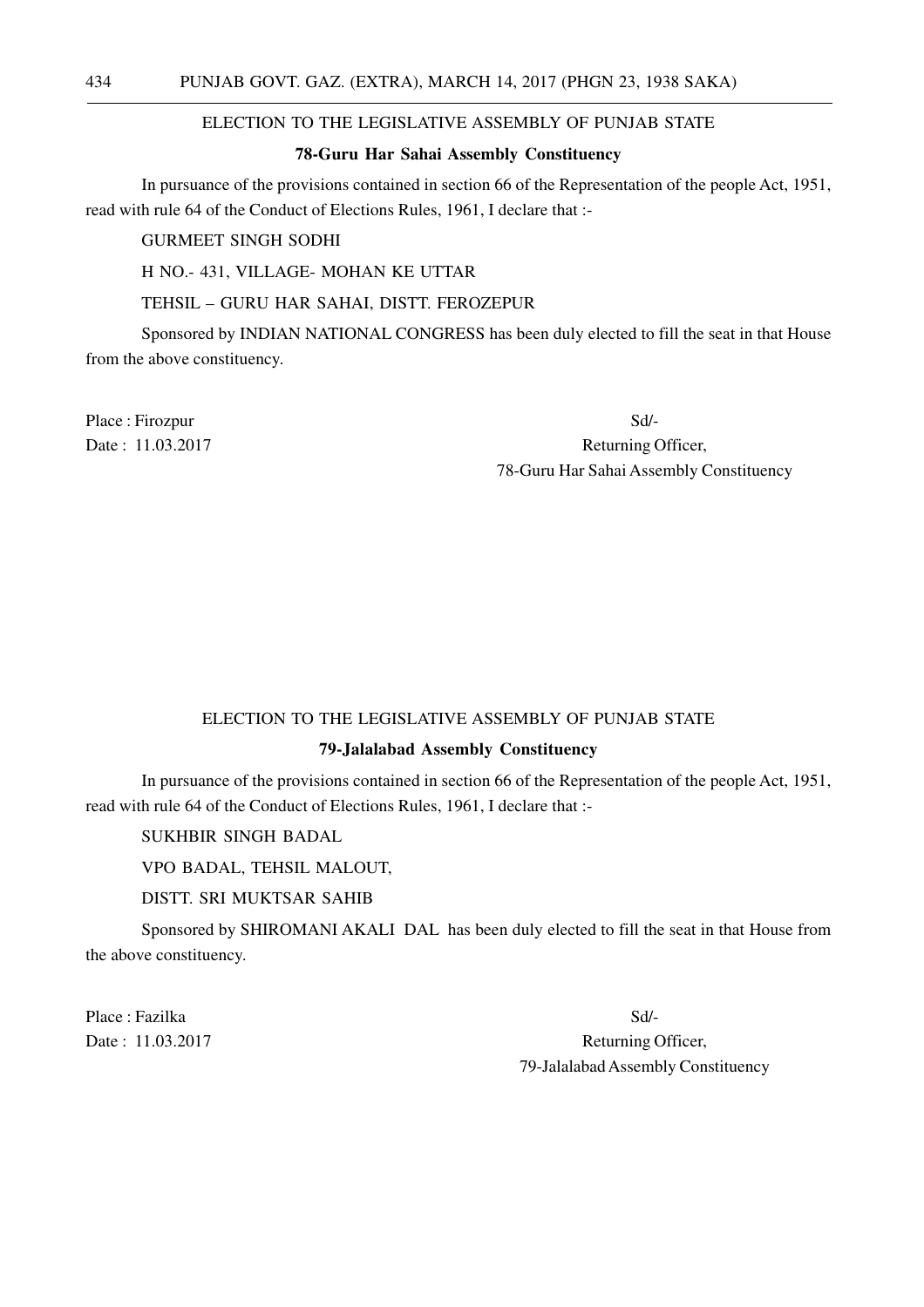ELECTION TO THE LEGISLATIVE ASSEMBLY OF PUNJAB STATE

**78-Guru Har Sahai Assembly Constituency**

In pursuance of the provisions contained in section 66 of the Representation of the people Act, 1951, read with rule 64 of the Conduct of Elections Rules, 1961, I declare that :-

GURMEET SINGH SODHI

H NO.- 431, VILLAGE- MOHAN KE UTTAR

TEHSIL – GURU HAR SAHAI, DISTT. FEROZEPUR

Sponsored by INDIAN NATIONAL CONGRESS has been duly elected to fill the seat in that House from the above constituency.

Place : Firozpur

Date : 11.03.2017

Sd/-

Returning Officer,

78-Guru Har Sahai Assembly Constituency

ELECTION TO THE LEGISLATIVE ASSEMBLY OF PUNJAB STATE

**79-Jalalabad Assembly Constituency**

In pursuance of the provisions contained in section 66 of the Representation of the people Act, 1951, read with rule 64 of the Conduct of Elections Rules, 1961, I declare that :-

SUKHBIR SINGH BADAL

VPO BADAL, TEHSIL MALOUT,

DISTT. SRI MUKTSAR SAHIB

Sponsored by SHIROMANI AKALI DAL has been duly elected to fill the seat in that House from the above constituency.

Place : Fazilka

Date : 11.03.2017

Sd/-

Returning Officer,

79-Jalalabad Assembly Constituency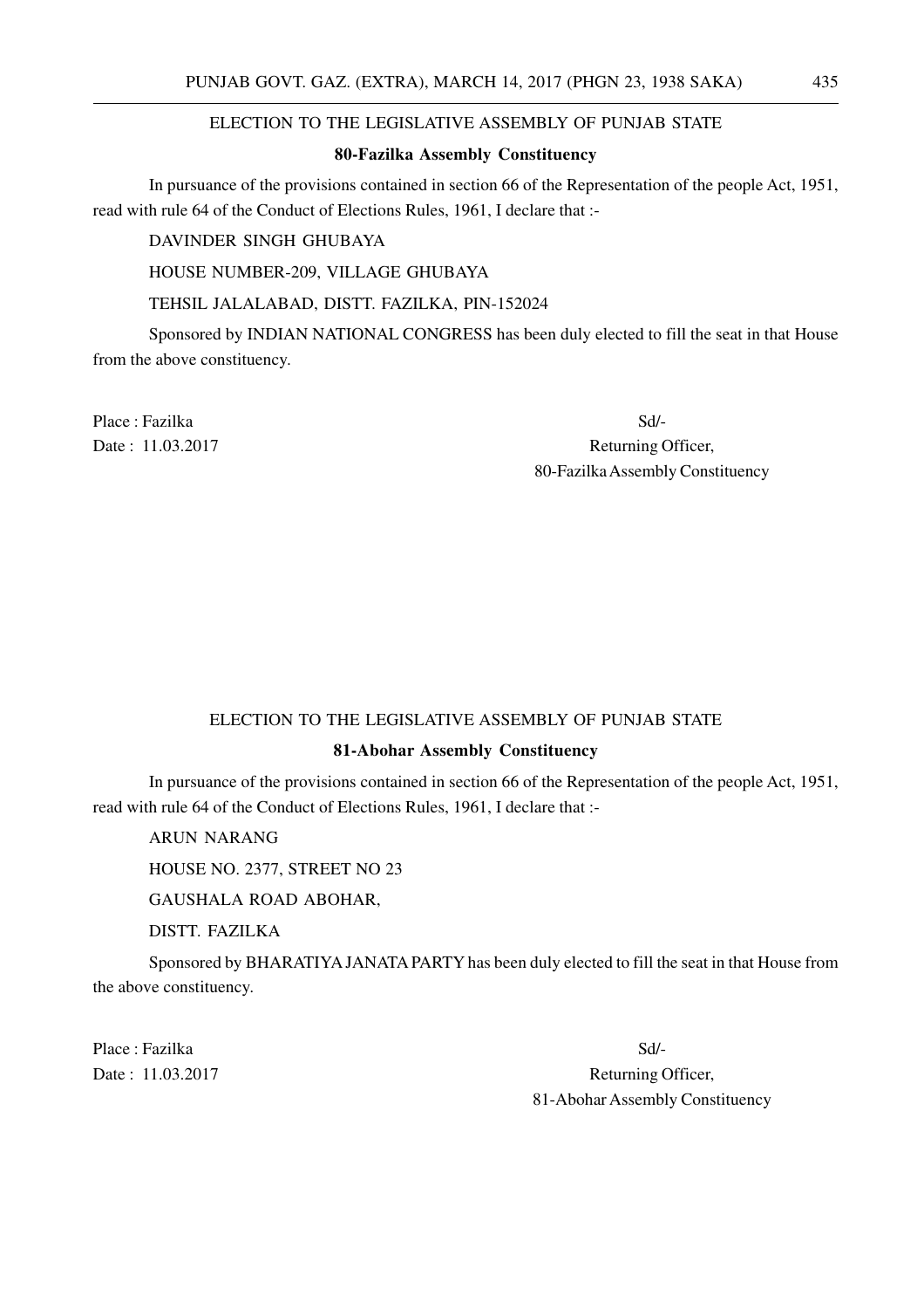ELECTION TO THE LEGISLATIVE ASSEMBLY OF PUNJAB STATE

**80-Fazilka Assembly Constituency**

In pursuance of the provisions contained in section 66 of the Representation of the people Act, 1951, read with rule 64 of the Conduct of Elections Rules, 1961, I declare that :-

DAVINDER SINGH GHUBAYA

HOUSE NUMBER-209, VILLAGE GHUBAYA

TEHSIL JALALABAD, DISTT. FAZILKA, PIN-152024

Sponsored by INDIAN NATIONAL CONGRESS has been duly elected to fill the seat in that House from the above constituency.

Place : Fazilka

Date : 11.03.2017

Sd/-

Returning Officer,

80-Fazilka Assembly Constituency

ELECTION TO THE LEGISLATIVE ASSEMBLY OF PUNJAB STATE

**81-Abohar Assembly Constituency**

In pursuance of the provisions contained in section 66 of the Representation of the people Act, 1951, read with rule 64 of the Conduct of Elections Rules, 1961, I declare that :-

ARUN NARANG

HOUSE NO. 2377, STREET NO 23

GAUSHALA ROAD ABOHAR,

DISTT. FAZILKA

Sponsored by BHARATIYA JANATA PARTY has been duly elected to fill the seat in that House from the above constituency.

Place : Fazilka

Date : 11.03.2017

Sd/-

Returning Officer,

81-Abohar Assembly Constituency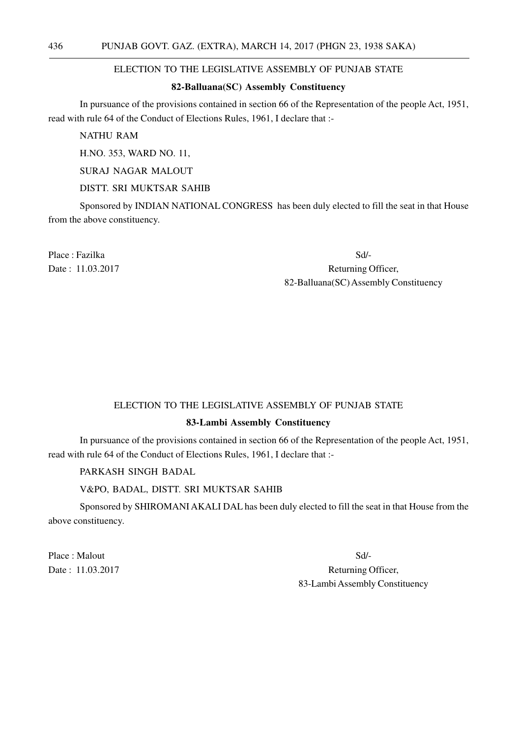ELECTION TO THE LEGISLATIVE ASSEMBLY OF PUNJAB STATE

**82-Balluana(SC) Assembly Constituency**

In pursuance of the provisions contained in section 66 of the Representation of the people Act, 1951, read with rule 64 of the Conduct of Elections Rules, 1961, I declare that :-

NATHU RAM

H.NO. 353, WARD NO. 11,

SURAJ NAGAR MALOUT

DISTT. SRI MUKTSAR SAHIB

Sponsored by INDIAN NATIONAL CONGRESS has been duly elected to fill the seat in that House from the above constituency.

Place : Fazilka

Date : 11.03.2017

Sd/-

Returning Officer,

82-Balluana(SC) Assembly Constituency

ELECTION TO THE LEGISLATIVE ASSEMBLY OF PUNJAB STATE

**83-Lambi Assembly Constituency**

In pursuance of the provisions contained in section 66 of the Representation of the people Act, 1951, read with rule 64 of the Conduct of Elections Rules, 1961, I declare that :-

PARKASH SINGH BADAL

V&PO, BADAL, DISTT. SRI MUKTSAR SAHIB

Sponsored by SHIROMANI AKALI DAL has been duly elected to fill the seat in that House from the above constituency.

Place : Malout

Date : 11.03.2017

Sd/-

Returning Officer,

83-Lambi Assembly Constituency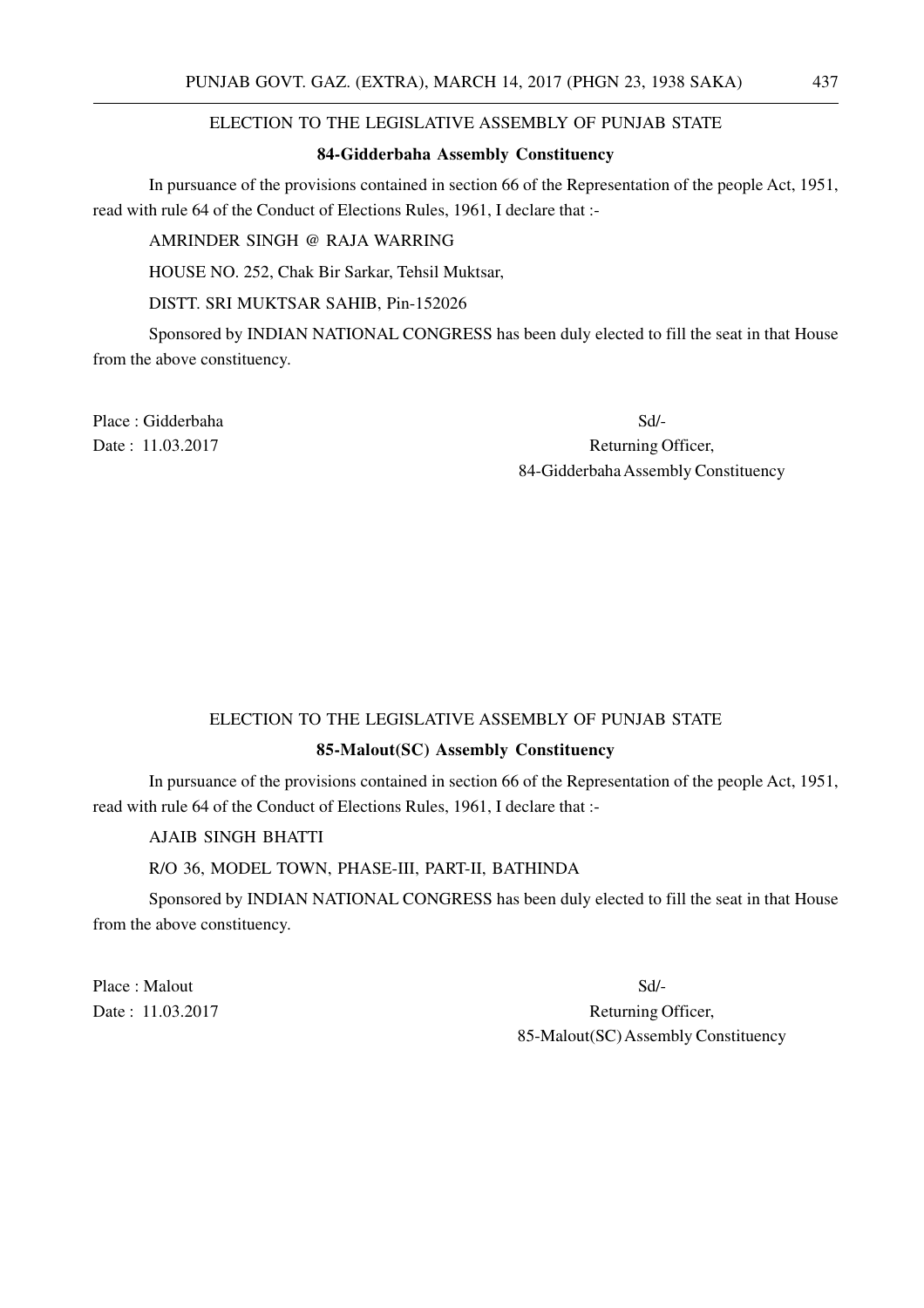## ELECTION TO THE LEGISLATIVE ASSEMBLY OF PUNJAB STATE

### **84-Gidderbaha Assembly Constituency**

In pursuance of the provisions contained in section 66 of the Representation of the people Act, 1951, read with rule 64 of the Conduct of Elections Rules, 1961, I declare that :-

AMRINDER SINGH @ RAJA WARRING

HOUSE NO. 252, Chak Bir Sarkar, Tehsil Muktsar,

DISTT. SRI MUKTSAR SAHIB, Pin-152026

Sponsored by INDIAN NATIONAL CONGRESS has been duly elected to fill the seat in that House from the above constituency.

Place : Gidderbaha

Date : 11.03.2017

Sd/-

Returning Officer,

84-Gidderbaha Assembly Constituency

## ELECTION TO THE LEGISLATIVE ASSEMBLY OF PUNJAB STATE

### **85-Malout(SC) Assembly Constituency**

In pursuance of the provisions contained in section 66 of the Representation of the people Act, 1951, read with rule 64 of the Conduct of Elections Rules, 1961, I declare that :-

AJAIB SINGH BHATTI

R/O 36, MODEL TOWN, PHASE-III, PART-II, BATHINDA

Sponsored by INDIAN NATIONAL CONGRESS has been duly elected to fill the seat in that House from the above constituency.

Place : Malout

Date : 11.03.2017

Sd/-

Returning Officer,

85-Malout(SC) Assembly Constituency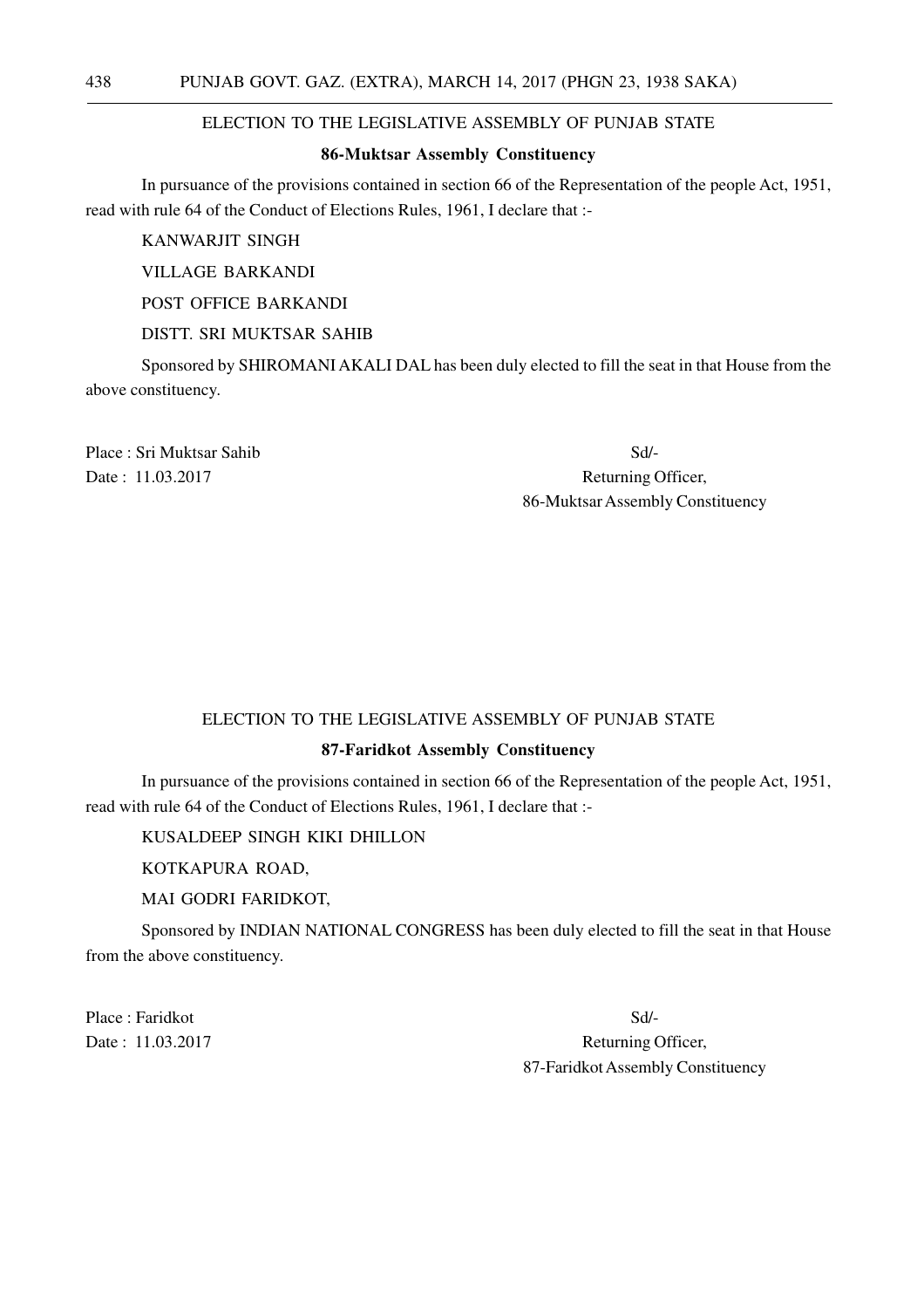ELECTION TO THE LEGISLATIVE ASSEMBLY OF PUNJAB STATE

**86-Muktsar Assembly Constituency**

In pursuance of the provisions contained in section 66 of the Representation of the people Act, 1951, read with rule 64 of the Conduct of Elections Rules, 1961, I declare that :-

KANWARJIT SINGH

VILLAGE BARKANDI

POST OFFICE BARKANDI

DISTT. SRI MUKTSAR SAHIB

Sponsored by SHIROMANI AKALI DAL has been duly elected to fill the seat in that House from the above constituency.

Place : Sri Muktsar Sahib

Date : 11.03.2017

Sd/-

Returning Officer,

86-Muktsar Assembly Constituency

ELECTION TO THE LEGISLATIVE ASSEMBLY OF PUNJAB STATE

**87-Faridkot Assembly Constituency**

In pursuance of the provisions contained in section 66 of the Representation of the people Act, 1951, read with rule 64 of the Conduct of Elections Rules, 1961, I declare that :-

KUSALDEEP SINGH KIKI DHILLON

KOTKAPURA ROAD,

MAI GODRI FARIDKOT,

Sponsored by INDIAN NATIONAL CONGRESS has been duly elected to fill the seat in that House from the above constituency.

Place : Faridkot

Date : 11.03.2017

Sd/-

Returning Officer,

87-Faridkot Assembly Constituency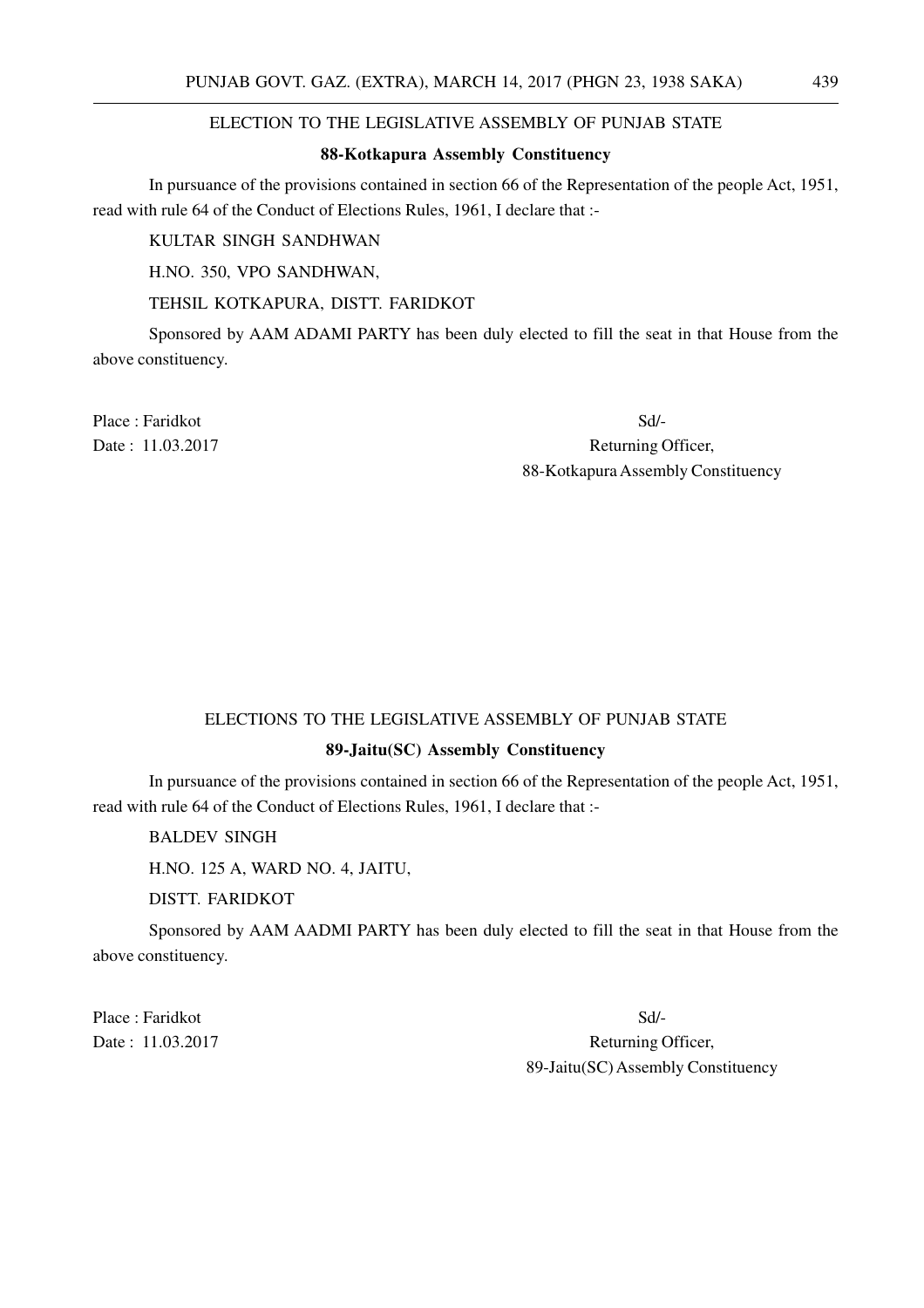ELECTION TO THE LEGISLATIVE ASSEMBLY OF PUNJAB STATE

**88-Kotkapura Assembly Constituency**

In pursuance of the provisions contained in section 66 of the Representation of the people Act, 1951, read with rule 64 of the Conduct of Elections Rules, 1961, I declare that :-

KULTAR SINGH SANDHWAN

H.NO. 350, VPO SANDHWAN,

TEHSIL KOTKAPURA, DISTT. FARIDKOT

Sponsored by AAM ADAMI PARTY has been duly elected to fill the seat in that House from the above constituency.

Place : Faridkot

Date : 11.03.2017

Sd/-

Returning Officer,

88-Kotkapura Assembly Constituency

ELECTIONS TO THE LEGISLATIVE ASSEMBLY OF PUNJAB STATE

**89-Jaitu(SC) Assembly Constituency**

In pursuance of the provisions contained in section 66 of the Representation of the people Act, 1951, read with rule 64 of the Conduct of Elections Rules, 1961, I declare that :-

BALDEV SINGH

H.NO. 125 A, WARD NO. 4, JAITU,

DISTT. FARIDKOT

Sponsored by AAM AADMI PARTY has been duly elected to fill the seat in that House from the above constituency.

Place : Faridkot

Date : 11.03.2017

Sd/-

Returning Officer,

89-Jaitu(SC) Assembly Constituency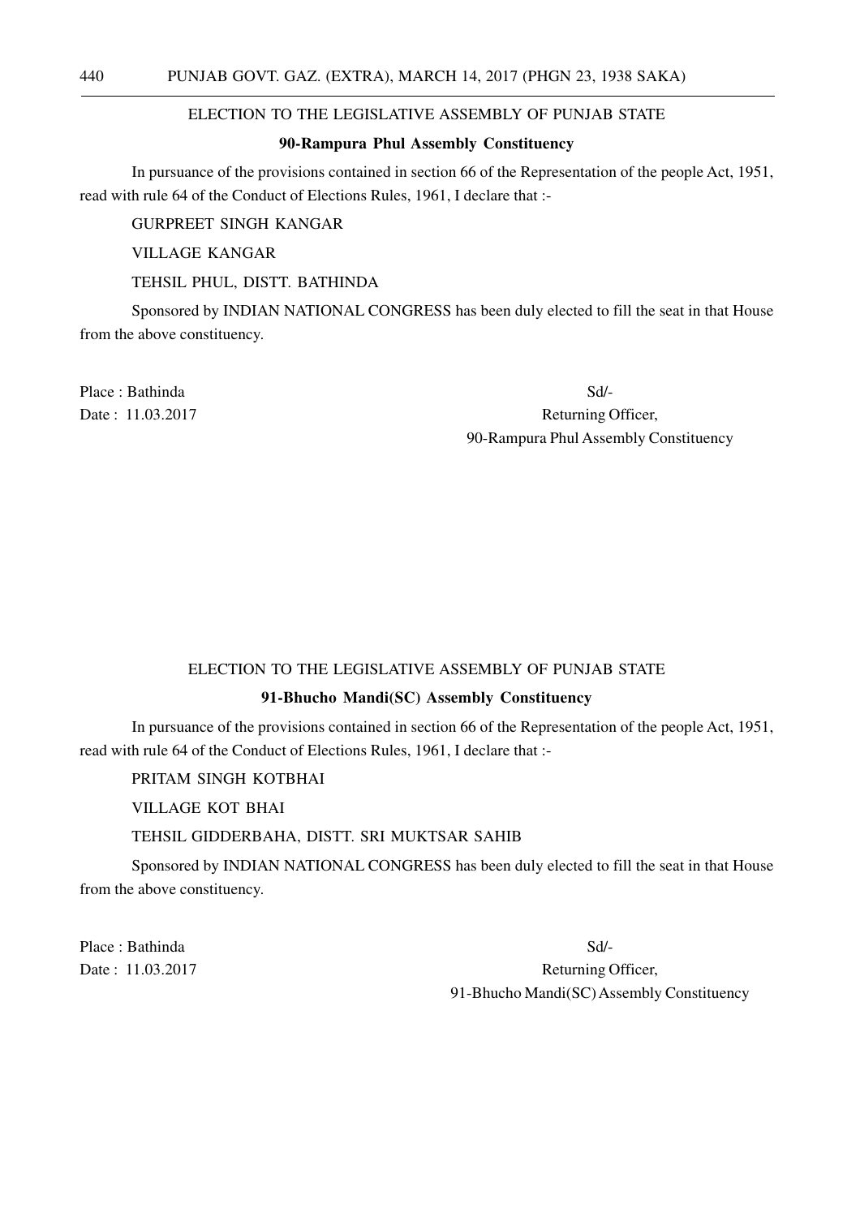ELECTION TO THE LEGISLATIVE ASSEMBLY OF PUNJAB STATE

**90-Rampura Phul Assembly Constituency**

In pursuance of the provisions contained in section 66 of the Representation of the people Act, 1951, read with rule 64 of the Conduct of Elections Rules, 1961, I declare that :-

GURPREET SINGH KANGAR

VILLAGE KANGAR

TEHSIL PHUL, DISTT. BATHINDA

Sponsored by INDIAN NATIONAL CONGRESS has been duly elected to fill the seat in that House from the above constituency.

Place : Bathinda

Date : 11.03.2017

Sd/-

Returning Officer,

90-Rampura Phul Assembly Constituency

ELECTION TO THE LEGISLATIVE ASSEMBLY OF PUNJAB STATE

**91-Bhucho Mandi(SC) Assembly Constituency**

In pursuance of the provisions contained in section 66 of the Representation of the people Act, 1951, read with rule 64 of the Conduct of Elections Rules, 1961, I declare that :-

PRITAM SINGH KOTBHAI

VILLAGE KOT BHAI

TEHSIL GIDDERBAHA, DISTT. SRI MUKTSAR SAHIB

Sponsored by INDIAN NATIONAL CONGRESS has been duly elected to fill the seat in that House from the above constituency.

Place : Bathinda

Date : 11.03.2017

Sd/-

Returning Officer,

91-Bhucho Mandi(SC) Assembly Constituency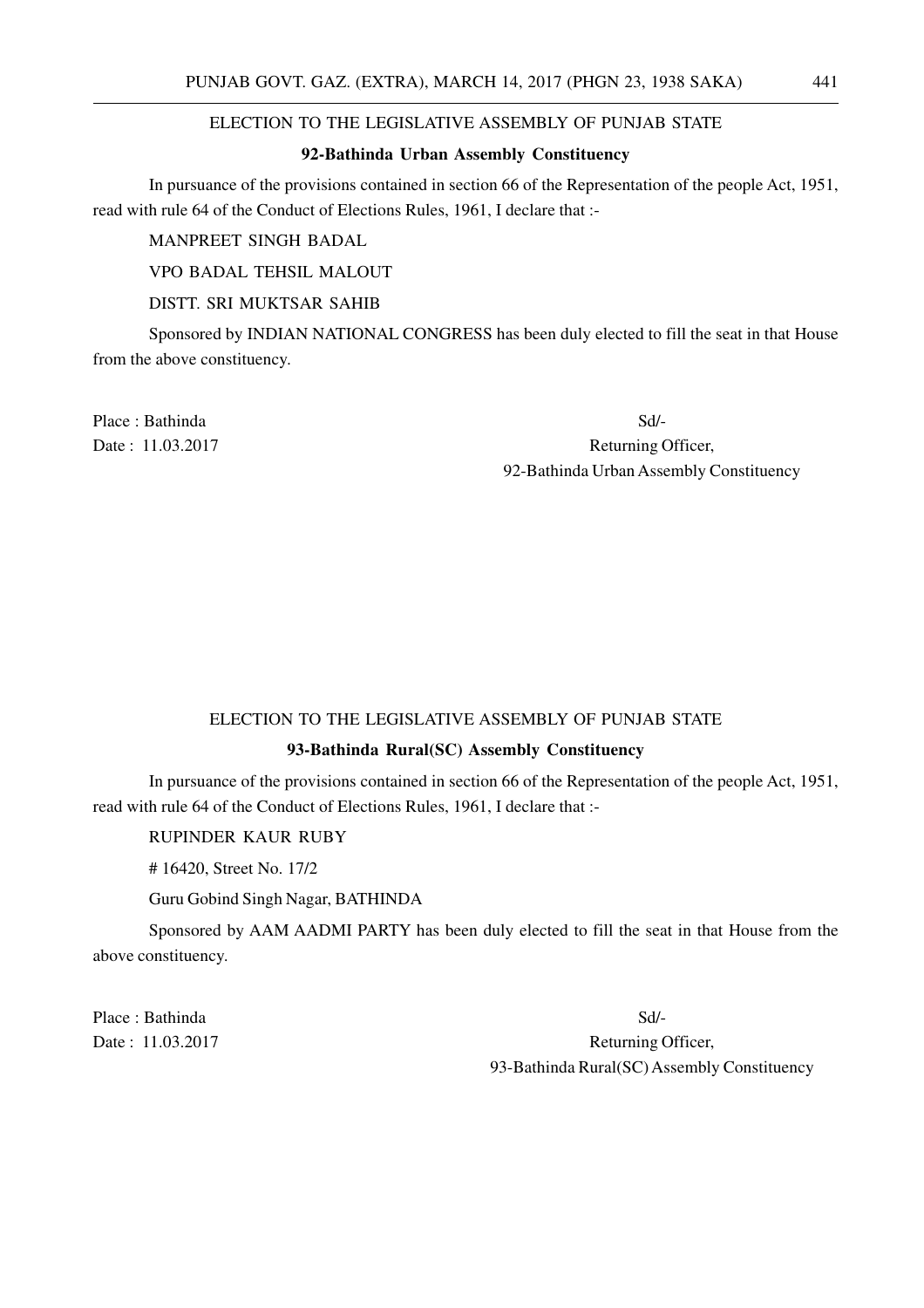ELECTION TO THE LEGISLATIVE ASSEMBLY OF PUNJAB STATE

**92-Bathinda Urban Assembly Constituency**

In pursuance of the provisions contained in section 66 of the Representation of the people Act, 1951, read with rule 64 of the Conduct of Elections Rules, 1961, I declare that :-

MANPREET SINGH BADAL

VPO BADAL TEHSIL MALOUT

DISTT. SRI MUKTSAR SAHIB

Sponsored by INDIAN NATIONAL CONGRESS has been duly elected to fill the seat in that House from the above constituency.

Place : Bathinda

Date : 11.03.2017

Sd/-

Returning Officer,

92-Bathinda Urban Assembly Constituency

ELECTION TO THE LEGISLATIVE ASSEMBLY OF PUNJAB STATE

**93-Bathinda Rural(SC) Assembly Constituency**

In pursuance of the provisions contained in section 66 of the Representation of the people Act, 1951, read with rule 64 of the Conduct of Elections Rules, 1961, I declare that :-

RUPINDER KAUR RUBY

# 16420, Street No. 17/2

Guru Gobind Singh Nagar, BATHINDA

Sponsored by AAM AADMI PARTY has been duly elected to fill the seat in that House from the above constituency.

Place : Bathinda

Date : 11.03.2017

Sd/-

Returning Officer,

93-Bathinda Rural(SC) Assembly Constituency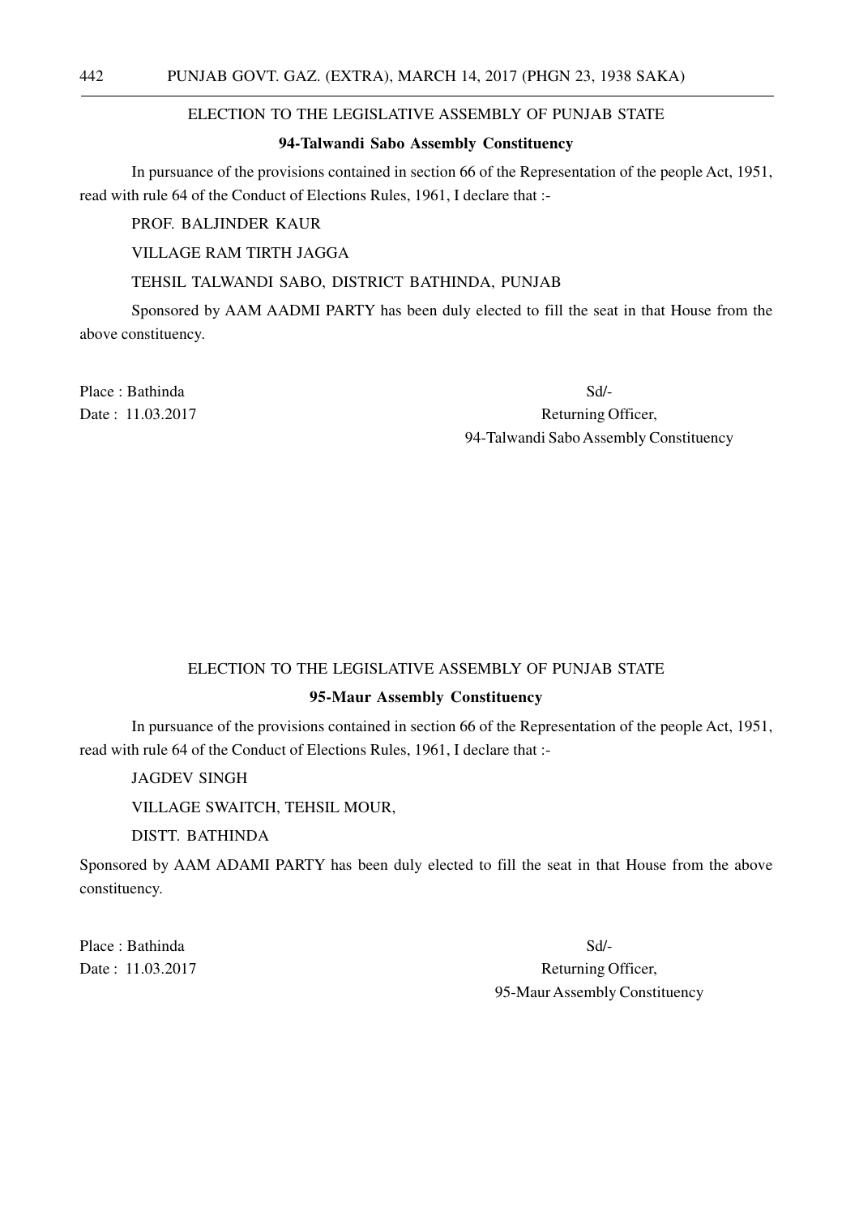ELECTION TO THE LEGISLATIVE ASSEMBLY OF PUNJAB STATE

**94-Talwandi Sabo Assembly Constituency**

In pursuance of the provisions contained in section 66 of the Representation of the people Act, 1951, read with rule 64 of the Conduct of Elections Rules, 1961, I declare that :-

PROF. BALJINDER KAUR

VILLAGE RAM TIRTH JAGGA

TEHSIL TALWANDI SABO, DISTRICT BATHINDA, PUNJAB

Sponsored by AAM AADMI PARTY has been duly elected to fill the seat in that House from the above constituency.

Place : Bathinda

Date : 11.03.2017

Sd/-

Returning Officer,

94-Talwandi Sabo Assembly Constituency

ELECTION TO THE LEGISLATIVE ASSEMBLY OF PUNJAB STATE

**95-Maur Assembly Constituency**

In pursuance of the provisions contained in section 66 of the Representation of the people Act, 1951, read with rule 64 of the Conduct of Elections Rules, 1961, I declare that :-

JAGDEV SINGH

VILLAGE SWAITCH, TEHSIL MOUR,

DISTT. BATHINDA

Sponsored by AAM ADAMI PARTY has been duly elected to fill the seat in that House from the above constituency.

Place : Bathinda

Date : 11.03.2017

Sd/-

Returning Officer,

95-Maur Assembly Constituency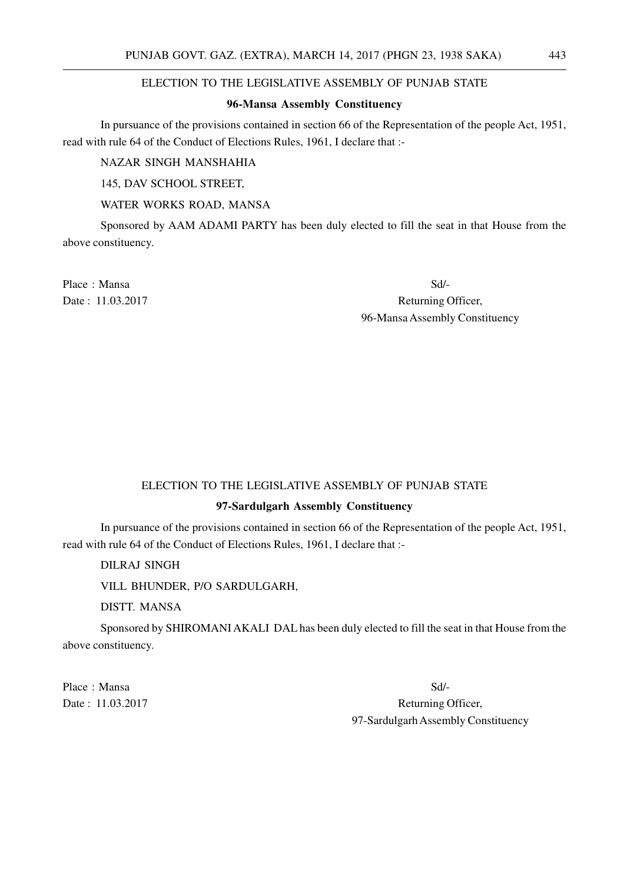ELECTION TO THE LEGISLATIVE ASSEMBLY OF PUNJAB STATE

**96-Mansa Assembly Constituency**

In pursuance of the provisions contained in section 66 of the Representation of the people Act, 1951, read with rule 64 of the Conduct of Elections Rules, 1961, I declare that :-

NAZAR SINGH MANSHAHIA

145, DAV SCHOOL STREET,

WATER WORKS ROAD, MANSA

Sponsored by AAM ADAMI PARTY has been duly elected to fill the seat in that House from the above constituency.

Place : Mansa

Date : 11.03.2017

Sd/-

Returning Officer,

96-Mansa Assembly Constituency

ELECTION TO THE LEGISLATIVE ASSEMBLY OF PUNJAB STATE

**97-Sardulgarh Assembly Constituency**

In pursuance of the provisions contained in section 66 of the Representation of the people Act, 1951, read with rule 64 of the Conduct of Elections Rules, 1961, I declare that :-

DILRAJ SINGH

VILL BHUNDER, P/O SARDULGARH,

DISTT. MANSA

Sponsored by SHIROMANI AKALI DAL has been duly elected to fill the seat in that House from the above constituency.

Place : Mansa

Date : 11.03.2017

Sd/-

Returning Officer,

97-Sardulgarh Assembly Constituency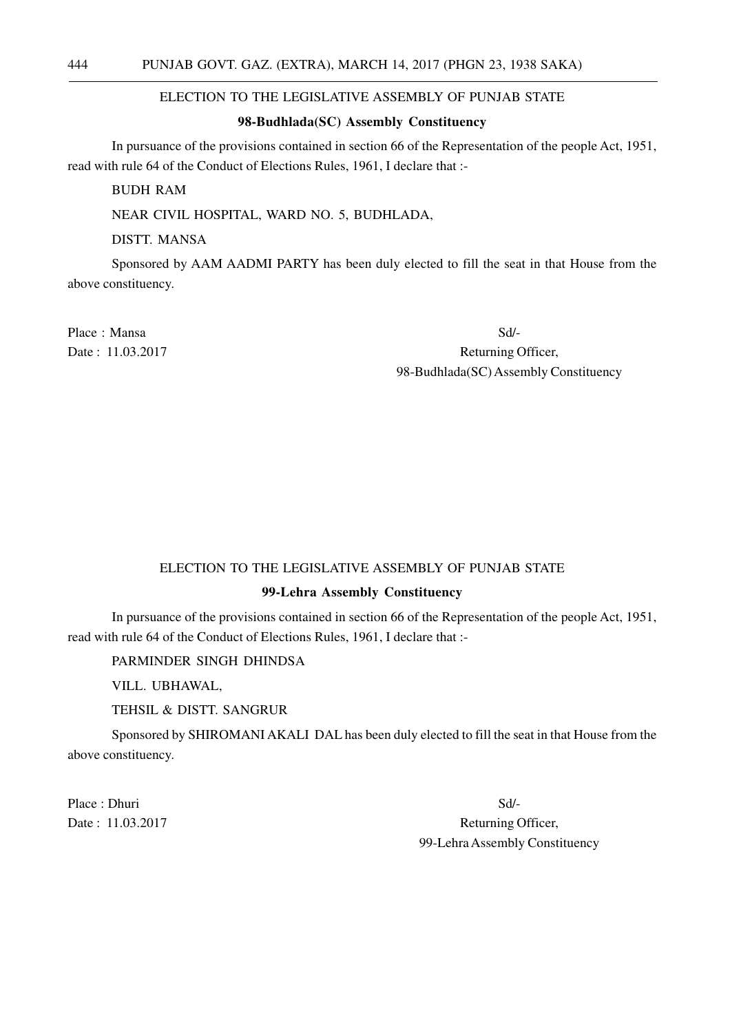ELECTION TO THE LEGISLATIVE ASSEMBLY OF PUNJAB STATE

**98-Budhlada(SC) Assembly Constituency**

In pursuance of the provisions contained in section 66 of the Representation of the people Act, 1951, read with rule 64 of the Conduct of Elections Rules, 1961, I declare that :-

BUDH RAM

NEAR CIVIL HOSPITAL, WARD NO. 5, BUDHLADA,

DISTT. MANSA

Sponsored by AAM AADMI PARTY has been duly elected to fill the seat in that House from the above constituency.

Place : Mansa

Date : 11.03.2017

Sd/-

Returning Officer,

98-Budhlada(SC) Assembly Constituency

ELECTION TO THE LEGISLATIVE ASSEMBLY OF PUNJAB STATE

**99-Lehra Assembly Constituency**

In pursuance of the provisions contained in section 66 of the Representation of the people Act, 1951, read with rule 64 of the Conduct of Elections Rules, 1961, I declare that :-

PARMINDER SINGH DHINDSA

VILL. UBHAWAL,

TEHSIL & DISTT. SANGRUR

Sponsored by SHIROMANI AKALI DAL has been duly elected to fill the seat in that House from the above constituency.

Place : Dhuri

Date : 11.03.2017

Sd/-

Returning Officer,

99-Lehra Assembly Constituency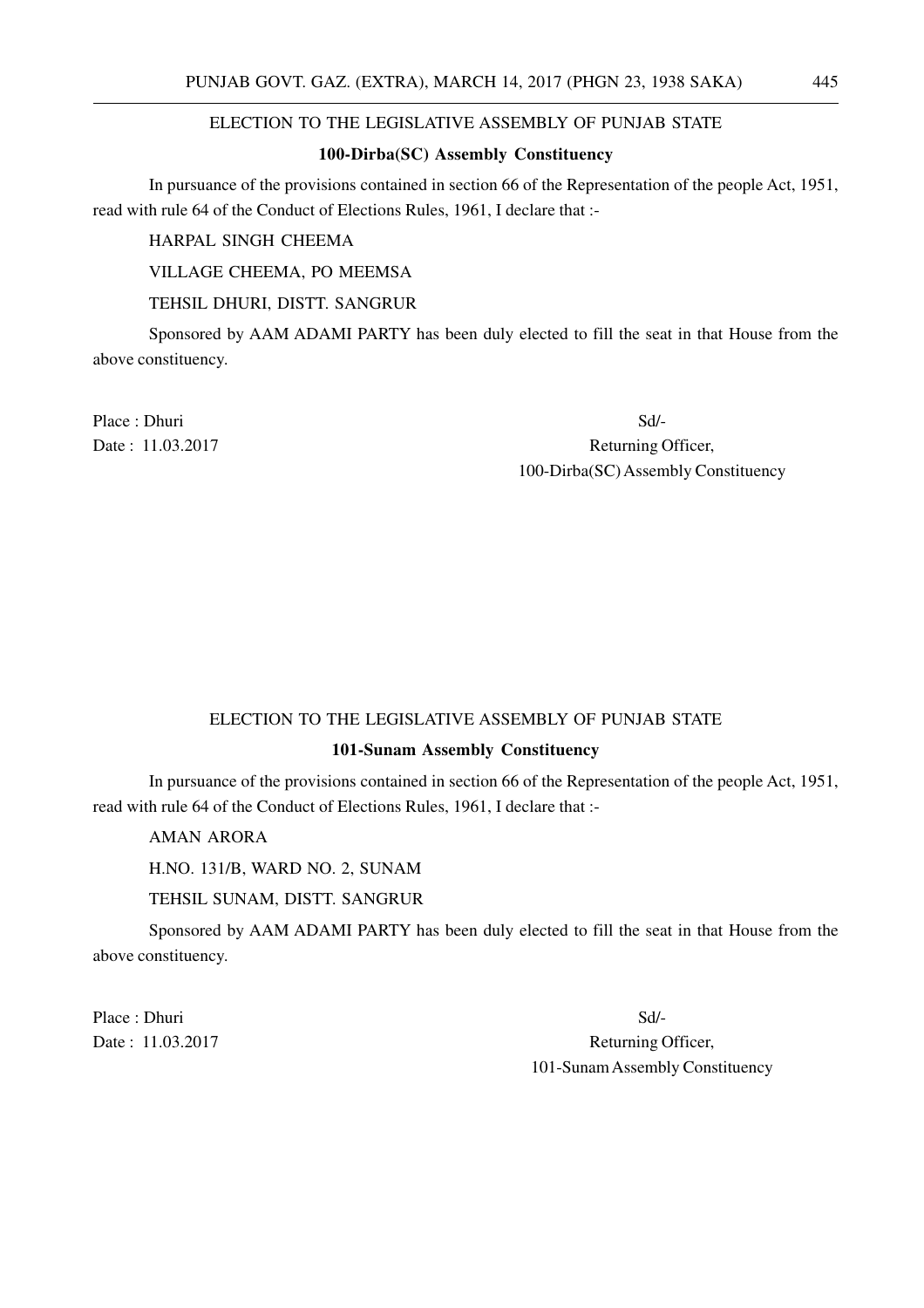ELECTION TO THE LEGISLATIVE ASSEMBLY OF PUNJAB STATE

**100-Dirba(SC) Assembly Constituency**

In pursuance of the provisions contained in section 66 of the Representation of the people Act, 1951, read with rule 64 of the Conduct of Elections Rules, 1961, I declare that :-

HARPAL SINGH CHEEMA

VILLAGE CHEEMA, PO MEEMSA

TEHSIL DHURI, DISTT. SANGRUR

Sponsored by AAM ADAMI PARTY has been duly elected to fill the seat in that House from the above constituency.

Place : Dhuri

Date : 11.03.2017

Sd/-

Returning Officer,

100-Dirba(SC) Assembly Constituency

ELECTION TO THE LEGISLATIVE ASSEMBLY OF PUNJAB STATE

**101-Sunam Assembly Constituency**

In pursuance of the provisions contained in section 66 of the Representation of the people Act, 1951, read with rule 64 of the Conduct of Elections Rules, 1961, I declare that :-

AMAN ARORA

H.NO. 131/B, WARD NO. 2, SUNAM

TEHSIL SUNAM, DISTT. SANGRUR

Sponsored by AAM ADAMI PARTY has been duly elected to fill the seat in that House from the above constituency.

Place : Dhuri

Date : 11.03.2017

Sd/-

Returning Officer,

101-Sunam Assembly Constituency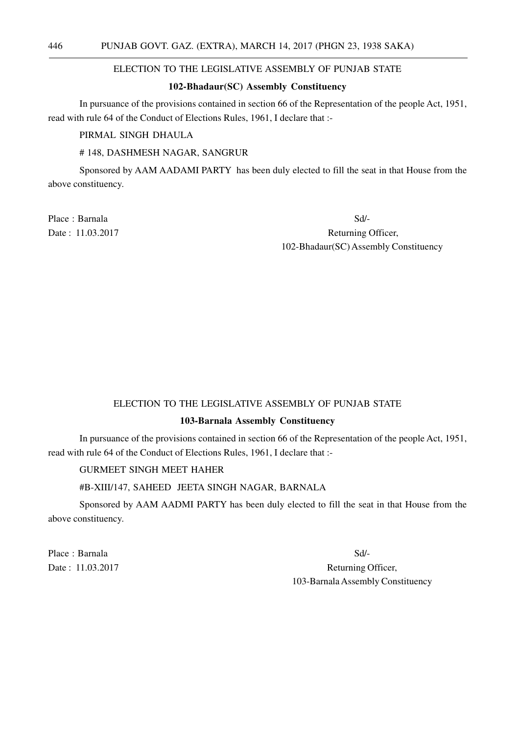ELECTION TO THE LEGISLATIVE ASSEMBLY OF PUNJAB STATE

**102-Bhadaur(SC) Assembly Constituency**

In pursuance of the provisions contained in section 66 of the Representation of the people Act, 1951, read with rule 64 of the Conduct of Elections Rules, 1961, I declare that :-

PIRMAL SINGH DHAULA

# 148, DASHMESH NAGAR, SANGRUR

Sponsored by AAM AADAMI PARTY has been duly elected to fill the seat in that House from the above constituency.

Place : Barnala

Date : 11.03.2017

Sd/-

Returning Officer,

102-Bhadaur(SC) Assembly Constituency

ELECTION TO THE LEGISLATIVE ASSEMBLY OF PUNJAB STATE

**103-Barnala Assembly Constituency**

In pursuance of the provisions contained in section 66 of the Representation of the people Act, 1951, read with rule 64 of the Conduct of Elections Rules, 1961, I declare that :-

GURMEET SINGH MEET HAHER

#B-XIII/147, SAHEED JEETA SINGH NAGAR, BARNALA

Sponsored by AAM AADMI PARTY has been duly elected to fill the seat in that House from the above constituency.

Place : Barnala

Date : 11.03.2017

Sd/-

Returning Officer,

103-Barnala Assembly Constituency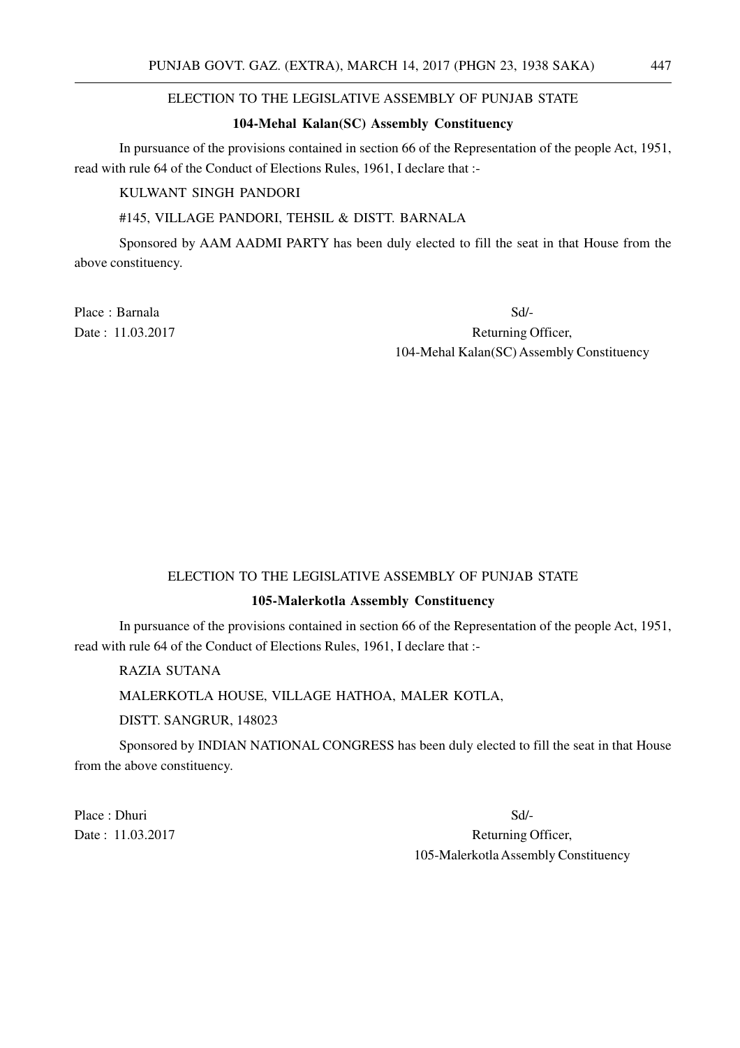ELECTION TO THE LEGISLATIVE ASSEMBLY OF PUNJAB STATE

**104-Mehal Kalan(SC) Assembly Constituency**

In pursuance of the provisions contained in section 66 of the Representation of the people Act, 1951, read with rule 64 of the Conduct of Elections Rules, 1961, I declare that :-

KULWANT SINGH PANDORI

#145, VILLAGE PANDORI, TEHSIL & DISTT. BARNALA

Sponsored by AAM AADMI PARTY has been duly elected to fill the seat in that House from the above constituency.

Place : Barnala

Date : 11.03.2017

Sd/-

Returning Officer,

104-Mehal Kalan(SC) Assembly Constituency

ELECTION TO THE LEGISLATIVE ASSEMBLY OF PUNJAB STATE

**105-Malerkotla Assembly Constituency**

In pursuance of the provisions contained in section 66 of the Representation of the people Act, 1951, read with rule 64 of the Conduct of Elections Rules, 1961, I declare that :-

RAZIA SUTANA

MALERKOTLA HOUSE, VILLAGE HATHOA, MALER KOTLA,

DISTT. SANGRUR, 148023

Sponsored by INDIAN NATIONAL CONGRESS has been duly elected to fill the seat in that House from the above constituency.

Place : Dhuri

Date : 11.03.2017

Sd/-

Returning Officer,

105-Malerkotla Assembly Constituency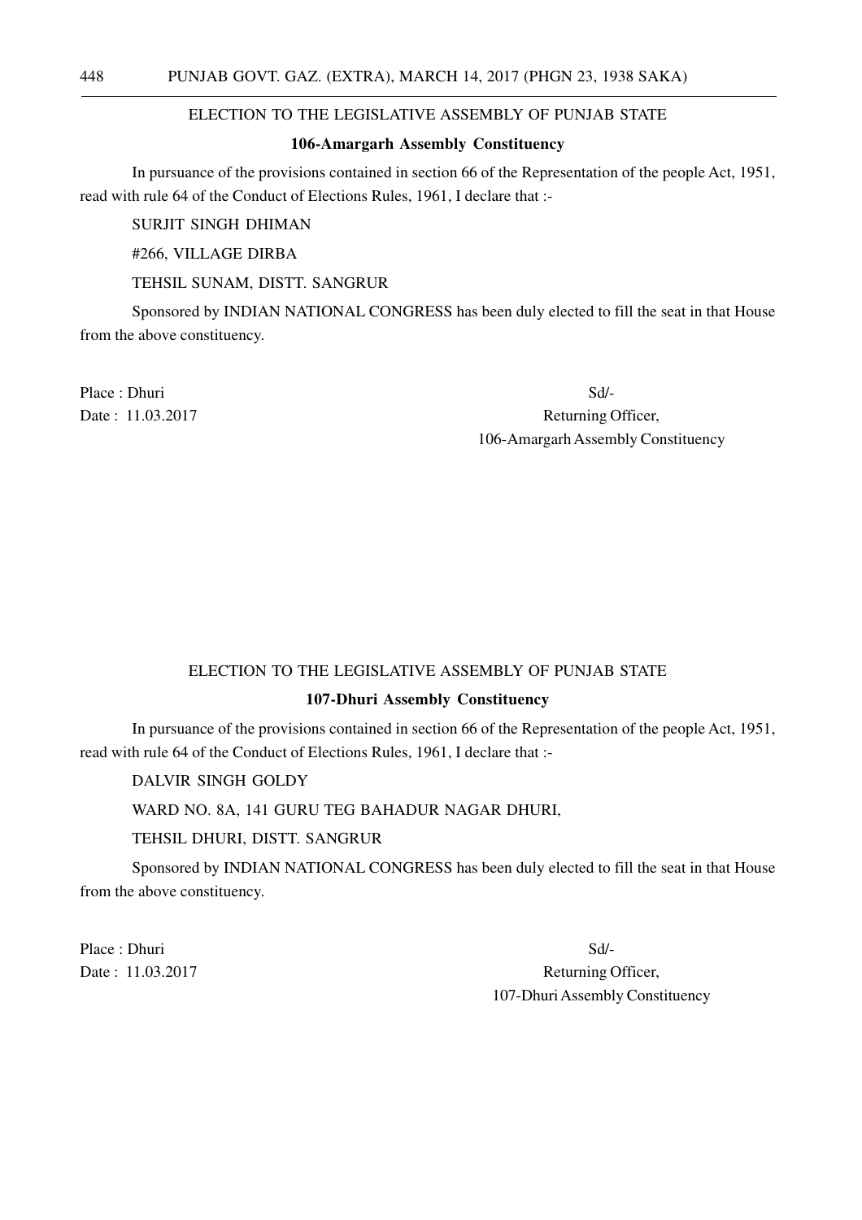ELECTION TO THE LEGISLATIVE ASSEMBLY OF PUNJAB STATE

**106-Amargarh Assembly Constituency**

In pursuance of the provisions contained in section 66 of the Representation of the people Act, 1951, read with rule 64 of the Conduct of Elections Rules, 1961, I declare that :-

SURJIT SINGH DHIMAN

#266, VILLAGE DIRBA

TEHSIL SUNAM, DISTT. SANGRUR

Sponsored by INDIAN NATIONAL CONGRESS has been duly elected to fill the seat in that House from the above constituency.

Place : Dhuri

Date : 11.03.2017

Sd/-

Returning Officer,

106-Amargarh Assembly Constituency

ELECTION TO THE LEGISLATIVE ASSEMBLY OF PUNJAB STATE

**107-Dhuri Assembly Constituency**

In pursuance of the provisions contained in section 66 of the Representation of the people Act, 1951, read with rule 64 of the Conduct of Elections Rules, 1961, I declare that :-

DALVIR SINGH GOLDY

WARD NO. 8A, 141 GURU TEG BAHADUR NAGAR DHURI,

TEHSIL DHURI, DISTT. SANGRUR

Sponsored by INDIAN NATIONAL CONGRESS has been duly elected to fill the seat in that House from the above constituency.

Place : Dhuri

Date : 11.03.2017

Sd/-

Returning Officer,

107-Dhuri Assembly Constituency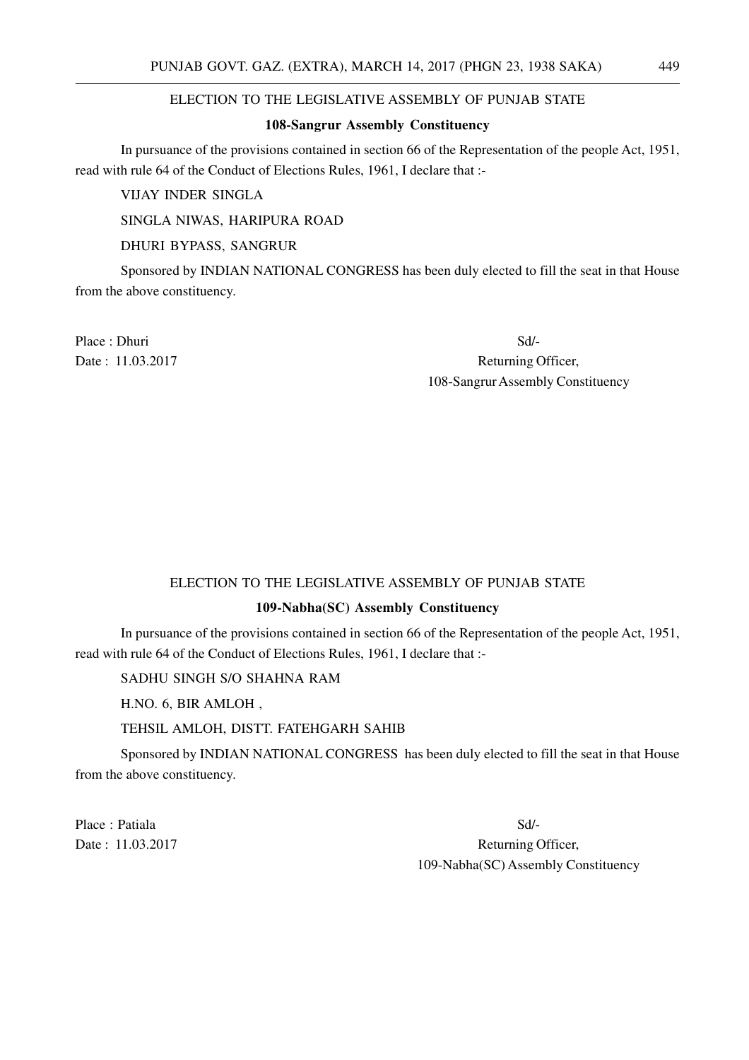ELECTION TO THE LEGISLATIVE ASSEMBLY OF PUNJAB STATE

**108-Sangrur Assembly Constituency**

In pursuance of the provisions contained in section 66 of the Representation of the people Act, 1951, read with rule 64 of the Conduct of Elections Rules, 1961, I declare that :-

VIJAY INDER SINGLA

SINGLA NIWAS, HARIPURA ROAD

DHURI BYPASS, SANGRUR

Sponsored by INDIAN NATIONAL CONGRESS has been duly elected to fill the seat in that House from the above constituency.

Place : Dhuri

Date : 11.03.2017

Sd/-

Returning Officer,

108-Sangrur Assembly Constituency

ELECTION TO THE LEGISLATIVE ASSEMBLY OF PUNJAB STATE

**109-Nabha(SC) Assembly Constituency**

In pursuance of the provisions contained in section 66 of the Representation of the people Act, 1951, read with rule 64 of the Conduct of Elections Rules, 1961, I declare that :-

SADHU SINGH S/O SHAHNA RAM

H.NO. 6, BIR AMLOH ,

TEHSIL AMLOH, DISTT. FATEHGARH SAHIB

Sponsored by INDIAN NATIONAL CONGRESS has been duly elected to fill the seat in that House from the above constituency.

Place : Patiala

Date : 11.03.2017

Sd/-

Returning Officer,

109-Nabha(SC) Assembly Constituency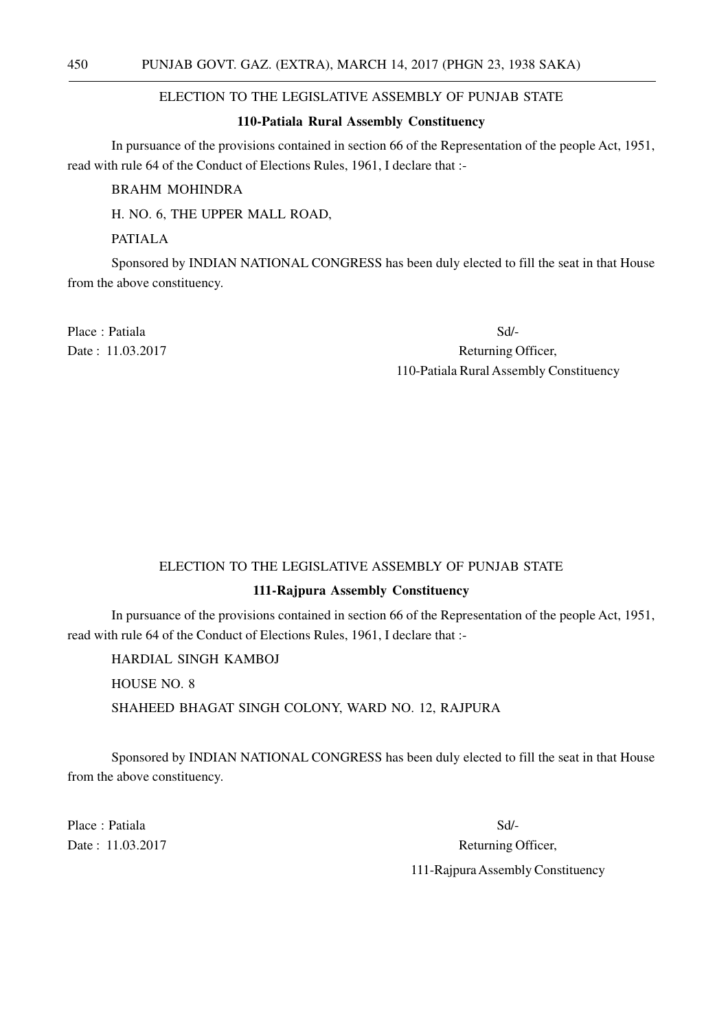ELECTION TO THE LEGISLATIVE ASSEMBLY OF PUNJAB STATE

**110-Patiala Rural Assembly Constituency**

In pursuance of the provisions contained in section 66 of the Representation of the people Act, 1951, read with rule 64 of the Conduct of Elections Rules, 1961, I declare that :-

BRAHM MOHINDRA

H. NO. 6, THE UPPER MALL ROAD,

PATIALA

Sponsored by INDIAN NATIONAL CONGRESS has been duly elected to fill the seat in that House from the above constituency.

Place : Patiala

Date : 11.03.2017

Sd/-

Returning Officer,

110-Patiala Rural Assembly Constituency

ELECTION TO THE LEGISLATIVE ASSEMBLY OF PUNJAB STATE

**111-Rajpura Assembly Constituency**

In pursuance of the provisions contained in section 66 of the Representation of the people Act, 1951, read with rule 64 of the Conduct of Elections Rules, 1961, I declare that :-

HARDIAL SINGH KAMBOJ

HOUSE NO. 8

SHAHEED BHAGAT SINGH COLONY, WARD NO. 12, RAJPURA

Sponsored by INDIAN NATIONAL CONGRESS has been duly elected to fill the seat in that House from the above constituency.

Place : Patiala

Date : 11.03.2017

Sd/-

Returning Officer,

111-Rajpura Assembly Constituency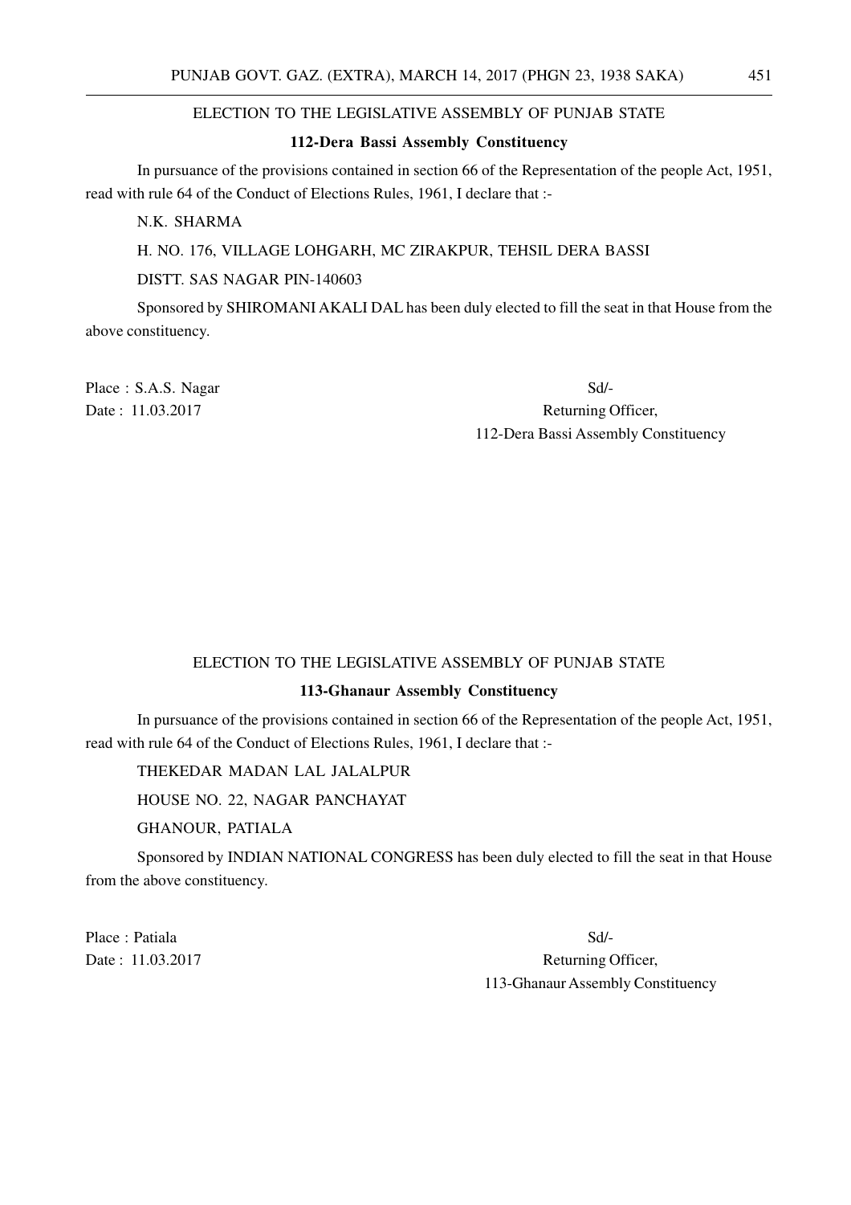ELECTION TO THE LEGISLATIVE ASSEMBLY OF PUNJAB STATE

**112-Dera Bassi Assembly Constituency**

In pursuance of the provisions contained in section 66 of the Representation of the people Act, 1951, read with rule 64 of the Conduct of Elections Rules, 1961, I declare that :-

N.K. SHARMA

H. NO. 176, VILLAGE LOHGARH, MC ZIRAKPUR, TEHSIL DERA BASSI

DISTT. SAS NAGAR PIN-140603

Sponsored by SHIROMANI AKALI DAL has been duly elected to fill the seat in that House from the above constituency.

Place : S.A.S. Nagar

Date : 11.03.2017

Sd/-

Returning Officer,

112-Dera Bassi Assembly Constituency

ELECTION TO THE LEGISLATIVE ASSEMBLY OF PUNJAB STATE

**113-Ghanaur Assembly Constituency**

In pursuance of the provisions contained in section 66 of the Representation of the people Act, 1951, read with rule 64 of the Conduct of Elections Rules, 1961, I declare that :-

THEKEDAR MADAN LAL JALALPUR

HOUSE NO. 22, NAGAR PANCHAYAT

GHANOUR, PATIALA

Sponsored by INDIAN NATIONAL CONGRESS has been duly elected to fill the seat in that House from the above constituency.

Place : Patiala

Date : 11.03.2017

Sd/-

Returning Officer,

113-Ghanaur Assembly Constituency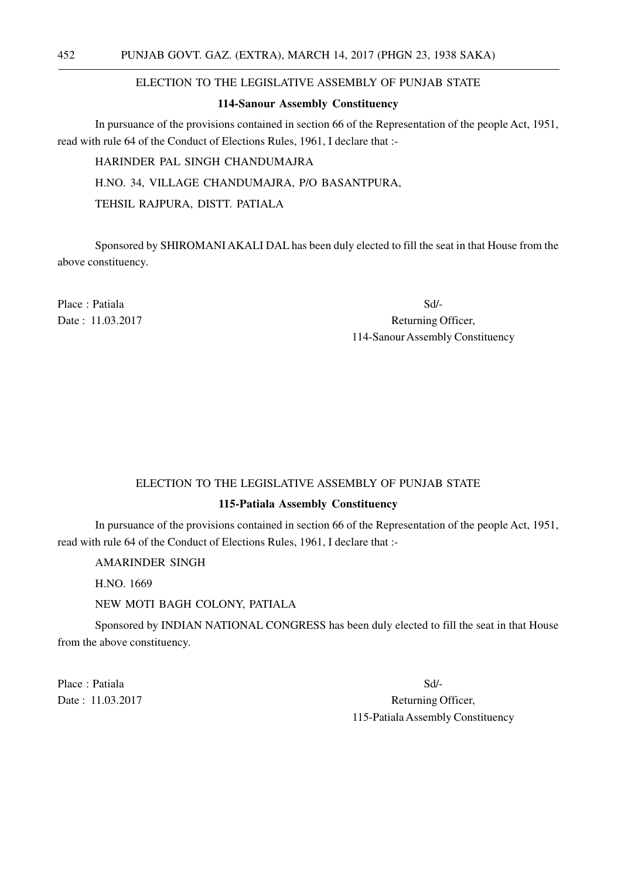ELECTION TO THE LEGISLATIVE ASSEMBLY OF PUNJAB STATE

**114-Sanour Assembly Constituency**

In pursuance of the provisions contained in section 66 of the Representation of the people Act, 1951, read with rule 64 of the Conduct of Elections Rules, 1961, I declare that :-

HARINDER PAL SINGH CHANDUMAJRA

H.NO. 34, VILLAGE CHANDUMAJRA, P/O BASANTPURA,

TEHSIL RAJPURA, DISTT. PATIALA

Sponsored by SHIROMANI AKALI DAL has been duly elected to fill the seat in that House from the above constituency.

Place : Patiala

Date : 11.03.2017

Sd/-

Returning Officer,

114-Sanour Assembly Constituency

ELECTION TO THE LEGISLATIVE ASSEMBLY OF PUNJAB STATE

**115-Patiala Assembly Constituency**

In pursuance of the provisions contained in section 66 of the Representation of the people Act, 1951, read with rule 64 of the Conduct of Elections Rules, 1961, I declare that :-

AMARINDER SINGH

H.NO. 1669

NEW MOTI BAGH COLONY, PATIALA

Sponsored by INDIAN NATIONAL CONGRESS has been duly elected to fill the seat in that House from the above constituency.

Place : Patiala

Date : 11.03.2017

Sd/-

Returning Officer,

115-Patiala Assembly Constituency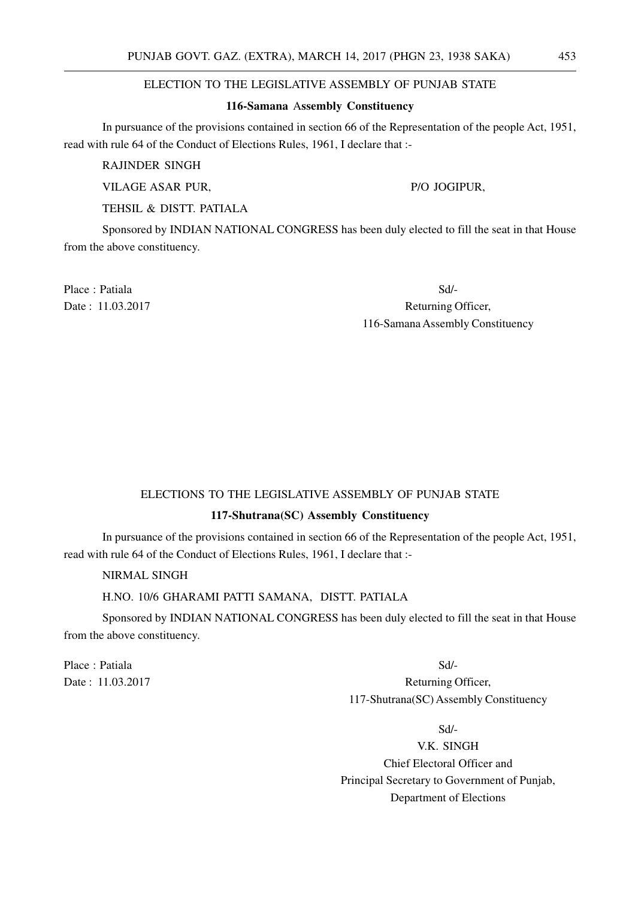## ELECTION TO THE LEGISLATIVE ASSEMBLY OF PUNJAB STATE

### 116-Samana Assembly Constituency

In pursuance of the provisions contained in section 66 of the Representation of the people Act, 1951, read with rule 64 of the Conduct of Elections Rules, 1961, I declare that :-

RAJINDER SINGH

VILAGE ASAR PUR, P/O JOGIPUR,

TEHSIL & DISTT. PATIALA

Sponsored by INDIAN NATIONAL CONGRESS has been duly elected to fill the seat in that House from the above constituency.

Place : Patiala

Date : 11.03.2017

Sd/-
Returning Officer,
116-Samana Assembly Constituency

## ELECTIONS TO THE LEGISLATIVE ASSEMBLY OF PUNJAB STATE

### 117-Shutrana(SC) Assembly Constituency

In pursuance of the provisions contained in section 66 of the Representation of the people Act, 1951, read with rule 64 of the Conduct of Elections Rules, 1961, I declare that :-

NIRMAL SINGH

H.NO. 10/6 GHARAMI PATTI SAMANA, DISTT. PATIALA

Sponsored by INDIAN NATIONAL CONGRESS has been duly elected to fill the seat in that House from the above constituency.

Place : Patiala

Date : 11.03.2017

Sd/-
Returning Officer,
117-Shutrana(SC) Assembly Constituency

Sd/-
V.K. SINGH
Chief Electoral Officer and
Principal Secretary to Government of Punjab,
Department of Elections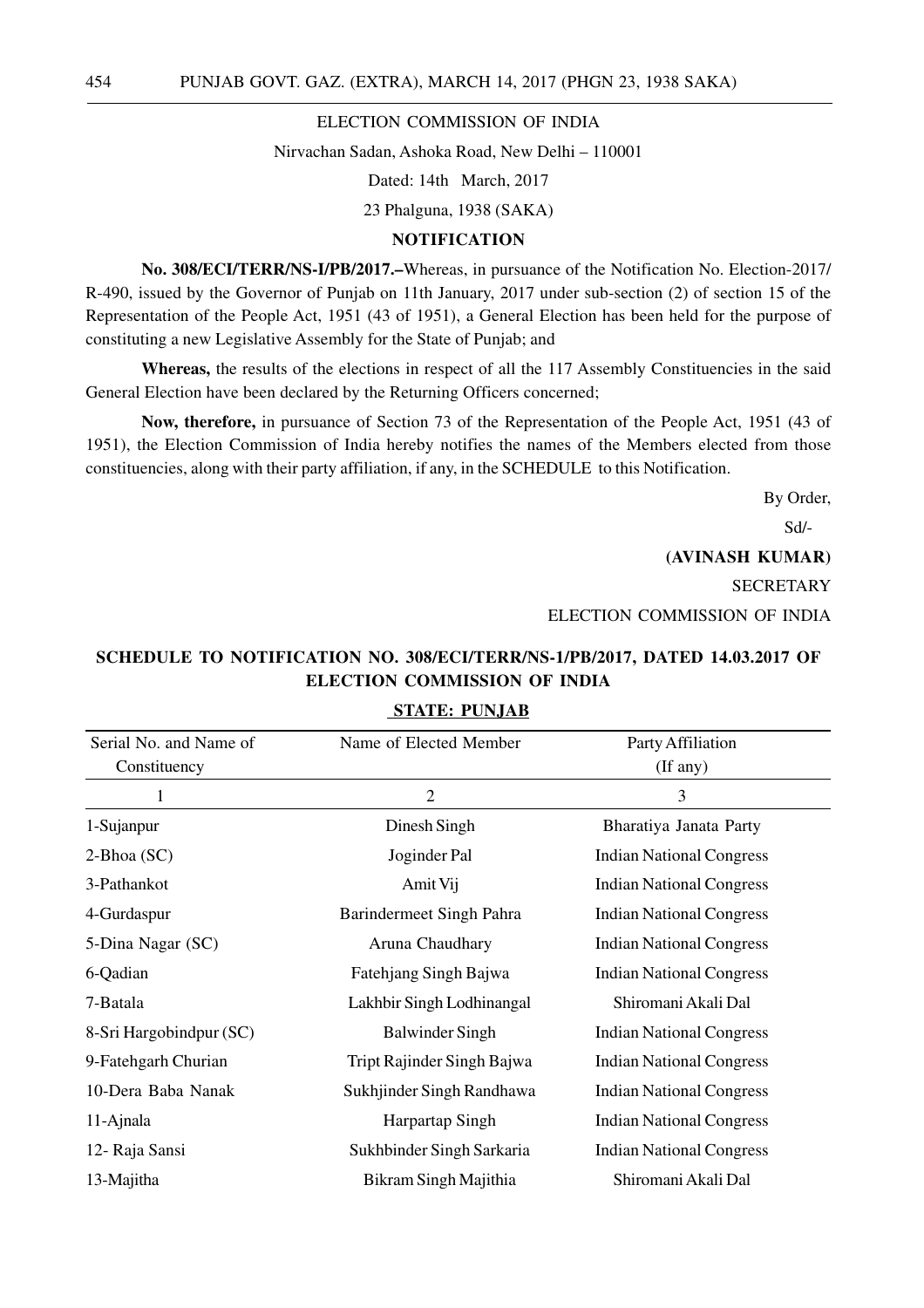ELECTION COMMISSION OF INDIA

Nirvachan Sadan, Ashoka Road, New Delhi – 110001

Dated: 14th March, 2017

23 Phalguna, 1938 (SAKA)

## NOTIFICATION

**No. 308/ECI/TERR/NS-I/PB/2017.–**Whereas, in pursuance of the Notification No. Election-2017/ R-490, issued by the Governor of Punjab on 11th January, 2017 under sub-section (2) of section 15 of the Representation of the People Act, 1951 (43 of 1951), a General Election has been held for the purpose of constituting a new Legislative Assembly for the State of Punjab; and

**Whereas,** the results of the elections in respect of all the 117 Assembly Constituencies in the said General Election have been declared by the Returning Officers concerned;

**Now, therefore,** in pursuance of Section 73 of the Representation of the People Act, 1951 (43 of 1951), the Election Commission of India hereby notifies the names of the Members elected from those constituencies, along with their party affiliation, if any, in the SCHEDULE to this Notification.

By Order,

Sd/-

**(AVINASH KUMAR)**

SECRETARY

ELECTION COMMISSION OF INDIA

### SCHEDULE TO NOTIFICATION NO. 308/ECI/TERR/NS-1/PB/2017, DATED 14.03.2017 OF ELECTION COMMISSION OF INDIA

**STATE: PUNJAB**

| Serial No. and Name of Constituency | Name of Elected Member | Party Affiliation (If any) |
|---|---|---|
| 1 | 2 | 3 |
| 1-Sujanpur | Dinesh Singh | Bharatiya Janata Party |
| 2-Bhoa (SC) | Joginder Pal | Indian National Congress |
| 3-Pathankot | Amit Vij | Indian National Congress |
| 4-Gurdaspur | Barindermeet Singh Pahra | Indian National Congress |
| 5-Dina Nagar (SC) | Aruna Chaudhary | Indian National Congress |
| 6-Qadian | Fatehjang Singh Bajwa | Indian National Congress |
| 7-Batala | Lakhbir Singh Lodhinangal | Shiromani Akali Dal |
| 8-Sri Hargobindpur (SC) | Balwinder Singh | Indian National Congress |
| 9-Fatehgarh Churian | Tript Rajinder Singh Bajwa | Indian National Congress |
| 10-Dera Baba Nanak | Sukhjinder Singh Randhawa | Indian National Congress |
| 11-Ajnala | Harpartap Singh | Indian National Congress |
| 12- Raja Sansi | Sukhbinder Singh Sarkaria | Indian National Congress |
| 13-Majitha | Bikram Singh Majithia | Shiromani Akali Dal |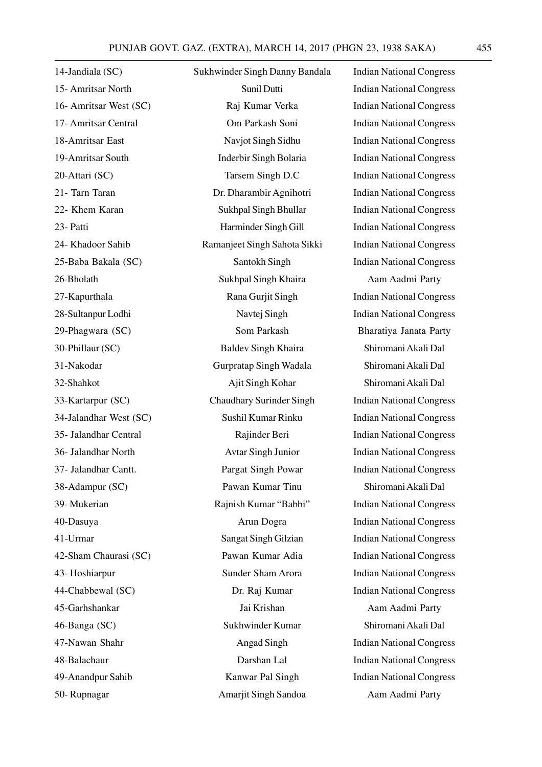| | | |
|---|---|---|
| 14-Jandiala (SC) | Sukhwinder Singh Danny Bandala | Indian National Congress |
| 15- Amritsar North | Sunil Dutti | Indian National Congress |
| 16- Amritsar West (SC) | Raj Kumar Verka | Indian National Congress |
| 17- Amritsar Central | Om Parkash Soni | Indian National Congress |
| 18-Amritsar East | Navjot Singh Sidhu | Indian National Congress |
| 19-Amritsar South | Inderbir Singh Bolaria | Indian National Congress |
| 20-Attari (SC) | Tarsem Singh D.C | Indian National Congress |
| 21- Tarn Taran | Dr. Dharambir Agnihotri | Indian National Congress |
| 22- Khem Karan | Sukhpal Singh Bhullar | Indian National Congress |
| 23- Patti | Harminder Singh Gill | Indian National Congress |
| 24- Khadoor Sahib | Ramanjeet Singh Sahota Sikki | Indian National Congress |
| 25-Baba Bakala (SC) | Santokh Singh | Indian National Congress |
| 26-Bholath | Sukhpal Singh Khaira | Aam Aadmi Party |
| 27-Kapurthala | Rana Gurjit Singh | Indian National Congress |
| 28-Sultanpur Lodhi | Navtej Singh | Indian National Congress |
| 29-Phagwara (SC) | Som Parkash | Bharatiya Janata Party |
| 30-Phillaur (SC) | Baldev Singh Khaira | Shiromani Akali Dal |
| 31-Nakodar | Gurpratap Singh Wadala | Shiromani Akali Dal |
| 32-Shahkot | Ajit Singh Kohar | Shiromani Akali Dal |
| 33-Kartarpur (SC) | Chaudhary Surinder Singh | Indian National Congress |
| 34-Jalandhar West (SC) | Sushil Kumar Rinku | Indian National Congress |
| 35- Jalandhar Central | Rajinder Beri | Indian National Congress |
| 36- Jalandhar North | Avtar Singh Junior | Indian National Congress |
| 37- Jalandhar Cantt. | Pargat Singh Powar | Indian National Congress |
| 38-Adampur (SC) | Pawan Kumar Tinu | Shiromani Akali Dal |
| 39- Mukerian | Rajnish Kumar "Babbi" | Indian National Congress |
| 40-Dasuya | Arun Dogra | Indian National Congress |
| 41-Urmar | Sangat Singh Gilzian | Indian National Congress |
| 42-Sham Chaurasi (SC) | Pawan Kumar Adia | Indian National Congress |
| 43- Hoshiarpur | Sunder Sham Arora | Indian National Congress |
| 44-Chabbewal (SC) | Dr. Raj Kumar | Indian National Congress |
| 45-Garhshankar | Jai Krishan | Aam Aadmi Party |
| 46-Banga (SC) | Sukhwinder Kumar | Shiromani Akali Dal |
| 47-Nawan Shahr | Angad Singh | Indian National Congress |
| 48-Balachaur | Darshan Lal | Indian National Congress |
| 49-Anandpur Sahib | Kanwar Pal Singh | Indian National Congress |
| 50- Rupnagar | Amarjit Singh Sandoa | Aam Aadmi Party |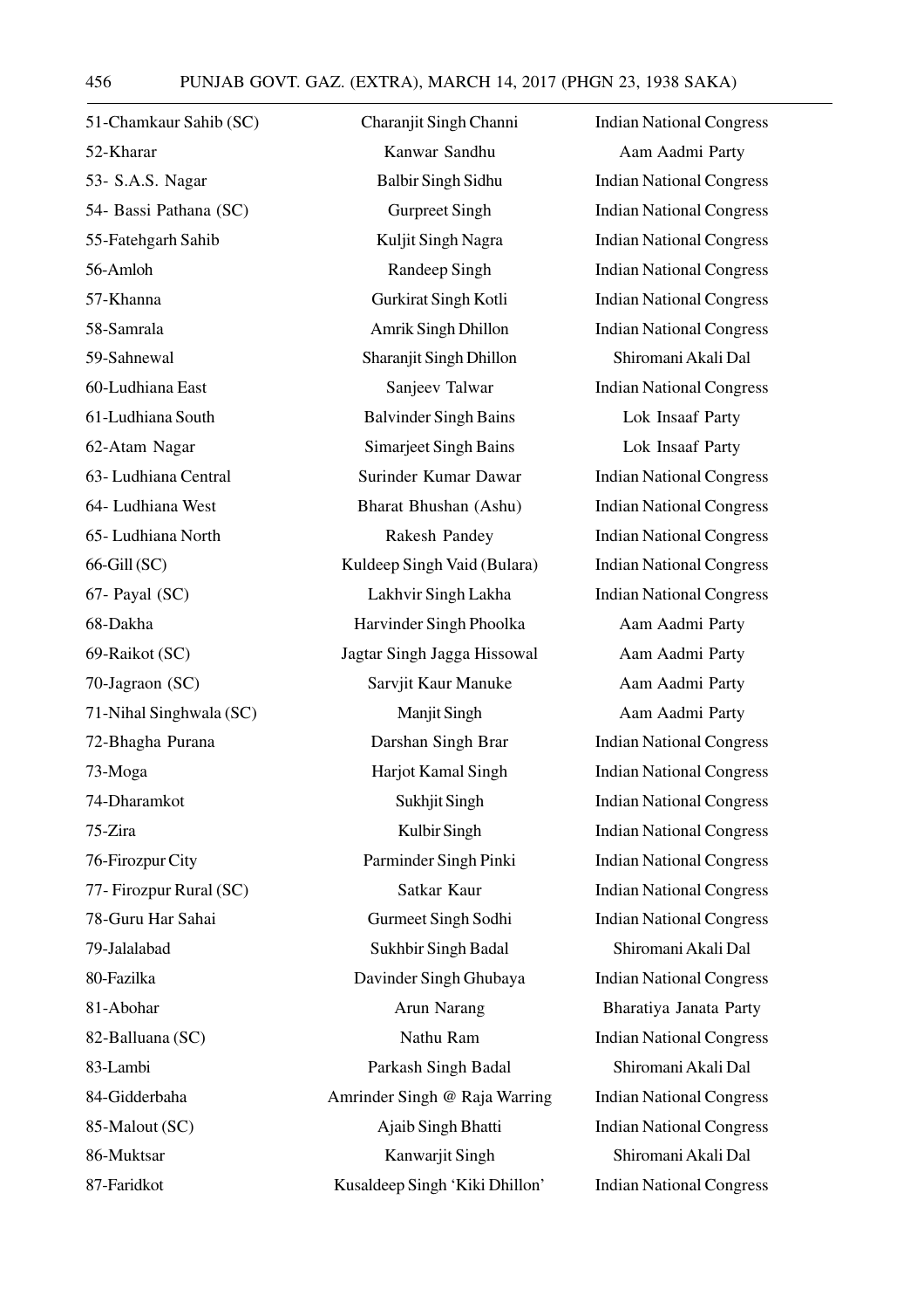| | | |
|---|---|---|
| 51-Chamkaur Sahib (SC) | Charanjit Singh Channi | Indian National Congress |
| 52-Kharar | Kanwar Sandhu | Aam Aadmi Party |
| 53- S.A.S. Nagar | Balbir Singh Sidhu | Indian National Congress |
| 54- Bassi Pathana (SC) | Gurpreet Singh | Indian National Congress |
| 55-Fatehgarh Sahib | Kuljit Singh Nagra | Indian National Congress |
| 56-Amloh | Randeep Singh | Indian National Congress |
| 57-Khanna | Gurkirat Singh Kotli | Indian National Congress |
| 58-Samrala | Amrik Singh Dhillon | Indian National Congress |
| 59-Sahnewal | Sharanjit Singh Dhillon | Shiromani Akali Dal |
| 60-Ludhiana East | Sanjeev Talwar | Indian National Congress |
| 61-Ludhiana South | Balvinder Singh Bains | Lok Insaaf Party |
| 62-Atam Nagar | Simarjeet Singh Bains | Lok Insaaf Party |
| 63- Ludhiana Central | Surinder Kumar Dawar | Indian National Congress |
| 64- Ludhiana West | Bharat Bhushan (Ashu) | Indian National Congress |
| 65- Ludhiana North | Rakesh Pandey | Indian National Congress |
| 66-Gill (SC) | Kuldeep Singh Vaid (Bulara) | Indian National Congress |
| 67- Payal (SC) | Lakhvir Singh Lakha | Indian National Congress |
| 68-Dakha | Harvinder Singh Phoolka | Aam Aadmi Party |
| 69-Raikot (SC) | Jagtar Singh Jagga Hissowal | Aam Aadmi Party |
| 70-Jagraon (SC) | Sarvjit Kaur Manuke | Aam Aadmi Party |
| 71-Nihal Singhwala (SC) | Manjit Singh | Aam Aadmi Party |
| 72-Bhagha Purana | Darshan Singh Brar | Indian National Congress |
| 73-Moga | Harjot Kamal Singh | Indian National Congress |
| 74-Dharamkot | Sukhjit Singh | Indian National Congress |
| 75-Zira | Kulbir Singh | Indian National Congress |
| 76-Firozpur City | Parminder Singh Pinki | Indian National Congress |
| 77- Firozpur Rural (SC) | Satkar Kaur | Indian National Congress |
| 78-Guru Har Sahai | Gurmeet Singh Sodhi | Indian National Congress |
| 79-Jalalabad | Sukhbir Singh Badal | Shiromani Akali Dal |
| 80-Fazilka | Davinder Singh Ghubaya | Indian National Congress |
| 81-Abohar | Arun Narang | Bharatiya Janata Party |
| 82-Balluana (SC) | Nathu Ram | Indian National Congress |
| 83-Lambi | Parkash Singh Badal | Shiromani Akali Dal |
| 84-Gidderbaha | Amrinder Singh @ Raja Warring | Indian National Congress |
| 85-Malout (SC) | Ajaib Singh Bhatti | Indian National Congress |
| 86-Muktsar | Kanwarjit Singh | Shiromani Akali Dal |
| 87-Faridkot | Kusaldeep Singh 'Kiki Dhillon' | Indian National Congress |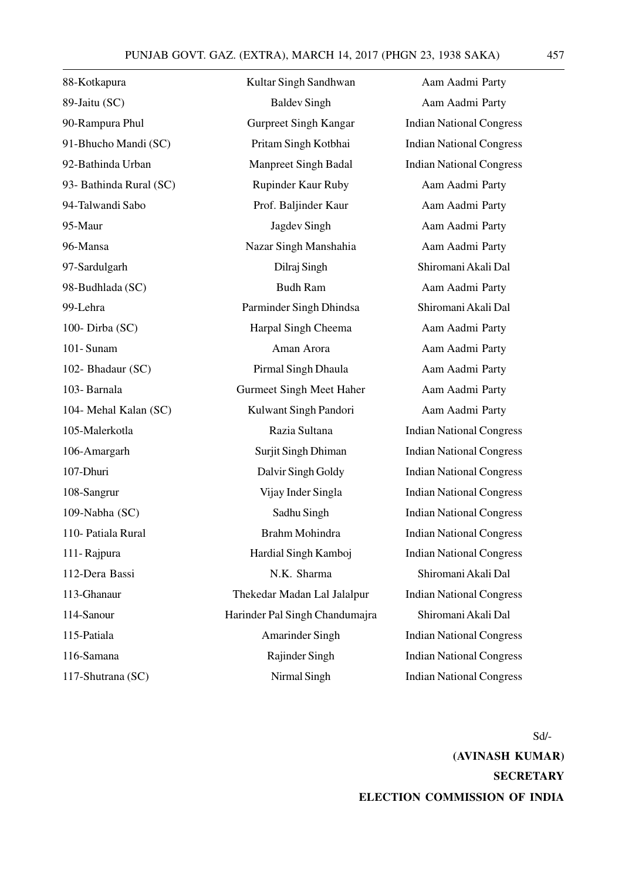| | | |
|---|---|---|
| 88-Kotkapura | Kultar Singh Sandhwan | Aam Aadmi Party |
| 89-Jaitu (SC) | Baldev Singh | Aam Aadmi Party |
| 90-Rampura Phul | Gurpreet Singh Kangar | Indian National Congress |
| 91-Bhucho Mandi (SC) | Pritam Singh Kotbhai | Indian National Congress |
| 92-Bathinda Urban | Manpreet Singh Badal | Indian National Congress |
| 93- Bathinda Rural (SC) | Rupinder Kaur Ruby | Aam Aadmi Party |
| 94-Talwandi Sabo | Prof. Baljinder Kaur | Aam Aadmi Party |
| 95-Maur | Jagdev Singh | Aam Aadmi Party |
| 96-Mansa | Nazar Singh Manshahia | Aam Aadmi Party |
| 97-Sardulgarh | Dilraj Singh | Shiromani Akali Dal |
| 98-Budhlada (SC) | Budh Ram | Aam Aadmi Party |
| 99-Lehra | Parminder Singh Dhindsa | Shiromani Akali Dal |
| 100- Dirba (SC) | Harpal Singh Cheema | Aam Aadmi Party |
| 101- Sunam | Aman Arora | Aam Aadmi Party |
| 102- Bhadaur (SC) | Pirmal Singh Dhaula | Aam Aadmi Party |
| 103- Barnala | Gurmeet Singh Meet Haher | Aam Aadmi Party |
| 104- Mehal Kalan (SC) | Kulwant Singh Pandori | Aam Aadmi Party |
| 105-Malerkotla | Razia Sultana | Indian National Congress |
| 106-Amargarh | Surjit Singh Dhiman | Indian National Congress |
| 107-Dhuri | Dalvir Singh Goldy | Indian National Congress |
| 108-Sangrur | Vijay Inder Singla | Indian National Congress |
| 109-Nabha (SC) | Sadhu Singh | Indian National Congress |
| 110- Patiala Rural | Brahm Mohindra | Indian National Congress |
| 111- Rajpura | Hardial Singh Kamboj | Indian National Congress |
| 112-Dera Bassi | N.K. Sharma | Shiromani Akali Dal |
| 113-Ghanaur | Thekedar Madan Lal Jalalpur | Indian National Congress |
| 114-Sanour | Harinder Pal Singh Chandumajra | Shiromani Akali Dal |
| 115-Patiala | Amarinder Singh | Indian National Congress |
| 116-Samana | Rajinder Singh | Indian National Congress |
| 117-Shutrana (SC) | Nirmal Singh | Indian National Congress |

Sd/-

**(AVINASH KUMAR)**

**SECRETARY**

**ELECTION COMMISSION OF INDIA**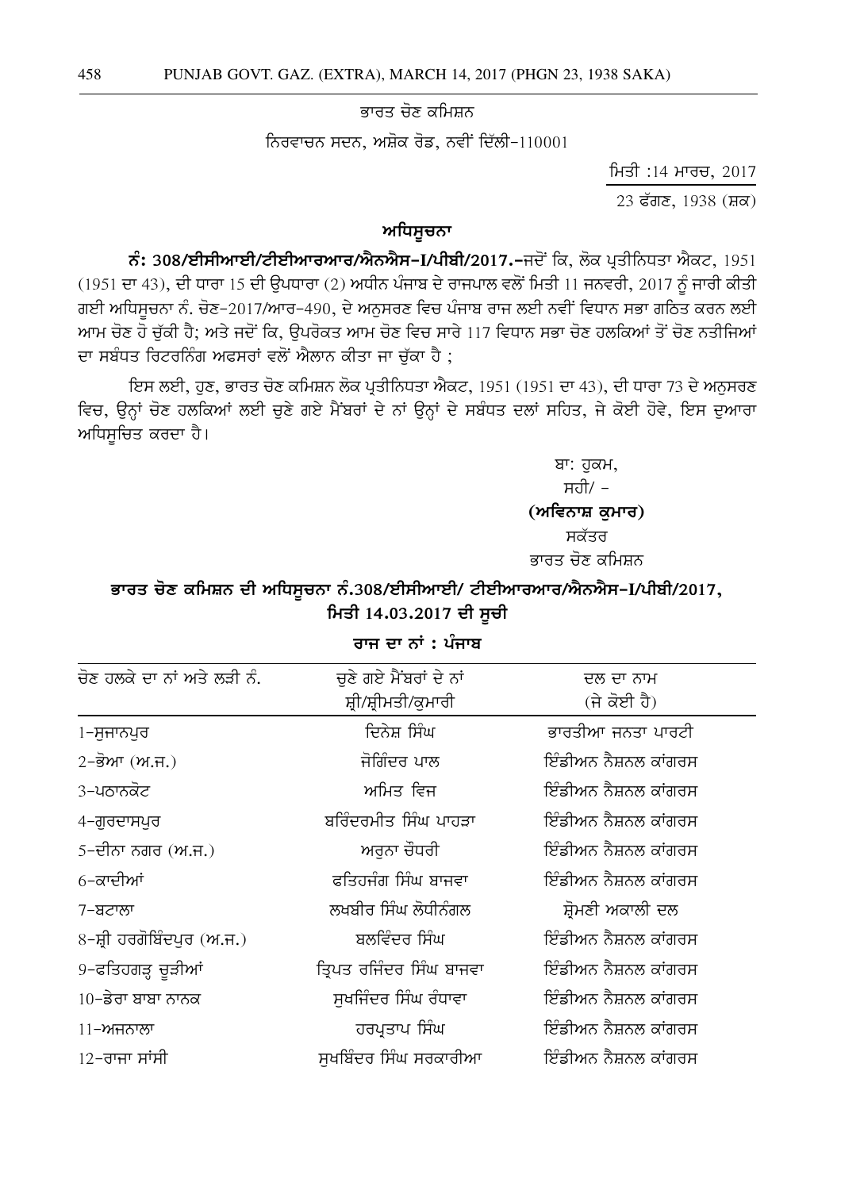ਭਾਰਤ ਚੋਣ ਕਮਿਸ਼ਨ

ਨਿਰਵਾਚਨ ਸਦਨ, ਅਸ਼ੋਕ ਰੋਡ, ਨਵੀਂ ਦਿੱਲੀ-110001

ਮਿਤੀ :14 ਮਾਰਚ, 2017

23 ਫੱਗਣ, 1938 (ਸ਼ਕ)

## ਅਧਿਸੂਚਨਾ

**ਨੰ: 308/ਈਸੀਆਈ/ਟੀਈਆਰਆਰ/ਐਨਐਸ-I/ਪੀਬੀ/2017.**-ਜਦੋਂ ਕਿ, ਲੋਕ ਪ੍ਰਤੀਨਿਧਤਾ ਐਕਟ, 1951 (1951 ਦਾ 43), ਦੀ ਧਾਰਾ 15 ਦੀ ਉਪਧਾਰਾ (2) ਅਧੀਨ ਪੰਜਾਬ ਦੇ ਰਾਜਪਾਲ ਵਲੋਂ ਮਿਤੀ 11 ਜਨਵਰੀ, 2017 ਨੂੰ ਜਾਰੀ ਕੀਤੀ ਗਈ ਅਧਿਸੂਚਨਾ ਨੰ. ਚੋਣ-2017/ਆਰ-490, ਦੇ ਅਨੁਸਰਣ ਵਿਚ ਪੰਜਾਬ ਰਾਜ ਲਈ ਨਵੀਂ ਵਿਧਾਨ ਸਭਾ ਗਠਿਤ ਕਰਨ ਲਈ ਆਮ ਚੋਣ ਹੋ ਚੁੱਕੀ ਹੈ; ਅਤੇ ਜਦੋਂ ਕਿ, ਉਪਰੋਕਤ ਆਮ ਚੋਣ ਵਿਚ ਸਾਰੇ 117 ਵਿਧਾਨ ਸਭਾ ਚੋਣ ਹਲਕਿਆਂ ਤੋਂ ਚੋਣ ਨਤੀਜਿਆਂ ਦਾ ਸਬੰਧਤ ਰਿਟਰਨਿੰਗ ਅਫਸਰਾਂ ਵਲੋਂ ਐਲਾਨ ਕੀਤਾ ਜਾ ਚੁੱਕਾ ਹੈ ;

ਇਸ ਲਈ, ਹੁਣ, ਭਾਰਤ ਚੋਣ ਕਮਿਸ਼ਨ ਲੋਕ ਪ੍ਰਤੀਨਿਧਤਾ ਐਕਟ, 1951 (1951 ਦਾ 43), ਦੀ ਧਾਰਾ 73 ਦੇ ਅਨੁਸਰਣ ਵਿਚ, ਉਨ੍ਹਾਂ ਚੋਣ ਹਲਕਿਆਂ ਲਈ ਚੁਣੇ ਗਏ ਮੈਂਬਰਾਂ ਦੇ ਨਾਂ ਉਨ੍ਹਾਂ ਦੇ ਸਬੰਧਤ ਦਲਾਂ ਸਹਿਤ, ਜੇ ਕੋਈ ਹੋਵੇ, ਇਸ ਦੁਆਰਾ ਅਧਿਸੂਚਿਤ ਕਰਦਾ ਹੈ।

ਬਾ: ਹੁਕਮ,

ਸਹੀ/ -

**(ਅਵਿਨਾਸ਼ ਕੁਮਾਰ)**

ਸਕੱਤਰ

ਭਾਰਤ ਚੋਣ ਕਮਿਸ਼ਨ

### ਭਾਰਤ ਚੋਣ ਕਮਿਸ਼ਨ ਦੀ ਅਧਿਸੂਚਨਾ ਨੰ.308/ਈਸੀਆਈ/ ਟੀਈਆਰਆਰ/ਐਨਐਸ-I/ਪੀਬੀ/2017, ਮਿਤੀ 14.03.2017 ਦੀ ਸੂਚੀ

**ਰਾਜ ਦਾ ਨਾਂ : ਪੰਜਾਬ**

| ਚੋਣ ਹਲਕੇ ਦਾ ਨਾਂ ਅਤੇ ਲੜੀ ਨੰ. | ਚੁਣੇ ਗਏ ਮੈਂਬਰਾਂ ਦੇ ਨਾਂ ਸ਼੍ਰੀ/ਸ਼੍ਰੀਮਤੀ/ਕੁਮਾਰੀ | ਦਲ ਦਾ ਨਾਮ (ਜੇ ਕੋਈ ਹੈ) |
|---|---|---|
| 1-ਸੁਜਾਨਪੁਰ | ਦਿਨੇਸ਼ ਸਿੰਘ | ਭਾਰਤੀਆ ਜਨਤਾ ਪਾਰਟੀ |
| 2-ਭੋਆ (ਅ.ਜ.) | ਜੋਗਿੰਦਰ ਪਾਲ | ਇੰਡੀਅਨ ਨੈਸ਼ਨਲ ਕਾਂਗਰਸ |
| 3-ਪਠਾਨਕੋਟ | ਅਮਿਤ ਵਿਜ | ਇੰਡੀਅਨ ਨੈਸ਼ਨਲ ਕਾਂਗਰਸ |
| 4-ਗੁਰਦਾਸਪੁਰ | ਬਰਿੰਦਰਮੀਤ ਸਿੰਘ ਪਾਹੜਾ | ਇੰਡੀਅਨ ਨੈਸ਼ਨਲ ਕਾਂਗਰਸ |
| 5-ਦੀਨਾ ਨਗਰ (ਅ.ਜ.) | ਅਰੁਨਾ ਚੌਧਰੀ | ਇੰਡੀਅਨ ਨੈਸ਼ਨਲ ਕਾਂਗਰਸ |
| 6-ਕਾਦੀਆਂ | ਫਤਿਹਜੰਗ ਸਿੰਘ ਬਾਜਵਾ | ਇੰਡੀਅਨ ਨੈਸ਼ਨਲ ਕਾਂਗਰਸ |
| 7-ਬਟਾਲਾ | ਲਖਬੀਰ ਸਿੰਘ ਲੋਧੀਨੰਗਲ | ਸ਼੍ਰੋਮਣੀ ਅਕਾਲੀ ਦਲ |
| 8-ਸ਼੍ਰੀ ਹਰਗੋਬਿੰਦਪੁਰ (ਅ.ਜ.) | ਬਲਵਿੰਦਰ ਸਿੰਘ | ਇੰਡੀਅਨ ਨੈਸ਼ਨਲ ਕਾਂਗਰਸ |
| 9-ਫਤਿਹਗੜ੍ਹ ਚੂੜੀਆਂ | ਤ੍ਰਿਪਤ ਰਜਿੰਦਰ ਸਿੰਘ ਬਾਜਵਾ | ਇੰਡੀਅਨ ਨੈਸ਼ਨਲ ਕਾਂਗਰਸ |
| 10-ਡੇਰਾ ਬਾਬਾ ਨਾਨਕ | ਸੁਖਜਿੰਦਰ ਸਿੰਘ ਰੰਧਾਵਾ | ਇੰਡੀਅਨ ਨੈਸ਼ਨਲ ਕਾਂਗਰਸ |
| 11-ਅਜਨਾਲਾ | ਹਰਪ੍ਰਤਾਪ ਸਿੰਘ | ਇੰਡੀਅਨ ਨੈਸ਼ਨਲ ਕਾਂਗਰਸ |
| 12-ਰਾਜਾ ਸਾਂਸੀ | ਸੁਖਬਿੰਦਰ ਸਿੰਘ ਸਰਕਾਰੀਆ | ਇੰਡੀਅਨ ਨੈਸ਼ਨਲ ਕਾਂਗਰਸ |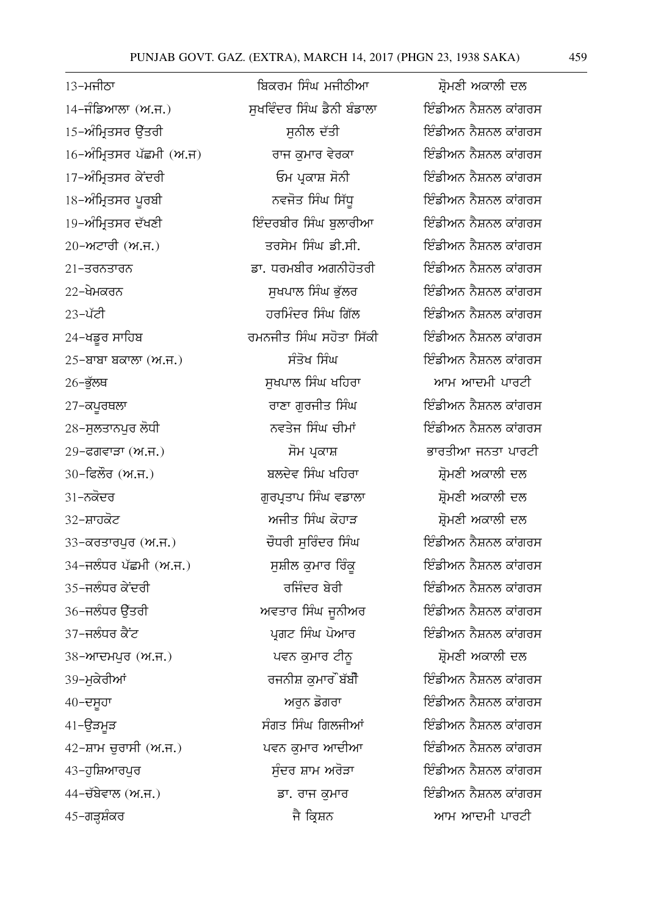| | | |
|---|---|---|
| 13-ਮਜੀਠਾ | ਬਿਕਰਮ ਸਿੰਘ ਮਜੀਠੀਆ | ਸ਼੍ਰੋਮਣੀ ਅਕਾਲੀ ਦਲ |
| 14-ਜੰਡਿਆਲਾ (ਅ.ਜ.) | ਸੁਖਵਿੰਦਰ ਸਿੰਘ ਡੈਨੀ ਬੰਡਾਲਾ | ਇੰਡੀਅਨ ਨੈਸ਼ਨਲ ਕਾਂਗਰਸ |
| 15-ਅੰਮ੍ਰਿਤਸਰ ਉੱਤਰੀ | ਸੁਨੀਲ ਦੱਤੀ | ਇੰਡੀਅਨ ਨੈਸ਼ਨਲ ਕਾਂਗਰਸ |
| 16-ਅੰਮ੍ਰਿਤਸਰ ਪੱਛਮੀ (ਅ.ਜ) | ਰਾਜ ਕੁਮਾਰ ਵੇਰਕਾ | ਇੰਡੀਅਨ ਨੈਸ਼ਨਲ ਕਾਂਗਰਸ |
| 17-ਅੰਮ੍ਰਿਤਸਰ ਕੇਂਦਰੀ | ਓਮ ਪ੍ਰਕਾਸ਼ ਸੋਨੀ | ਇੰਡੀਅਨ ਨੈਸ਼ਨਲ ਕਾਂਗਰਸ |
| 18-ਅੰਮ੍ਰਿਤਸਰ ਪੂਰਬੀ | ਨਵਜੋਤ ਸਿੰਘ ਸਿੱਧੂ | ਇੰਡੀਅਨ ਨੈਸ਼ਨਲ ਕਾਂਗਰਸ |
| 19-ਅੰਮ੍ਰਿਤਸਰ ਦੱਖਣੀ | ਇੰਦਰਬੀਰ ਸਿੰਘ ਬੁਲਾਰੀਆ | ਇੰਡੀਅਨ ਨੈਸ਼ਨਲ ਕਾਂਗਰਸ |
| 20-ਅਟਾਰੀ (ਅ.ਜ.) | ਤਰਸੇਮ ਸਿੰਘ ਡੀ.ਸੀ. | ਇੰਡੀਅਨ ਨੈਸ਼ਨਲ ਕਾਂਗਰਸ |
| 21-ਤਰਨਤਾਰਨ | ਡਾ. ਧਰਮਬੀਰ ਅਗਨੀਹੋਤਰੀ | ਇੰਡੀਅਨ ਨੈਸ਼ਨਲ ਕਾਂਗਰਸ |
| 22-ਖੇਮਕਰਨ | ਸੁਖਪਾਲ ਸਿੰਘ ਭੁੱਲਰ | ਇੰਡੀਅਨ ਨੈਸ਼ਨਲ ਕਾਂਗਰਸ |
| 23-ਪੱਟੀ | ਹਰਮਿੰਦਰ ਸਿੰਘ ਗਿੱਲ | ਇੰਡੀਅਨ ਨੈਸ਼ਨਲ ਕਾਂਗਰਸ |
| 24-ਖਡੂਰ ਸਾਹਿਬ | ਰਮਨਜੀਤ ਸਿੰਘ ਸਹੋਤਾ ਸਿੱਕੀ | ਇੰਡੀਅਨ ਨੈਸ਼ਨਲ ਕਾਂਗਰਸ |
| 25-ਬਾਬਾ ਬਕਾਲਾ (ਅ.ਜ.) | ਸੰਤੋਖ ਸਿੰਘ | ਇੰਡੀਅਨ ਨੈਸ਼ਨਲ ਕਾਂਗਰਸ |
| 26-ਭੁੱਲਥ | ਸੁਖਪਾਲ ਸਿੰਘ ਖਹਿਰਾ | ਆਮ ਆਦਮੀ ਪਾਰਟੀ |
| 27-ਕਪੂਰਥਲਾ | ਰਾਣਾ ਗੁਰਜੀਤ ਸਿੰਘ | ਇੰਡੀਅਨ ਨੈਸ਼ਨਲ ਕਾਂਗਰਸ |
| 28-ਸੁਲਤਾਨਪੁਰ ਲੋਧੀ | ਨਵਤੇਜ ਸਿੰਘ ਚੀਮਾਂ | ਇੰਡੀਅਨ ਨੈਸ਼ਨਲ ਕਾਂਗਰਸ |
| 29-ਫਗਵਾੜਾ (ਅ.ਜ.) | ਸੋਮ ਪ੍ਰਕਾਸ਼ | ਭਾਰਤੀਆ ਜਨਤਾ ਪਾਰਟੀ |
| 30-ਫਿਲੌਰ (ਅ.ਜ.) | ਬਲਦੇਵ ਸਿੰਘ ਖਹਿਰਾ | ਸ਼੍ਰੋਮਣੀ ਅਕਾਲੀ ਦਲ |
| 31-ਨਕੋਦਰ | ਗੁਰਪ੍ਰਤਾਪ ਸਿੰਘ ਵਡਾਲਾ | ਸ਼੍ਰੋਮਣੀ ਅਕਾਲੀ ਦਲ |
| 32-ਸ਼ਾਹਕੋਟ | ਅਜੀਤ ਸਿੰਘ ਕੋਹਾੜ | ਸ਼੍ਰੋਮਣੀ ਅਕਾਲੀ ਦਲ |
| 33-ਕਰਤਾਰਪੁਰ (ਅ.ਜ.) | ਚੌਧਰੀ ਸੁਰਿੰਦਰ ਸਿੰਘ | ਇੰਡੀਅਨ ਨੈਸ਼ਨਲ ਕਾਂਗਰਸ |
| 34-ਜਲੰਧਰ ਪੱਛਮੀ (ਅ.ਜ.) | ਸੁਸ਼ੀਲ ਕੁਮਾਰ ਰਿੰਕੂ | ਇੰਡੀਅਨ ਨੈਸ਼ਨਲ ਕਾਂਗਰਸ |
| 35-ਜਲੰਧਰ ਕੇਂਦਰੀ | ਰਜਿੰਦਰ ਬੇਰੀ | ਇੰਡੀਅਨ ਨੈਸ਼ਨਲ ਕਾਂਗਰਸ |
| 36-ਜਲੰਧਰ ਉੱਤਰੀ | ਅਵਤਾਰ ਸਿੰਘ ਜੂਨੀਅਰ | ਇੰਡੀਅਨ ਨੈਸ਼ਨਲ ਕਾਂਗਰਸ |
| 37-ਜਲੰਧਰ ਕੈਂਟ | ਪ੍ਰਗਟ ਸਿੰਘ ਪੋਆਰ | ਇੰਡੀਅਨ ਨੈਸ਼ਨਲ ਕਾਂਗਰਸ |
| 38-ਆਦਮਪੁਰ (ਅ.ਜ.) | ਪਵਨ ਕੁਮਾਰ ਟੀਨੂ | ਸ਼੍ਰੋਮਣੀ ਅਕਾਲੀ ਦਲ |
| 39-ਮੁਕੇਰੀਆਂ | ਰਜਨੀਸ਼ ਕੁਮਾਰ ਬੱਬੀ | ਇੰਡੀਅਨ ਨੈਸ਼ਨਲ ਕਾਂਗਰਸ |
| 40-ਦਸੂਹਾ | ਅਰੁਨ ਡੋਗਰਾ | ਇੰਡੀਅਨ ਨੈਸ਼ਨਲ ਕਾਂਗਰਸ |
| 41-ਉੜਮੁੜ | ਸੰਗਤ ਸਿੰਘ ਗਿਲਜੀਆਂ | ਇੰਡੀਅਨ ਨੈਸ਼ਨਲ ਕਾਂਗਰਸ |
| 42-ਸ਼ਾਮ ਚੁਰਾਸੀ (ਅ.ਜ.) | ਪਵਨ ਕੁਮਾਰ ਆਦੀਆ | ਇੰਡੀਅਨ ਨੈਸ਼ਨਲ ਕਾਂਗਰਸ |
| 43-ਹੁਸ਼ਿਆਰਪੁਰ | ਸੁੰਦਰ ਸ਼ਾਮ ਅਰੋੜਾ | ਇੰਡੀਅਨ ਨੈਸ਼ਨਲ ਕਾਂਗਰਸ |
| 44-ਚੱਬੇਵਾਲ (ਅ.ਜ.) | ਡਾ. ਰਾਜ ਕੁਮਾਰ | ਇੰਡੀਅਨ ਨੈਸ਼ਨਲ ਕਾਂਗਰਸ |
| 45-ਗੜ੍ਹਸ਼ੰਕਰ | ਜੈ ਕ੍ਰਿਸ਼ਨ | ਆਮ ਆਦਮੀ ਪਾਰਟੀ |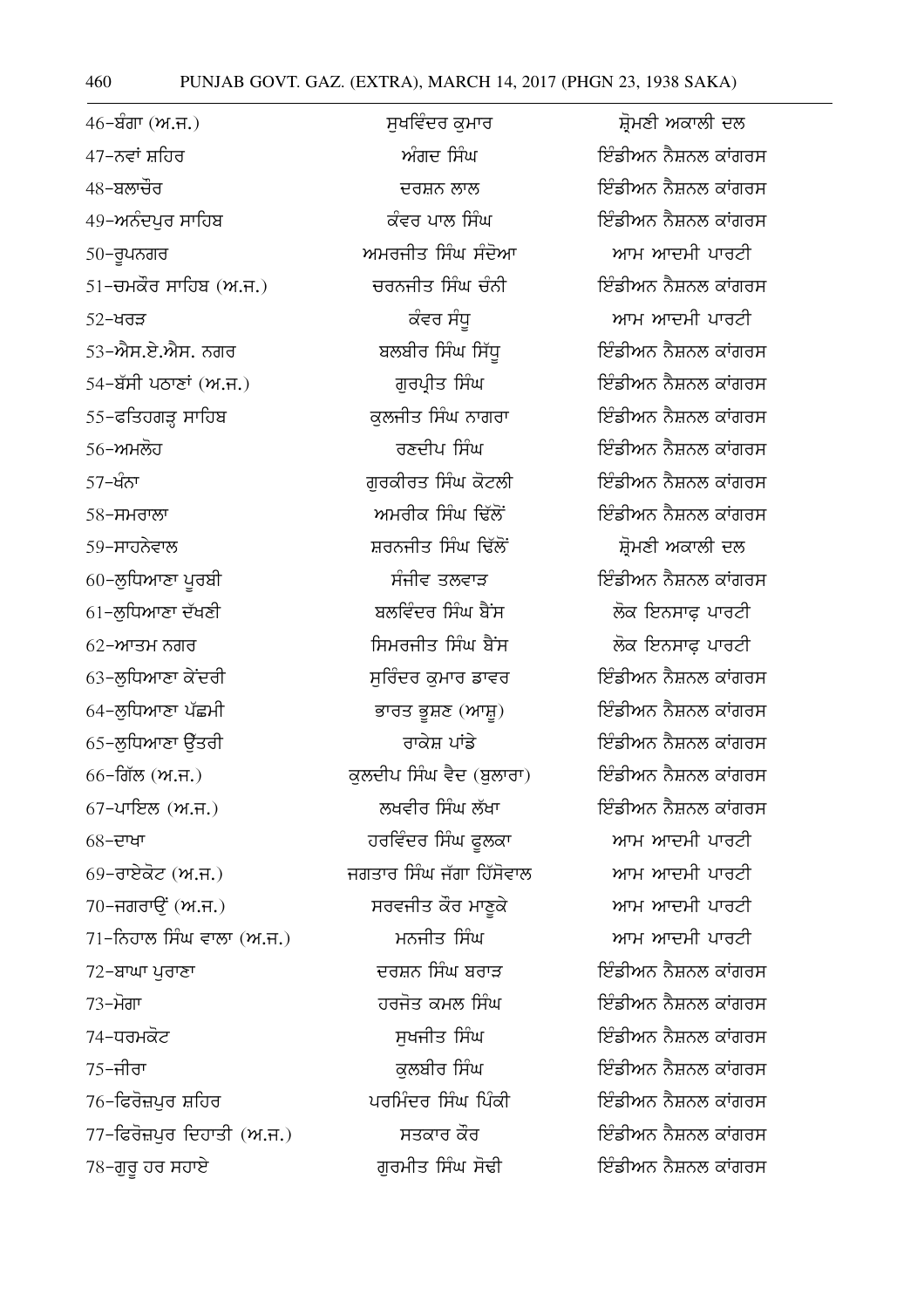| | | |
|---|---|---|
| 46-ਬੰਗਾ (ਅ.ਜ.) | ਸੁਖਵਿੰਦਰ ਕੁਮਾਰ | ਸ਼੍ਰੋਮਣੀ ਅਕਾਲੀ ਦਲ |
| 47-ਨਵਾਂ ਸ਼ਹਿਰ | ਅੰਗਦ ਸਿੰਘ | ਇੰਡੀਅਨ ਨੈਸ਼ਨਲ ਕਾਂਗਰਸ |
| 48-ਬਲਾਚੌਰ | ਦਰਸ਼ਨ ਲਾਲ | ਇੰਡੀਅਨ ਨੈਸ਼ਨਲ ਕਾਂਗਰਸ |
| 49-ਅਨੰਦਪੁਰ ਸਾਹਿਬ | ਕੰਵਰ ਪਾਲ ਸਿੰਘ | ਇੰਡੀਅਨ ਨੈਸ਼ਨਲ ਕਾਂਗਰਸ |
| 50-ਰੂਪਨਗਰ | ਅਮਰਜੀਤ ਸਿੰਘ ਸੰਦੋਆ | ਆਮ ਆਦਮੀ ਪਾਰਟੀ |
| 51-ਚਮਕੌਰ ਸਾਹਿਬ (ਅ.ਜ.) | ਚਰਨਜੀਤ ਸਿੰਘ ਚੰਨੀ | ਇੰਡੀਅਨ ਨੈਸ਼ਨਲ ਕਾਂਗਰਸ |
| 52-ਖਰੜ | ਕੰਵਰ ਸੰਧੂ | ਆਮ ਆਦਮੀ ਪਾਰਟੀ |
| 53-ਐਸ.ਏ.ਐਸ. ਨਗਰ | ਬਲਬੀਰ ਸਿੰਘ ਸਿੱਧੂ | ਇੰਡੀਅਨ ਨੈਸ਼ਨਲ ਕਾਂਗਰਸ |
| 54-ਬੱਸੀ ਪਠਾਣਾਂ (ਅ.ਜ.) | ਗੁਰਪ੍ਰੀਤ ਸਿੰਘ | ਇੰਡੀਅਨ ਨੈਸ਼ਨਲ ਕਾਂਗਰਸ |
| 55-ਫਤਿਹਗੜ੍ਹ ਸਾਹਿਬ | ਕੁਲਜੀਤ ਸਿੰਘ ਨਾਗਰਾ | ਇੰਡੀਅਨ ਨੈਸ਼ਨਲ ਕਾਂਗਰਸ |
| 56-ਅਮਲੋਹ | ਰਣਦੀਪ ਸਿੰਘ | ਇੰਡੀਅਨ ਨੈਸ਼ਨਲ ਕਾਂਗਰਸ |
| 57-ਖੰਨਾ | ਗੁਰਕੀਰਤ ਸਿੰਘ ਕੋਟਲੀ | ਇੰਡੀਅਨ ਨੈਸ਼ਨਲ ਕਾਂਗਰਸ |
| 58-ਸਮਰਾਲਾ | ਅਮਰੀਕ ਸਿੰਘ ਢਿੱਲੋਂ | ਇੰਡੀਅਨ ਨੈਸ਼ਨਲ ਕਾਂਗਰਸ |
| 59-ਸਾਹਨੇਵਾਲ | ਸ਼ਰਨਜੀਤ ਸਿੰਘ ਢਿੱਲੋਂ | ਸ਼੍ਰੋਮਣੀ ਅਕਾਲੀ ਦਲ |
| 60-ਲੁਧਿਆਣਾ ਪੂਰਬੀ | ਸੰਜੀਵ ਤਲਵਾੜ | ਇੰਡੀਅਨ ਨੈਸ਼ਨਲ ਕਾਂਗਰਸ |
| 61-ਲੁਧਿਆਣਾ ਦੱਖਣੀ | ਬਲਵਿੰਦਰ ਸਿੰਘ ਬੈਂਸ | ਲੋਕ ਇਨਸਾਫ਼ ਪਾਰਟੀ |
| 62-ਆਤਮ ਨਗਰ | ਸਿਮਰਜੀਤ ਸਿੰਘ ਬੈਂਸ | ਲੋਕ ਇਨਸਾਫ਼ ਪਾਰਟੀ |
| 63-ਲੁਧਿਆਣਾ ਕੇਂਦਰੀ | ਸੁਰਿੰਦਰ ਕੁਮਾਰ ਡਾਵਰ | ਇੰਡੀਅਨ ਨੈਸ਼ਨਲ ਕਾਂਗਰਸ |
| 64-ਲੁਧਿਆਣਾ ਪੱਛਮੀ | ਭਾਰਤ ਭੂਸ਼ਣ (ਆਸ਼ੂ) | ਇੰਡੀਅਨ ਨੈਸ਼ਨਲ ਕਾਂਗਰਸ |
| 65-ਲੁਧਿਆਣਾ ਉੱਤਰੀ | ਰਾਕੇਸ਼ ਪਾਂਡੇ | ਇੰਡੀਅਨ ਨੈਸ਼ਨਲ ਕਾਂਗਰਸ |
| 66-ਗਿੱਲ (ਅ.ਜ.) | ਕੁਲਦੀਪ ਸਿੰਘ ਵੈਦ (ਬੁਲਾਰਾ) | ਇੰਡੀਅਨ ਨੈਸ਼ਨਲ ਕਾਂਗਰਸ |
| 67-ਪਾਇਲ (ਅ.ਜ.) | ਲਖਵੀਰ ਸਿੰਘ ਲੱਖਾ | ਇੰਡੀਅਨ ਨੈਸ਼ਨਲ ਕਾਂਗਰਸ |
| 68-ਦਾਖਾ | ਹਰਵਿੰਦਰ ਸਿੰਘ ਫੂਲਕਾ | ਆਮ ਆਦਮੀ ਪਾਰਟੀ |
| 69-ਰਾਏਕੋਟ (ਅ.ਜ.) | ਜਗਤਾਰ ਸਿੰਘ ਜੱਗਾ ਹਿੱਸੋਵਾਲ | ਆਮ ਆਦਮੀ ਪਾਰਟੀ |
| 70-ਜਗਰਾਉਂ (ਅ.ਜ.) | ਸਰਵਜੀਤ ਕੌਰ ਮਾਣੂਕੇ | ਆਮ ਆਦਮੀ ਪਾਰਟੀ |
| 71-ਨਿਹਾਲ ਸਿੰਘ ਵਾਲਾ (ਅ.ਜ.) | ਮਨਜੀਤ ਸਿੰਘ | ਆਮ ਆਦਮੀ ਪਾਰਟੀ |
| 72-ਬਾਘਾ ਪੁਰਾਣਾ | ਦਰਸ਼ਨ ਸਿੰਘ ਬਰਾੜ | ਇੰਡੀਅਨ ਨੈਸ਼ਨਲ ਕਾਂਗਰਸ |
| 73-ਮੋਗਾ | ਹਰਜੋਤ ਕਮਲ ਸਿੰਘ | ਇੰਡੀਅਨ ਨੈਸ਼ਨਲ ਕਾਂਗਰਸ |
| 74-ਧਰਮਕੋਟ | ਸੁਖਜੀਤ ਸਿੰਘ | ਇੰਡੀਅਨ ਨੈਸ਼ਨਲ ਕਾਂਗਰਸ |
| 75-ਜੀਰਾ | ਕੁਲਬੀਰ ਸਿੰਘ | ਇੰਡੀਅਨ ਨੈਸ਼ਨਲ ਕਾਂਗਰਸ |
| 76-ਫਿਰੋਜ਼ਪੁਰ ਸ਼ਹਿਰ | ਪਰਮਿੰਦਰ ਸਿੰਘ ਪਿੰਕੀ | ਇੰਡੀਅਨ ਨੈਸ਼ਨਲ ਕਾਂਗਰਸ |
| 77-ਫਿਰੋਜ਼ਪੁਰ ਦਿਹਾਤੀ (ਅ.ਜ.) | ਸਤਕਾਰ ਕੌਰ | ਇੰਡੀਅਨ ਨੈਸ਼ਨਲ ਕਾਂਗਰਸ |
| 78-ਗੁਰੂ ਹਰ ਸਹਾਏ | ਗੁਰਮੀਤ ਸਿੰਘ ਸੋਢੀ | ਇੰਡੀਅਨ ਨੈਸ਼ਨਲ ਕਾਂਗਰਸ |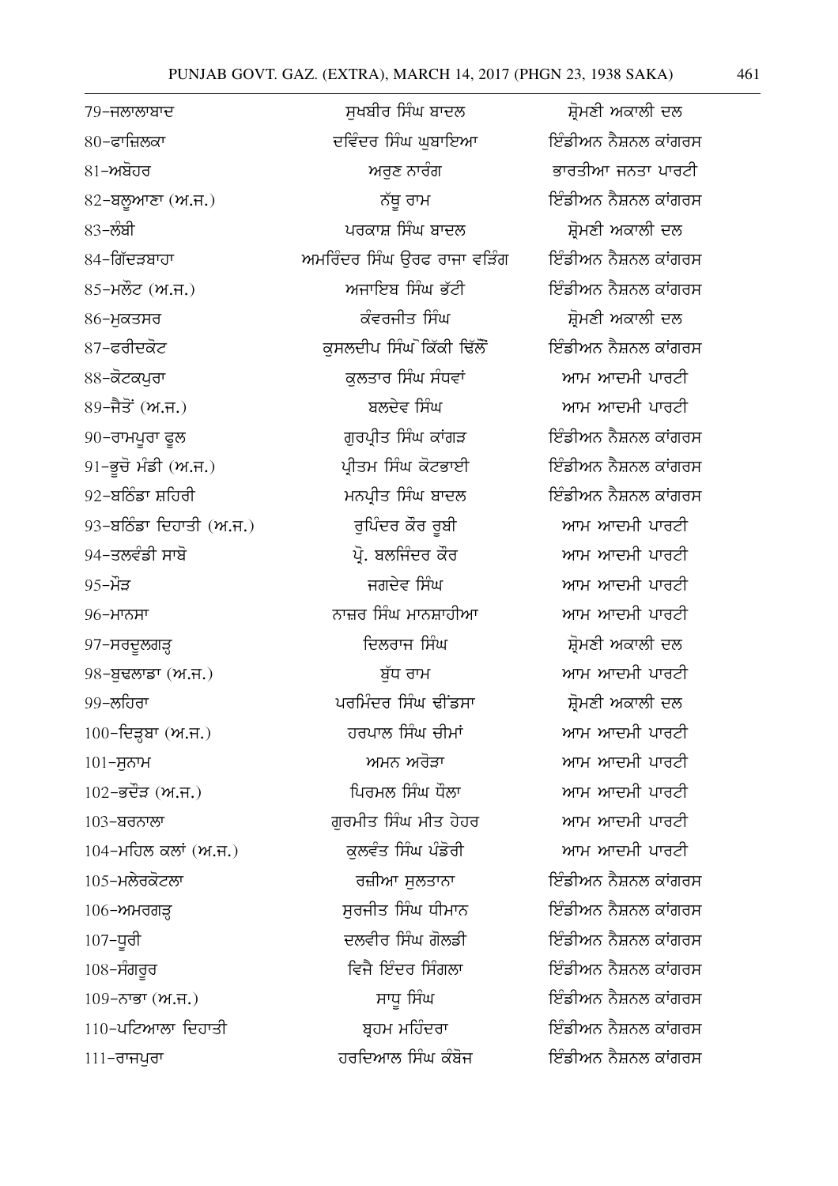| | | |
|---|---|---|
| 79-ਜਲਾਲਾਬਾਦ | ਸੁਖਬੀਰ ਸਿੰਘ ਬਾਦਲ | ਸ਼੍ਰੋਮਣੀ ਅਕਾਲੀ ਦਲ |
| 80-ਫਾਜ਼ਿਲਕਾ | ਦਵਿੰਦਰ ਸਿੰਘ ਘੁਬਾਇਆ | ਇੰਡੀਅਨ ਨੈਸ਼ਨਲ ਕਾਂਗਰਸ |
| 81-ਅਬੋਹਰ | ਅਰੁਣ ਨਾਰੰਗ | ਭਾਰਤੀਆ ਜਨਤਾ ਪਾਰਟੀ |
| 82-ਬਲੂਆਣਾ (ਅ.ਜ.) | ਨੱਥੂ ਰਾਮ | ਇੰਡੀਅਨ ਨੈਸ਼ਨਲ ਕਾਂਗਰਸ |
| 83-ਲੰਬੀ | ਪਰਕਾਸ਼ ਸਿੰਘ ਬਾਦਲ | ਸ਼੍ਰੋਮਣੀ ਅਕਾਲੀ ਦਲ |
| 84-ਗਿੱਦੜਬਾਹਾ | ਅਮਰਿੰਦਰ ਸਿੰਘ ਉਰਫ ਰਾਜਾ ਵੜਿੰਗ | ਇੰਡੀਅਨ ਨੈਸ਼ਨਲ ਕਾਂਗਰਸ |
| 85-ਮਲੋਟ (ਅ.ਜ.) | ਅਜਾਇਬ ਸਿੰਘ ਭੱਟੀ | ਇੰਡੀਅਨ ਨੈਸ਼ਨਲ ਕਾਂਗਰਸ |
| 86-ਮੁਕਤਸਰ | ਕੰਵਰਜੀਤ ਸਿੰਘ | ਸ਼੍ਰੋਮਣੀ ਅਕਾਲੀ ਦਲ |
| 87-ਫਰੀਦਕੋਟ | ਕੁਸਲਦੀਪ ਸਿੰਘ ਕਿੱਕੀ ਢਿੱਲੋਂ | ਇੰਡੀਅਨ ਨੈਸ਼ਨਲ ਕਾਂਗਰਸ |
| 88-ਕੋਟਕਪੂਰਾ | ਕੁਲਤਾਰ ਸਿੰਘ ਸੰਧਵਾਂ | ਆਮ ਆਦਮੀ ਪਾਰਟੀ |
| 89-ਜੈਤੋਂ (ਅ.ਜ.) | ਬਲਦੇਵ ਸਿੰਘ | ਆਮ ਆਦਮੀ ਪਾਰਟੀ |
| 90-ਰਾਮਪੂਰਾ ਫੂਲ | ਗੁਰਪ੍ਰੀਤ ਸਿੰਘ ਕਾਂਗੜ | ਇੰਡੀਅਨ ਨੈਸ਼ਨਲ ਕਾਂਗਰਸ |
| 91-ਭੁਚੋ ਮੰਡੀ (ਅ.ਜ.) | ਪ੍ਰੀਤਮ ਸਿੰਘ ਕੋਟਭਾਈ | ਇੰਡੀਅਨ ਨੈਸ਼ਨਲ ਕਾਂਗਰਸ |
| 92-ਬਠਿੰਡਾ ਸ਼ਹਿਰੀ | ਮਨਪ੍ਰੀਤ ਸਿੰਘ ਬਾਦਲ | ਇੰਡੀਅਨ ਨੈਸ਼ਨਲ ਕਾਂਗਰਸ |
| 93-ਬਠਿੰਡਾ ਦਿਹਾਤੀ (ਅ.ਜ.) | ਰੁਪਿੰਦਰ ਕੌਰ ਰੂਬੀ | ਆਮ ਆਦਮੀ ਪਾਰਟੀ |
| 94-ਤਲਵੰਡੀ ਸਾਬੋ | ਪ੍ਰੋ. ਬਲਜਿੰਦਰ ਕੌਰ | ਆਮ ਆਦਮੀ ਪਾਰਟੀ |
| 95-ਮੌੜ | ਜਗਦੇਵ ਸਿੰਘ | ਆਮ ਆਦਮੀ ਪਾਰਟੀ |
| 96-ਮਾਨਸਾ | ਨਾਜ਼ਰ ਸਿੰਘ ਮਾਨਸ਼ਾਹੀਆ | ਆਮ ਆਦਮੀ ਪਾਰਟੀ |
| 97-ਸਰਦੂਲਗੜ੍ਹ | ਦਿਲਰਾਜ ਸਿੰਘ | ਸ਼੍ਰੋਮਣੀ ਅਕਾਲੀ ਦਲ |
| 98-ਬੁਢਲਾਡਾ (ਅ.ਜ.) | ਬੁੱਧ ਰਾਮ | ਆਮ ਆਦਮੀ ਪਾਰਟੀ |
| 99-ਲਹਿਰਾ | ਪਰਮਿੰਦਰ ਸਿੰਘ ਢੀਂਡਸਾ | ਸ਼੍ਰੋਮਣੀ ਅਕਾਲੀ ਦਲ |
| 100-ਦਿੜ੍ਹਬਾ (ਅ.ਜ.) | ਹਰਪਾਲ ਸਿੰਘ ਚੀਮਾਂ | ਆਮ ਆਦਮੀ ਪਾਰਟੀ |
| 101-ਸੁਨਾਮ | ਅਮਨ ਅਰੋੜਾ | ਆਮ ਆਦਮੀ ਪਾਰਟੀ |
| 102-ਭਦੌੜ (ਅ.ਜ.) | ਪਿਰਮਲ ਸਿੰਘ ਧੌਲਾ | ਆਮ ਆਦਮੀ ਪਾਰਟੀ |
| 103-ਬਰਨਾਲਾ | ਗੁਰਮੀਤ ਸਿੰਘ ਮੀਤ ਹੇਹਰ | ਆਮ ਆਦਮੀ ਪਾਰਟੀ |
| 104-ਮਹਿਲ ਕਲਾਂ (ਅ.ਜ.) | ਕੁਲਵੰਤ ਸਿੰਘ ਪੰਡੋਰੀ | ਆਮ ਆਦਮੀ ਪਾਰਟੀ |
| 105-ਮਲੇਰਕੋਟਲਾ | ਰਜ਼ੀਆ ਸੁਲਤਾਨਾ | ਇੰਡੀਅਨ ਨੈਸ਼ਨਲ ਕਾਂਗਰਸ |
| 106-ਅਮਰਗੜ੍ਹ | ਸੁਰਜੀਤ ਸਿੰਘ ਧੀਮਾਨ | ਇੰਡੀਅਨ ਨੈਸ਼ਨਲ ਕਾਂਗਰਸ |
| 107-ਧੂਰੀ | ਦਲਵੀਰ ਸਿੰਘ ਗੋਲਡੀ | ਇੰਡੀਅਨ ਨੈਸ਼ਨਲ ਕਾਂਗਰਸ |
| 108-ਸੰਗਰੂਰ | ਵਿਜੈ ਇੰਦਰ ਸਿੰਗਲਾ | ਇੰਡੀਅਨ ਨੈਸ਼ਨਲ ਕਾਂਗਰਸ |
| 109-ਨਾਭਾ (ਅ.ਜ.) | ਸਾਧੂ ਸਿੰਘ | ਇੰਡੀਅਨ ਨੈਸ਼ਨਲ ਕਾਂਗਰਸ |
| 110-ਪਟਿਆਲਾ ਦਿਹਾਤੀ | ਬ੍ਰਹਮ ਮਹਿੰਦਰਾ | ਇੰਡੀਅਨ ਨੈਸ਼ਨਲ ਕਾਂਗਰਸ |
| 111-ਰਾਜਪੁਰਾ | ਹਰਦਿਆਲ ਸਿੰਘ ਕੰਬੋਜ | ਇੰਡੀਅਨ ਨੈਸ਼ਨਲ ਕਾਂਗਰਸ |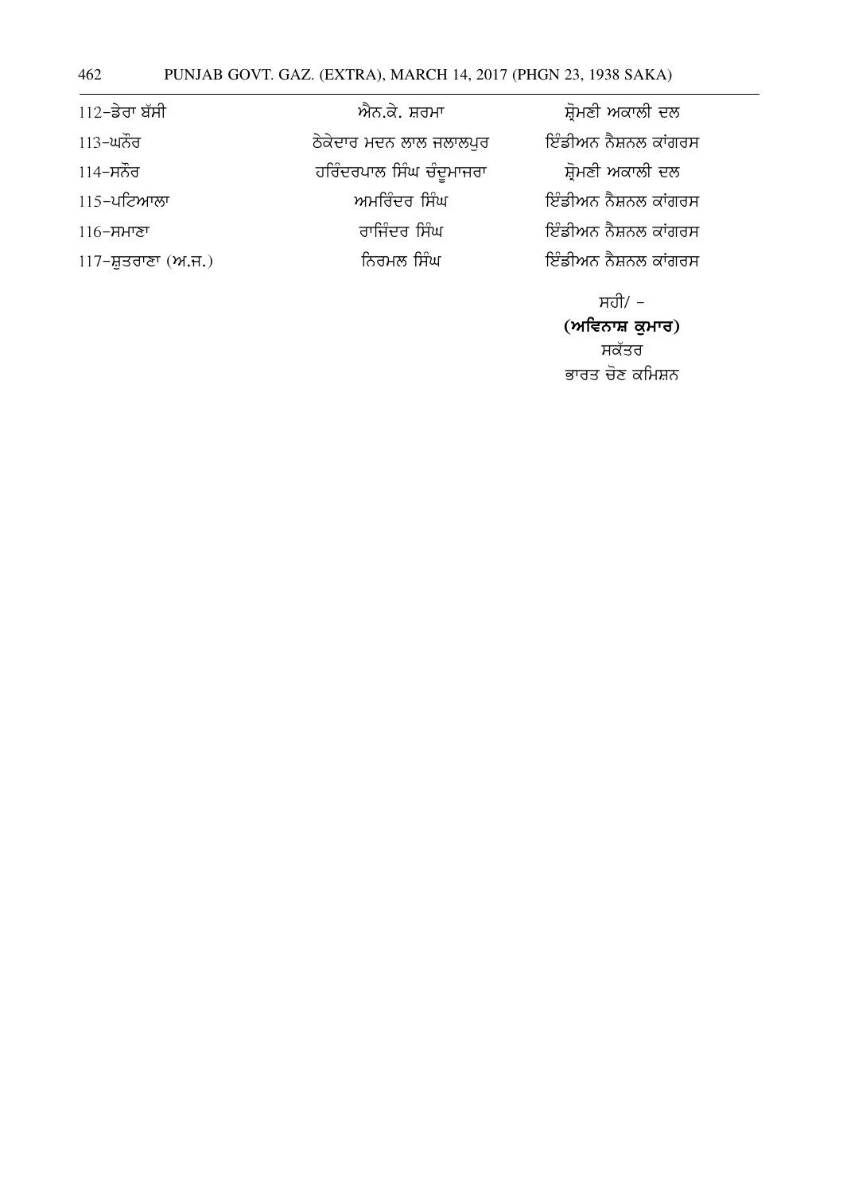| | | |
|---|---|---|
| 112-ਡੇਰਾ ਬੱਸੀ | ਐਨ.ਕੇ. ਸ਼ਰਮਾ | ਸ਼੍ਰੋਮਣੀ ਅਕਾਲੀ ਦਲ |
| 113-ਘਨੌਰ | ਠੇਕੇਦਾਰ ਮਦਨ ਲਾਲ ਜਲਾਲਪੁਰ | ਇੰਡੀਅਨ ਨੈਸ਼ਨਲ ਕਾਂਗਰਸ |
| 114-ਸਨੌਰ | ਹਰਿੰਦਰਪਾਲ ਸਿੰਘ ਚੰਦੂਮਾਜਰਾ | ਸ਼੍ਰੋਮਣੀ ਅਕਾਲੀ ਦਲ |
| 115-ਪਟਿਆਲਾ | ਅਮਰਿੰਦਰ ਸਿੰਘ | ਇੰਡੀਅਨ ਨੈਸ਼ਨਲ ਕਾਂਗਰਸ |
| 116-ਸਮਾਣਾ | ਰਾਜਿੰਦਰ ਸਿੰਘ | ਇੰਡੀਅਨ ਨੈਸ਼ਨਲ ਕਾਂਗਰਸ |
| 117-ਸ਼ੁਤਰਾਣਾ (ਅ.ਜ.) | ਨਿਰਮਲ ਸਿੰਘ | ਇੰਡੀਅਨ ਨੈਸ਼ਨਲ ਕਾਂਗਰਸ |

ਸਹੀ/ -

**(ਅਵਿਨਾਸ਼ ਕੁਮਾਰ)**

ਸਕੱਤਰ

ਭਾਰਤ ਚੋਣ ਕਮਿਸ਼ਨ